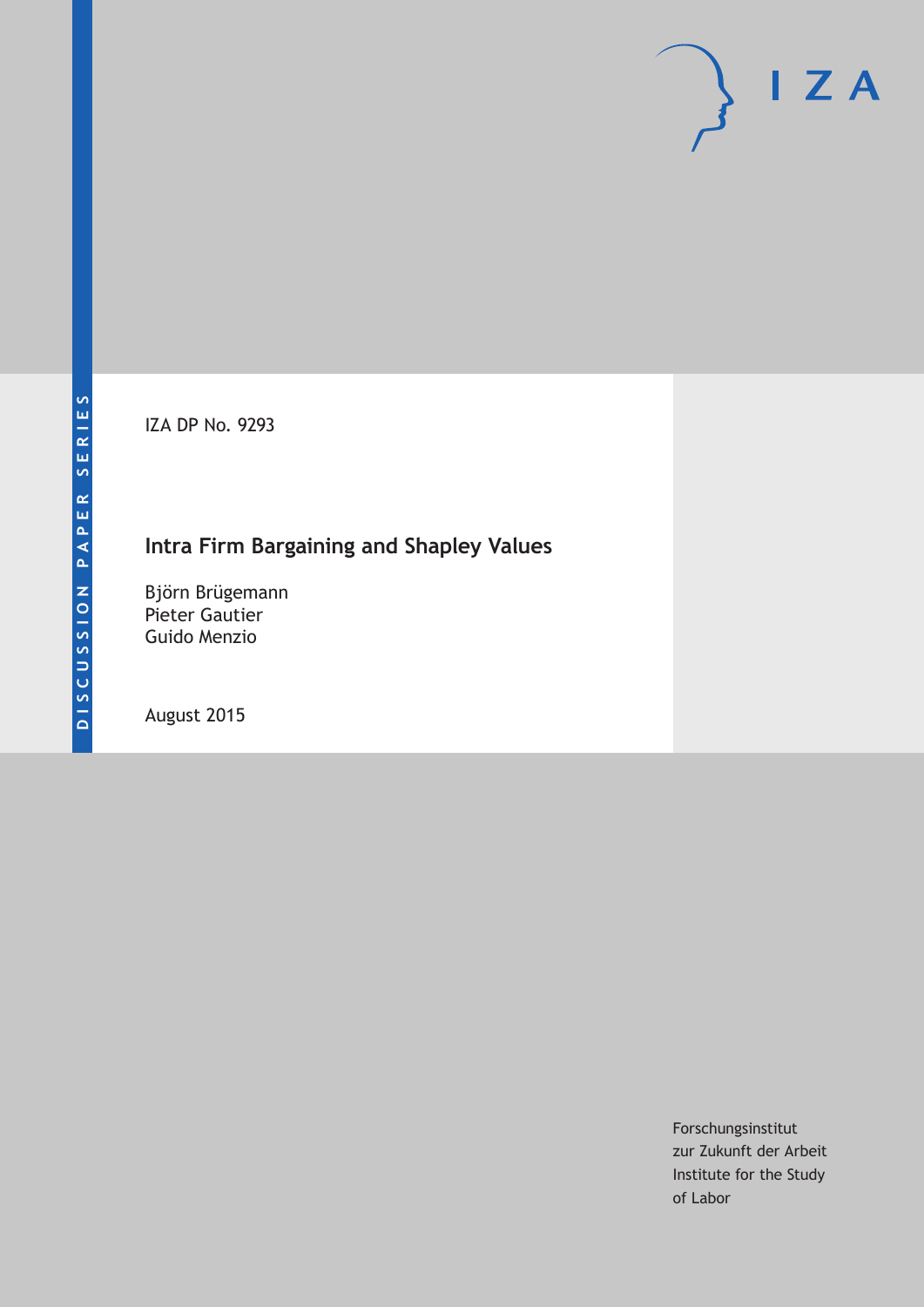DISCUSSION PAPER SERIES

I Z A

IZA DP No. 9293

# Intra Firm Bargaining and Shapley Values

Björn Brügemann
Pieter Gautier
Guido Menzio

August 2015

Forschungsinstitut
zur Zukunft der Arbeit
Institute for the Study
of Labor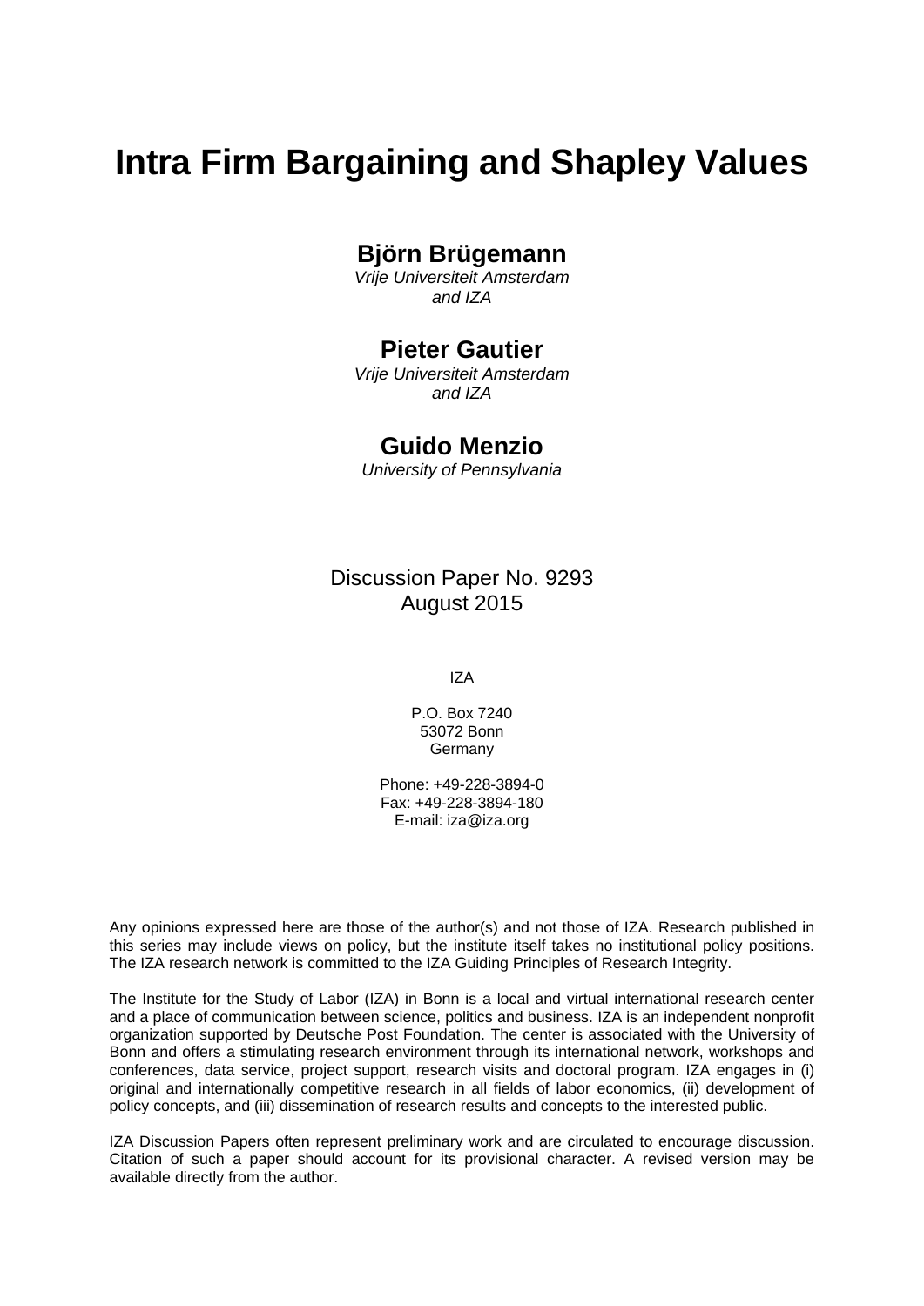# Intra Firm Bargaining and Shapley Values

**Björn Brügemann**
*Vrije Universiteit Amsterdam and IZA*

**Pieter Gautier**
*Vrije Universiteit Amsterdam and IZA*

**Guido Menzio**
*University of Pennsylvania*

Discussion Paper No. 9293
August 2015

IZA

P.O. Box 7240
53072 Bonn
Germany

Phone: +49-228-3894-0
Fax: +49-228-3894-180
E-mail: iza@iza.org

Any opinions expressed here are those of the author(s) and not those of IZA. Research published in this series may include views on policy, but the institute itself takes no institutional policy positions. The IZA research network is committed to the IZA Guiding Principles of Research Integrity.

The Institute for the Study of Labor (IZA) in Bonn is a local and virtual international research center and a place of communication between science, politics and business. IZA is an independent nonprofit organization supported by Deutsche Post Foundation. The center is associated with the University of Bonn and offers a stimulating research environment through its international network, workshops and conferences, data service, project support, research visits and doctoral program. IZA engages in (i) original and internationally competitive research in all fields of labor economics, (ii) development of policy concepts, and (iii) dissemination of research results and concepts to the interested public.

IZA Discussion Papers often represent preliminary work and are circulated to encourage discussion. Citation of such a paper should account for its provisional character. A revised version may be available directly from the author.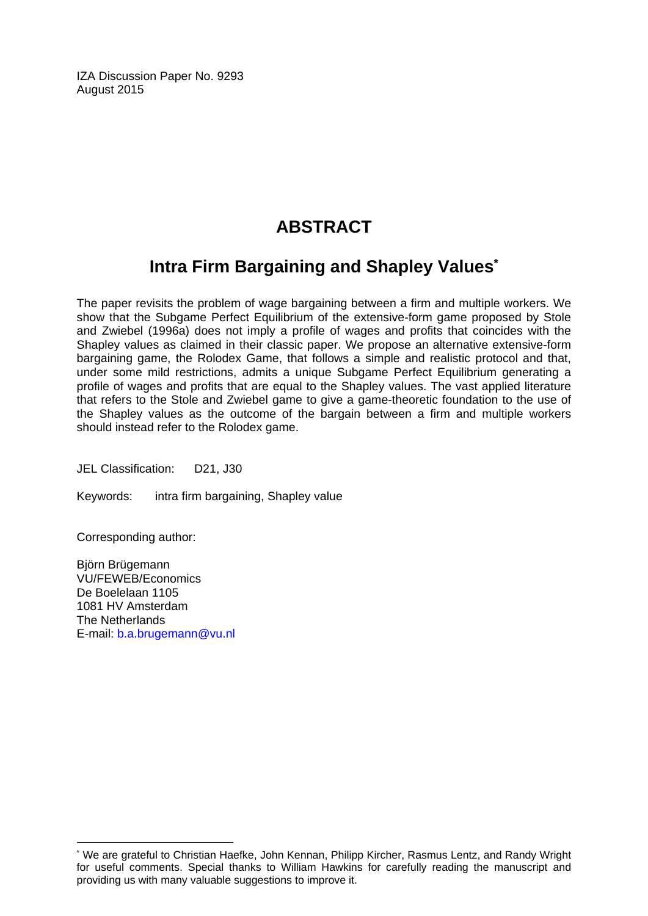IZA Discussion Paper No. 9293
August 2015

# ABSTRACT

## Intra Firm Bargaining and Shapley Values*

The paper revisits the problem of wage bargaining between a firm and multiple workers. We show that the Subgame Perfect Equilibrium of the extensive-form game proposed by Stole and Zwiebel (1996a) does not imply a profile of wages and profits that coincides with the Shapley values as claimed in their classic paper. We propose an alternative extensive-form bargaining game, the Rolodex Game, that follows a simple and realistic protocol and that, under some mild restrictions, admits a unique Subgame Perfect Equilibrium generating a profile of wages and profits that are equal to the Shapley values. The vast applied literature that refers to the Stole and Zwiebel game to give a game-theoretic foundation to the use of the Shapley values as the outcome of the bargain between a firm and multiple workers should instead refer to the Rolodex game.

JEL Classification: D21, J30

Keywords: intra firm bargaining, Shapley value

Corresponding author:

Björn Brügemann
VU/FEWEB/Economics
De Boelelaan 1105
1081 HV Amsterdam
The Netherlands
E-mail: b.a.brugemann@vu.nl

---

* We are grateful to Christian Haefke, John Kennan, Philipp Kircher, Rasmus Lentz, and Randy Wright for useful comments. Special thanks to William Hawkins for carefully reading the manuscript and providing us with many valuable suggestions to improve it.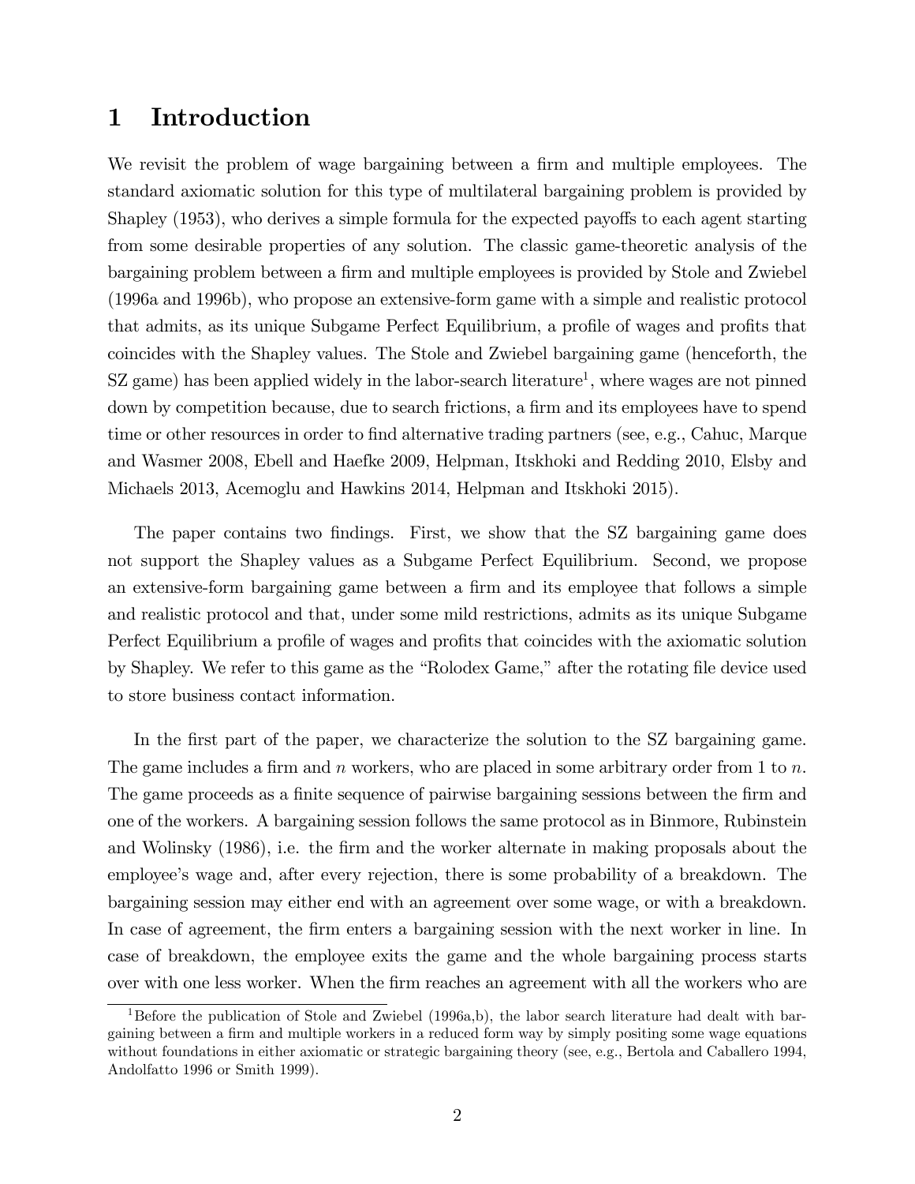# 1 Introduction

We revisit the problem of wage bargaining between a firm and multiple employees. The standard axiomatic solution for this type of multilateral bargaining problem is provided by Shapley (1953), who derives a simple formula for the expected payoffs to each agent starting from some desirable properties of any solution. The classic game-theoretic analysis of the bargaining problem between a firm and multiple employees is provided by Stole and Zwiebel (1996a and 1996b), who propose an extensive-form game with a simple and realistic protocol that admits, as its unique Subgame Perfect Equilibrium, a profile of wages and profits that coincides with the Shapley values. The Stole and Zwiebel bargaining game (henceforth, the SZ game) has been applied widely in the labor-search literature[1], where wages are not pinned down by competition because, due to search frictions, a firm and its employees have to spend time or other resources in order to find alternative trading partners (see, e.g., Cahuc, Marque and Wasmer 2008, Ebell and Haefke 2009, Helpman, Itskhoki and Redding 2010, Elsby and Michaels 2013, Acemoglu and Hawkins 2014, Helpman and Itskhoki 2015).

The paper contains two findings. First, we show that the SZ bargaining game does not support the Shapley values as a Subgame Perfect Equilibrium. Second, we propose an extensive-form bargaining game between a firm and its employee that follows a simple and realistic protocol and that, under some mild restrictions, admits as its unique Subgame Perfect Equilibrium a profile of wages and profits that coincides with the axiomatic solution by Shapley. We refer to this game as the "Rolodex Game," after the rotating file device used to store business contact information.

In the first part of the paper, we characterize the solution to the SZ bargaining game. The game includes a firm and $n$ workers, who are placed in some arbitrary order from 1 to $n$. The game proceeds as a finite sequence of pairwise bargaining sessions between the firm and one of the workers. A bargaining session follows the same protocol as in Binmore, Rubinstein and Wolinsky (1986), i.e. the firm and the worker alternate in making proposals about the employee's wage and, after every rejection, there is some probability of a breakdown. The bargaining session may either end with an agreement over some wage, or with a breakdown. In case of agreement, the firm enters a bargaining session with the next worker in line. In case of breakdown, the employee exits the game and the whole bargaining process starts over with one less worker. When the firm reaches an agreement with all the workers who are

[1] Before the publication of Stole and Zwiebel (1996a,b), the labor search literature had dealt with bargaining between a firm and multiple workers in a reduced form way by simply positing some wage equations without foundations in either axiomatic or strategic bargaining theory (see, e.g., Bertola and Caballero 1994, Andolfatto 1996 or Smith 1999).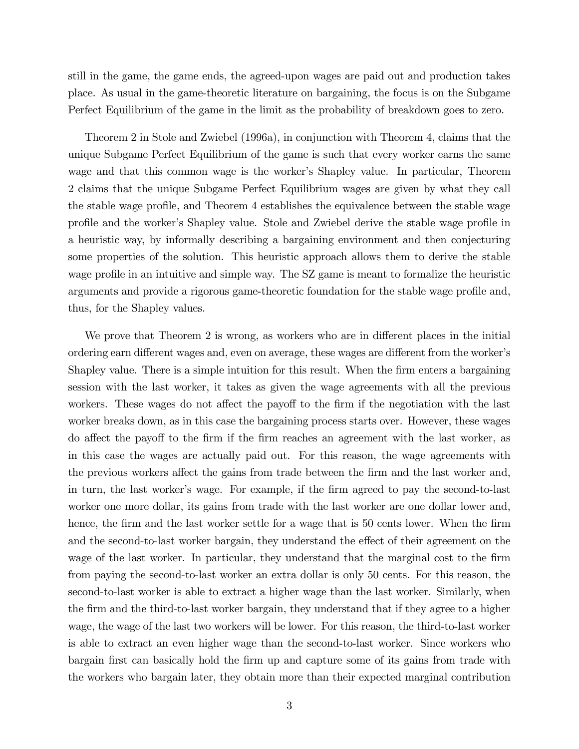still in the game, the game ends, the agreed-upon wages are paid out and production takes place. As usual in the game-theoretic literature on bargaining, the focus is on the Subgame Perfect Equilibrium of the game in the limit as the probability of breakdown goes to zero.

Theorem 2 in Stole and Zwiebel (1996a), in conjunction with Theorem 4, claims that the unique Subgame Perfect Equilibrium of the game is such that every worker earns the same wage and that this common wage is the worker's Shapley value. In particular, Theorem 2 claims that the unique Subgame Perfect Equilibrium wages are given by what they call the stable wage profile, and Theorem 4 establishes the equivalence between the stable wage profile and the worker's Shapley value. Stole and Zwiebel derive the stable wage profile in a heuristic way, by informally describing a bargaining environment and then conjecturing some properties of the solution. This heuristic approach allows them to derive the stable wage profile in an intuitive and simple way. The SZ game is meant to formalize the heuristic arguments and provide a rigorous game-theoretic foundation for the stable wage profile and, thus, for the Shapley values.

We prove that Theorem 2 is wrong, as workers who are in different places in the initial ordering earn different wages and, even on average, these wages are different from the worker's Shapley value. There is a simple intuition for this result. When the firm enters a bargaining session with the last worker, it takes as given the wage agreements with all the previous workers. These wages do not affect the payoff to the firm if the negotiation with the last worker breaks down, as in this case the bargaining process starts over. However, these wages do affect the payoff to the firm if the firm reaches an agreement with the last worker, as in this case the wages are actually paid out. For this reason, the wage agreements with the previous workers affect the gains from trade between the firm and the last worker and, in turn, the last worker's wage. For example, if the firm agreed to pay the second-to-last worker one more dollar, its gains from trade with the last worker are one dollar lower and, hence, the firm and the last worker settle for a wage that is 50 cents lower. When the firm and the second-to-last worker bargain, they understand the effect of their agreement on the wage of the last worker. In particular, they understand that the marginal cost to the firm from paying the second-to-last worker an extra dollar is only 50 cents. For this reason, the second-to-last worker is able to extract a higher wage than the last worker. Similarly, when the firm and the third-to-last worker bargain, they understand that if they agree to a higher wage, the wage of the last two workers will be lower. For this reason, the third-to-last worker is able to extract an even higher wage than the second-to-last worker. Since workers who bargain first can basically hold the firm up and capture some of its gains from trade with the workers who bargain later, they obtain more than their expected marginal contribution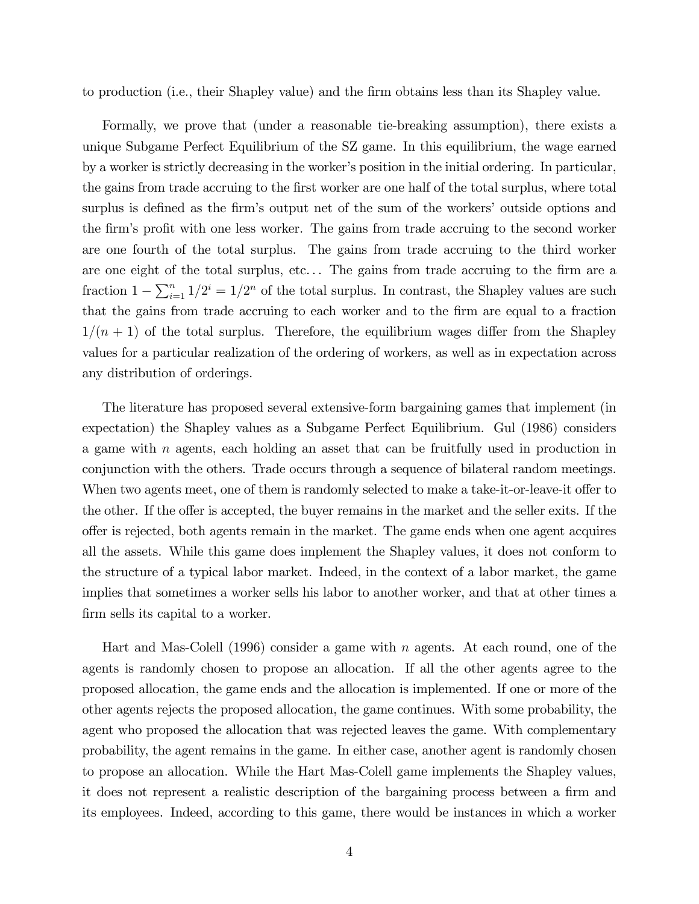to production (i.e., their Shapley value) and the firm obtains less than its Shapley value.

Formally, we prove that (under a reasonable tie-breaking assumption), there exists a unique Subgame Perfect Equilibrium of the SZ game. In this equilibrium, the wage earned by a worker is strictly decreasing in the worker's position in the initial ordering. In particular, the gains from trade accruing to the first worker are one half of the total surplus, where total surplus is defined as the firm's output net of the sum of the workers' outside options and the firm's profit with one less worker. The gains from trade accruing to the second worker are one fourth of the total surplus. The gains from trade accruing to the third worker are one eight of the total surplus, etc... The gains from trade accruing to the firm are a fraction $1 - \sum_{i=1}^{n} 1/2^i = 1/2^n$ of the total surplus. In contrast, the Shapley values are such that the gains from trade accruing to each worker and to the firm are equal to a fraction $1/(n+1)$ of the total surplus. Therefore, the equilibrium wages differ from the Shapley values for a particular realization of the ordering of workers, as well as in expectation across any distribution of orderings.

The literature has proposed several extensive-form bargaining games that implement (in expectation) the Shapley values as a Subgame Perfect Equilibrium. Gul (1986) considers a game with $n$ agents, each holding an asset that can be fruitfully used in production in conjunction with the others. Trade occurs through a sequence of bilateral random meetings. When two agents meet, one of them is randomly selected to make a take-it-or-leave-it offer to the other. If the offer is accepted, the buyer remains in the market and the seller exits. If the offer is rejected, both agents remain in the market. The game ends when one agent acquires all the assets. While this game does implement the Shapley values, it does not conform to the structure of a typical labor market. Indeed, in the context of a labor market, the game implies that sometimes a worker sells his labor to another worker, and that at other times a firm sells its capital to a worker.

Hart and Mas-Colell (1996) consider a game with $n$ agents. At each round, one of the agents is randomly chosen to propose an allocation. If all the other agents agree to the proposed allocation, the game ends and the allocation is implemented. If one or more of the other agents rejects the proposed allocation, the game continues. With some probability, the agent who proposed the allocation that was rejected leaves the game. With complementary probability, the agent remains in the game. In either case, another agent is randomly chosen to propose an allocation. While the Hart Mas-Colell game implements the Shapley values, it does not represent a realistic description of the bargaining process between a firm and its employees. Indeed, according to this game, there would be instances in which a worker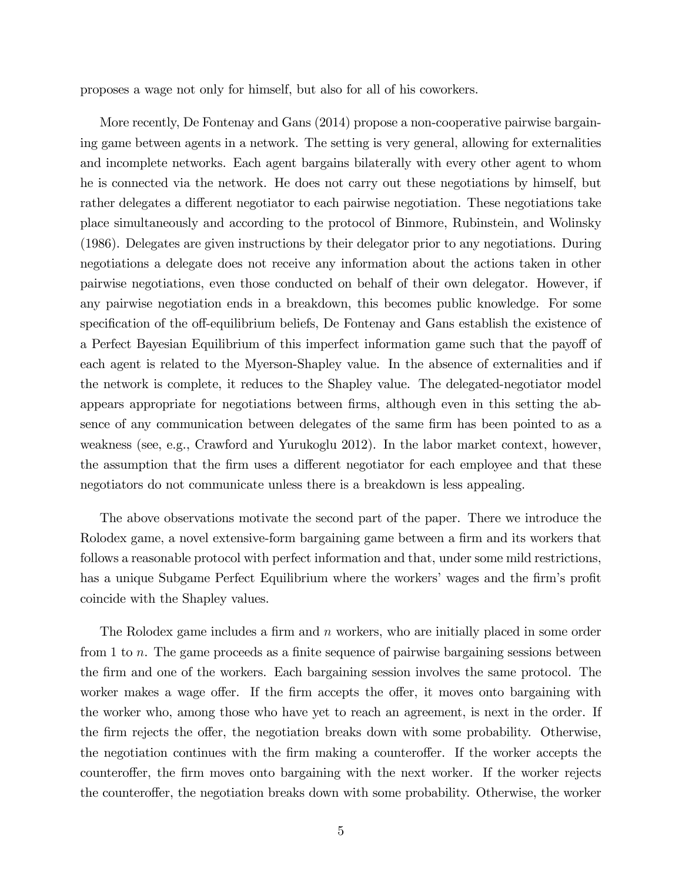proposes a wage not only for himself, but also for all of his coworkers.

More recently, De Fontenay and Gans (2014) propose a non-cooperative pairwise bargaining game between agents in a network. The setting is very general, allowing for externalities and incomplete networks. Each agent bargains bilaterally with every other agent to whom he is connected via the network. He does not carry out these negotiations by himself, but rather delegates a different negotiator to each pairwise negotiation. These negotiations take place simultaneously and according to the protocol of Binmore, Rubinstein, and Wolinsky (1986). Delegates are given instructions by their delegator prior to any negotiations. During negotiations a delegate does not receive any information about the actions taken in other pairwise negotiations, even those conducted on behalf of their own delegator. However, if any pairwise negotiation ends in a breakdown, this becomes public knowledge. For some specification of the off-equilibrium beliefs, De Fontenay and Gans establish the existence of a Perfect Bayesian Equilibrium of this imperfect information game such that the payoff of each agent is related to the Myerson-Shapley value. In the absence of externalities and if the network is complete, it reduces to the Shapley value. The delegated-negotiator model appears appropriate for negotiations between firms, although even in this setting the absence of any communication between delegates of the same firm has been pointed to as a weakness (see, e.g., Crawford and Yurukoglu 2012). In the labor market context, however, the assumption that the firm uses a different negotiator for each employee and that these negotiators do not communicate unless there is a breakdown is less appealing.

The above observations motivate the second part of the paper. There we introduce the Rolodex game, a novel extensive-form bargaining game between a firm and its workers that follows a reasonable protocol with perfect information and that, under some mild restrictions, has a unique Subgame Perfect Equilibrium where the workers' wages and the firm's profit coincide with the Shapley values.

The Rolodex game includes a firm and $n$ workers, who are initially placed in some order from 1 to $n$. The game proceeds as a finite sequence of pairwise bargaining sessions between the firm and one of the workers. Each bargaining session involves the same protocol. The worker makes a wage offer. If the firm accepts the offer, it moves onto bargaining with the worker who, among those who have yet to reach an agreement, is next in the order. If the firm rejects the offer, the negotiation breaks down with some probability. Otherwise, the negotiation continues with the firm making a counteroffer. If the worker accepts the counteroffer, the firm moves onto bargaining with the next worker. If the worker rejects the counteroffer, the negotiation breaks down with some probability. Otherwise, the worker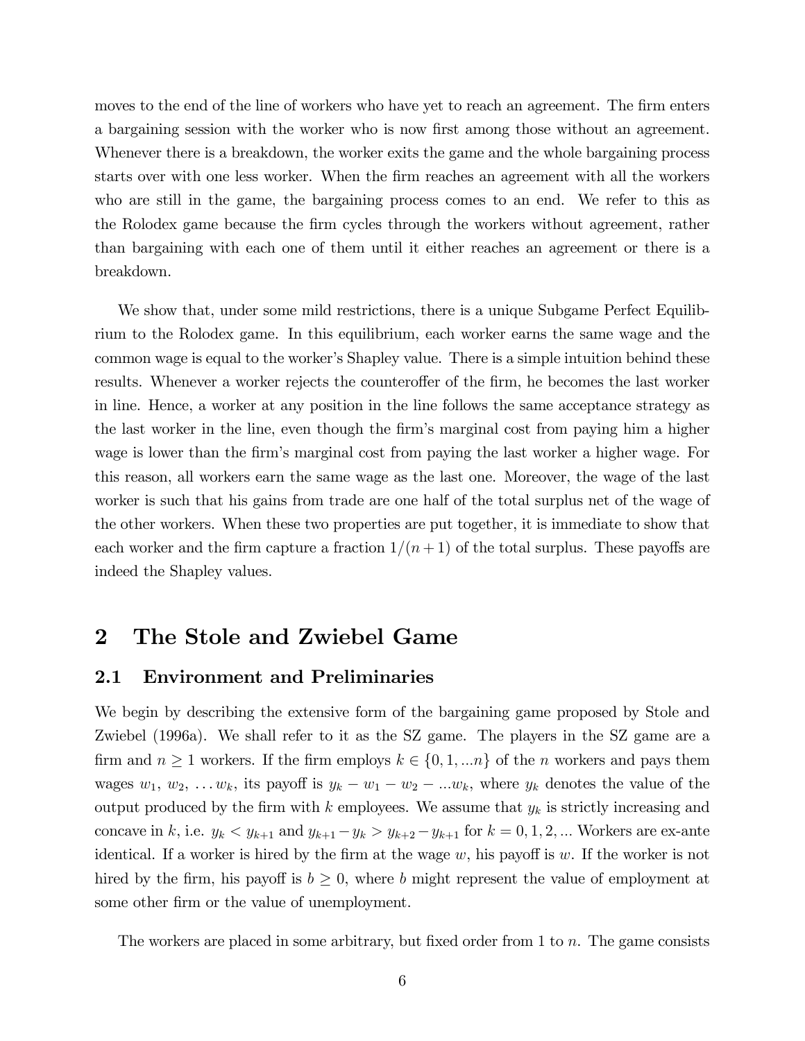moves to the end of the line of workers who have yet to reach an agreement. The firm enters a bargaining session with the worker who is now first among those without an agreement. Whenever there is a breakdown, the worker exits the game and the whole bargaining process starts over with one less worker. When the firm reaches an agreement with all the workers who are still in the game, the bargaining process comes to an end. We refer to this as the Rolodex game because the firm cycles through the workers without agreement, rather than bargaining with each one of them until it either reaches an agreement or there is a breakdown.

We show that, under some mild restrictions, there is a unique Subgame Perfect Equilibrium to the Rolodex game. In this equilibrium, each worker earns the same wage and the common wage is equal to the worker's Shapley value. There is a simple intuition behind these results. Whenever a worker rejects the counteroffer of the firm, he becomes the last worker in line. Hence, a worker at any position in the line follows the same acceptance strategy as the last worker in the line, even though the firm's marginal cost from paying him a higher wage is lower than the firm's marginal cost from paying the last worker a higher wage. For this reason, all workers earn the same wage as the last one. Moreover, the wage of the last worker is such that his gains from trade are one half of the total surplus net of the wage of the other workers. When these two properties are put together, it is immediate to show that each worker and the firm capture a fraction $1/(n+1)$ of the total surplus. These payoffs are indeed the Shapley values.

# 2 The Stole and Zwiebel Game

## 2.1 Environment and Preliminaries

We begin by describing the extensive form of the bargaining game proposed by Stole and Zwiebel (1996a). We shall refer to it as the SZ game. The players in the SZ game are a firm and $n \geq 1$ workers. If the firm employs $k \in \{0, 1, ...n\}$ of the $n$ workers and pays them wages $w_1, w_2, \ldots w_k$, its payoff is $y_k - w_1 - w_2 - ...w_k$, where $y_k$ denotes the value of the output produced by the firm with $k$ employees. We assume that $y_k$ is strictly increasing and concave in $k$, i.e. $y_k < y_{k+1}$ and $y_{k+1} - y_k > y_{k+2} - y_{k+1}$ for $k = 0, 1, 2, ...$ Workers are ex-ante identical. If a worker is hired by the firm at the wage $w$, his payoff is $w$. If the worker is not hired by the firm, his payoff is $b \geq 0$, where $b$ might represent the value of employment at some other firm or the value of unemployment.

The workers are placed in some arbitrary, but fixed order from 1 to $n$. The game consists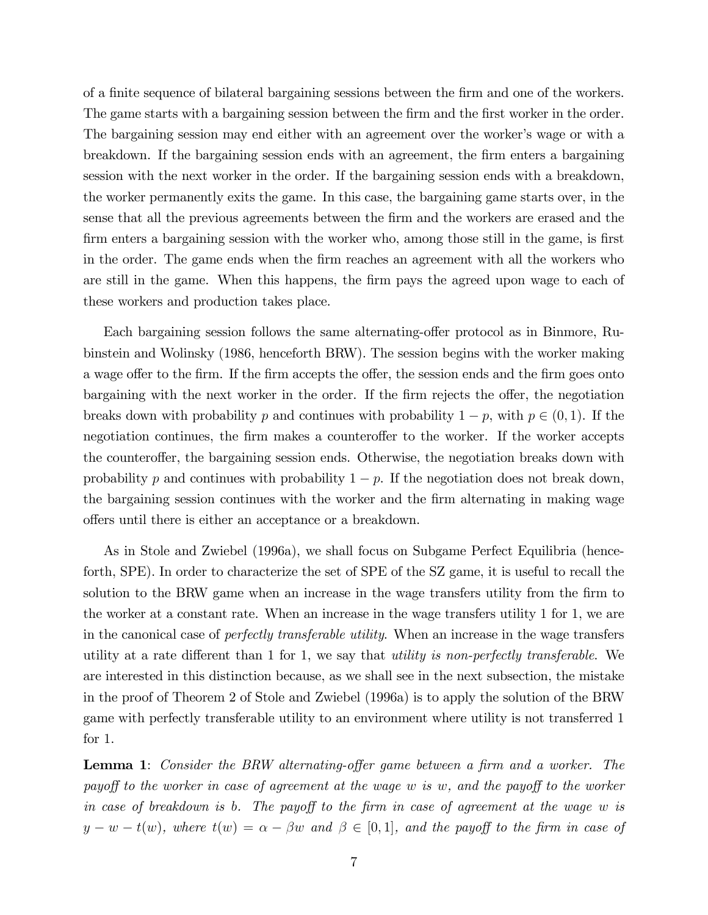of a finite sequence of bilateral bargaining sessions between the firm and one of the workers. The game starts with a bargaining session between the firm and the first worker in the order. The bargaining session may end either with an agreement over the worker's wage or with a breakdown. If the bargaining session ends with an agreement, the firm enters a bargaining session with the next worker in the order. If the bargaining session ends with a breakdown, the worker permanently exits the game. In this case, the bargaining game starts over, in the sense that all the previous agreements between the firm and the workers are erased and the firm enters a bargaining session with the worker who, among those still in the game, is first in the order. The game ends when the firm reaches an agreement with all the workers who are still in the game. When this happens, the firm pays the agreed upon wage to each of these workers and production takes place.

Each bargaining session follows the same alternating-offer protocol as in Binmore, Rubinstein and Wolinsky (1986, henceforth BRW). The session begins with the worker making a wage offer to the firm. If the firm accepts the offer, the session ends and the firm goes onto bargaining with the next worker in the order. If the firm rejects the offer, the negotiation breaks down with probability $p$ and continues with probability $1-p$, with $p \in (0,1)$. If the negotiation continues, the firm makes a counteroffer to the worker. If the worker accepts the counteroffer, the bargaining session ends. Otherwise, the negotiation breaks down with probability $p$ and continues with probability $1-p$. If the negotiation does not break down, the bargaining session continues with the worker and the firm alternating in making wage offers until there is either an acceptance or a breakdown.

As in Stole and Zwiebel (1996a), we shall focus on Subgame Perfect Equilibria (henceforth, SPE). In order to characterize the set of SPE of the SZ game, it is useful to recall the solution to the BRW game when an increase in the wage transfers utility from the firm to the worker at a constant rate. When an increase in the wage transfers utility 1 for 1, we are in the canonical case of *perfectly transferable utility*. When an increase in the wage transfers utility at a rate different than 1 for 1, we say that *utility is non-perfectly transferable*. We are interested in this distinction because, as we shall see in the next subsection, the mistake in the proof of Theorem 2 of Stole and Zwiebel (1996a) is to apply the solution of the BRW game with perfectly transferable utility to an environment where utility is not transferred 1 for 1.

**Lemma 1**: *Consider the BRW alternating-offer game between a firm and a worker. The payoff to the worker in case of agreement at the wage $w$ is $w$, and the payoff to the worker in case of breakdown is $b$. The payoff to the firm in case of agreement at the wage $w$ is $y - w - t(w)$, where $t(w) = \alpha - \beta w$ and $\beta \in [0,1]$, and the payoff to the firm in case of*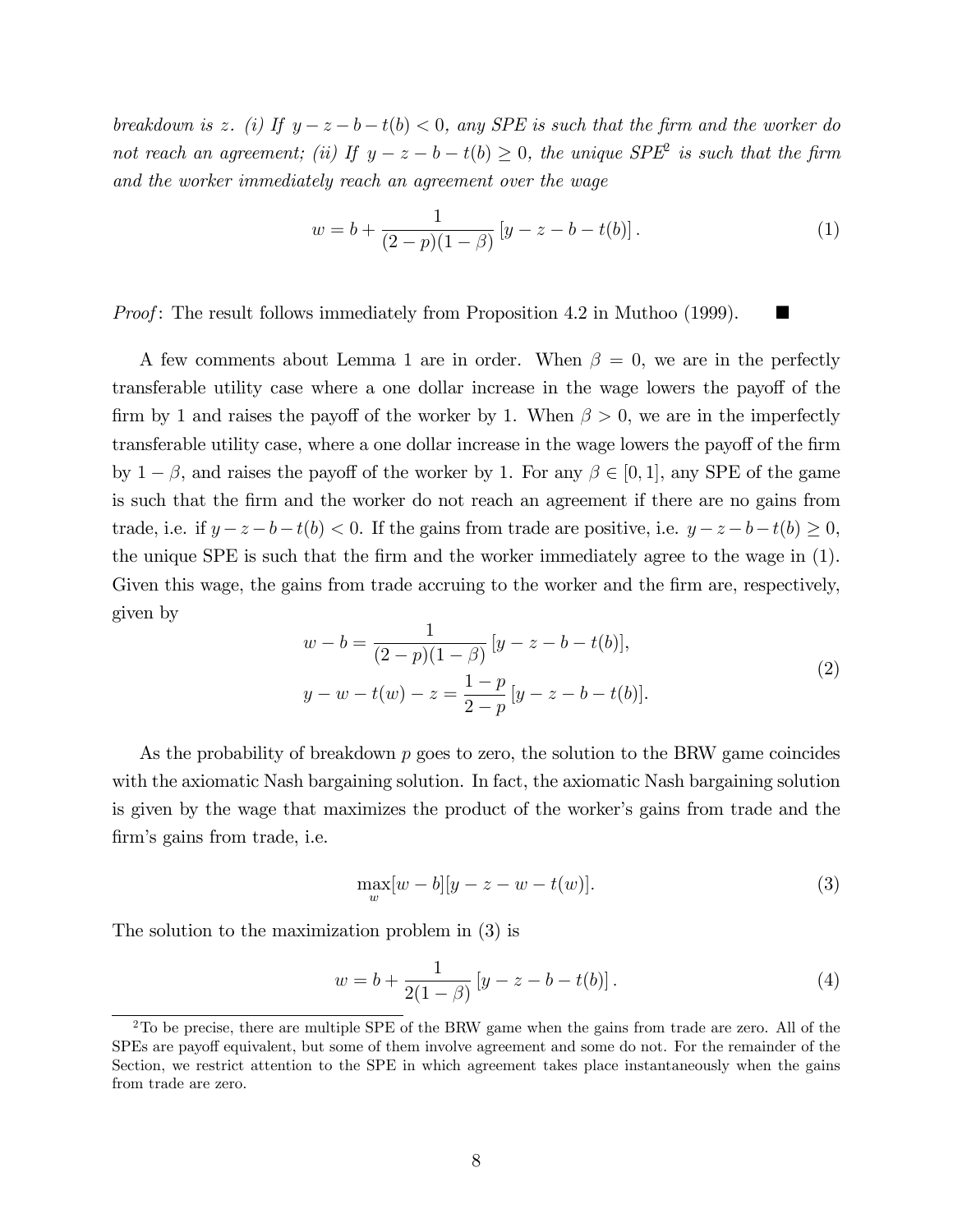*breakdown is $z$. (i) If $y - z - b - t(b) < 0$, any SPE is such that the firm and the worker do not reach an agreement; (ii) If $y - z - b - t(b) \geq 0$, the unique SPE*[2] *is such that the firm and the worker immediately reach an agreement over the wage*

$$w = b + \frac{1}{(2-p)(1-\beta)}\left[y - z - b - t(b)\right]. \tag{1}$$

*Proof*: The result follows immediately from Proposition 4.2 in Muthoo (1999). ■

A few comments about Lemma 1 are in order. When $\beta = 0$, we are in the perfectly transferable utility case where a one dollar increase in the wage lowers the payoff of the firm by 1 and raises the payoff of the worker by 1. When $\beta > 0$, we are in the imperfectly transferable utility case, where a one dollar increase in the wage lowers the payoff of the firm by $1 - \beta$, and raises the payoff of the worker by 1. For any $\beta \in [0, 1]$, any SPE of the game is such that the firm and the worker do not reach an agreement if there are no gains from trade, i.e. if $y - z - b - t(b) < 0$. If the gains from trade are positive, i.e. $y - z - b - t(b) \geq 0$, the unique SPE is such that the firm and the worker immediately agree to the wage in (1). Given this wage, the gains from trade accruing to the worker and the firm are, respectively, given by

$$\begin{aligned} w - b &= \frac{1}{(2-p)(1-\beta)}\left[y - z - b - t(b)\right], \\ y - w - t(w) - z &= \frac{1-p}{2-p}\left[y - z - b - t(b)\right]. \end{aligned} \tag{2}$$

As the probability of breakdown $p$ goes to zero, the solution to the BRW game coincides with the axiomatic Nash bargaining solution. In fact, the axiomatic Nash bargaining solution is given by the wage that maximizes the product of the worker's gains from trade and the firm's gains from trade, i.e.

$$\max_{w}[w - b][y - z - w - t(w)]. \tag{3}$$

The solution to the maximization problem in (3) is

$$w = b + \frac{1}{2(1-\beta)}\left[y - z - b - t(b)\right]. \tag{4}$$

[2] To be precise, there are multiple SPE of the BRW game when the gains from trade are zero. All of the SPEs are payoff equivalent, but some of them involve agreement and some do not. For the remainder of the Section, we restrict attention to the SPE in which agreement takes place instantaneously when the gains from trade are zero.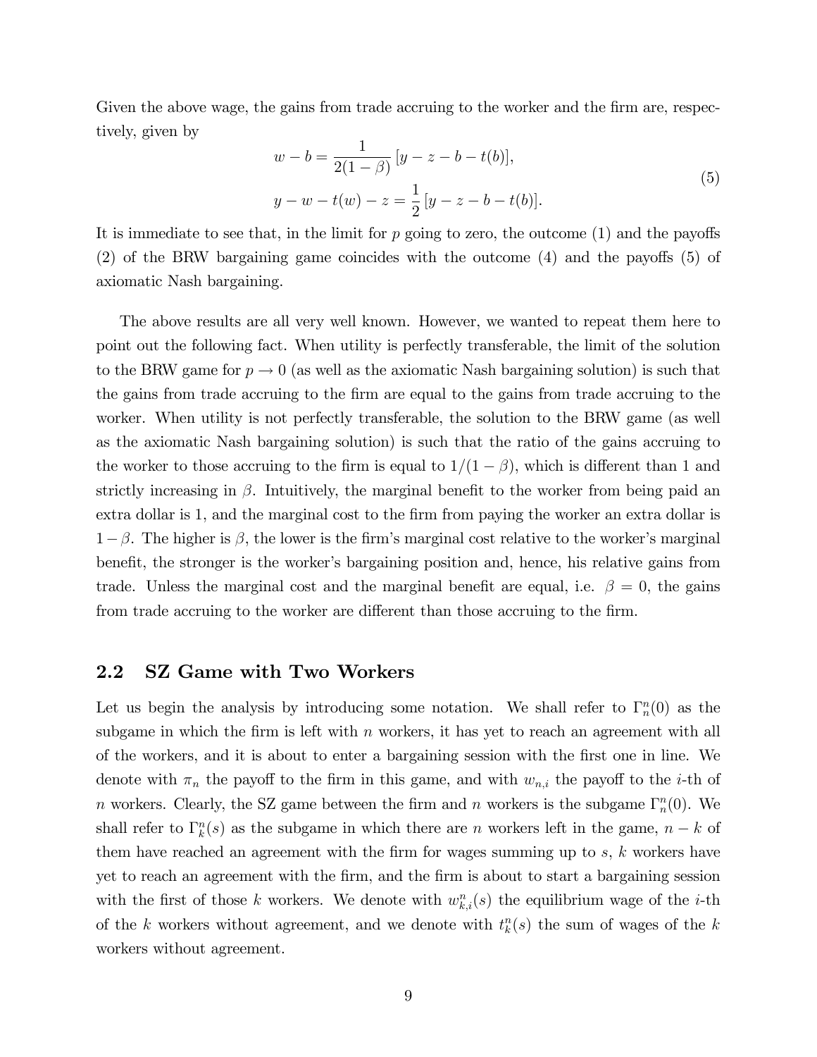Given the above wage, the gains from trade accruing to the worker and the firm are, respectively, given by

$$
\begin{aligned}
w - b &= \frac{1}{2(1-\beta)} \left[y - z - b - t(b)\right], \\
y - w - t(w) - z &= \frac{1}{2} \left[y - z - b - t(b)\right].
\end{aligned}
\tag{5}
$$

It is immediate to see that, in the limit for $p$ going to zero, the outcome (1) and the payoffs (2) of the BRW bargaining game coincides with the outcome (4) and the payoffs (5) of axiomatic Nash bargaining.

The above results are all very well known. However, we wanted to repeat them here to point out the following fact. When utility is perfectly transferable, the limit of the solution to the BRW game for $p \to 0$ (as well as the axiomatic Nash bargaining solution) is such that the gains from trade accruing to the firm are equal to the gains from trade accruing to the worker. When utility is not perfectly transferable, the solution to the BRW game (as well as the axiomatic Nash bargaining solution) is such that the ratio of the gains accruing to the worker to those accruing to the firm is equal to $1/(1-\beta)$, which is different than 1 and strictly increasing in $\beta$. Intuitively, the marginal benefit to the worker from being paid an extra dollar is 1, and the marginal cost to the firm from paying the worker an extra dollar is $1-\beta$. The higher is $\beta$, the lower is the firm's marginal cost relative to the worker's marginal benefit, the stronger is the worker's bargaining position and, hence, his relative gains from trade. Unless the marginal cost and the marginal benefit are equal, i.e. $\beta = 0$, the gains from trade accruing to the worker are different than those accruing to the firm.

## 2.2 SZ Game with Two Workers

Let us begin the analysis by introducing some notation. We shall refer to $\Gamma_n^n(0)$ as the subgame in which the firm is left with $n$ workers, it has yet to reach an agreement with all of the workers, and it is about to enter a bargaining session with the first one in line. We denote with $\pi_n$ the payoff to the firm in this game, and with $w_{n,i}$ the payoff to the $i$-th of $n$ workers. Clearly, the SZ game between the firm and $n$ workers is the subgame $\Gamma_n^n(0)$. We shall refer to $\Gamma_k^n(s)$ as the subgame in which there are $n$ workers left in the game, $n-k$ of them have reached an agreement with the firm for wages summing up to $s$, $k$ workers have yet to reach an agreement with the firm, and the firm is about to start a bargaining session with the first of those $k$ workers. We denote with $w_{k,i}^n(s)$ the equilibrium wage of the $i$-th of the $k$ workers without agreement, and we denote with $t_k^n(s)$ the sum of wages of the $k$ workers without agreement.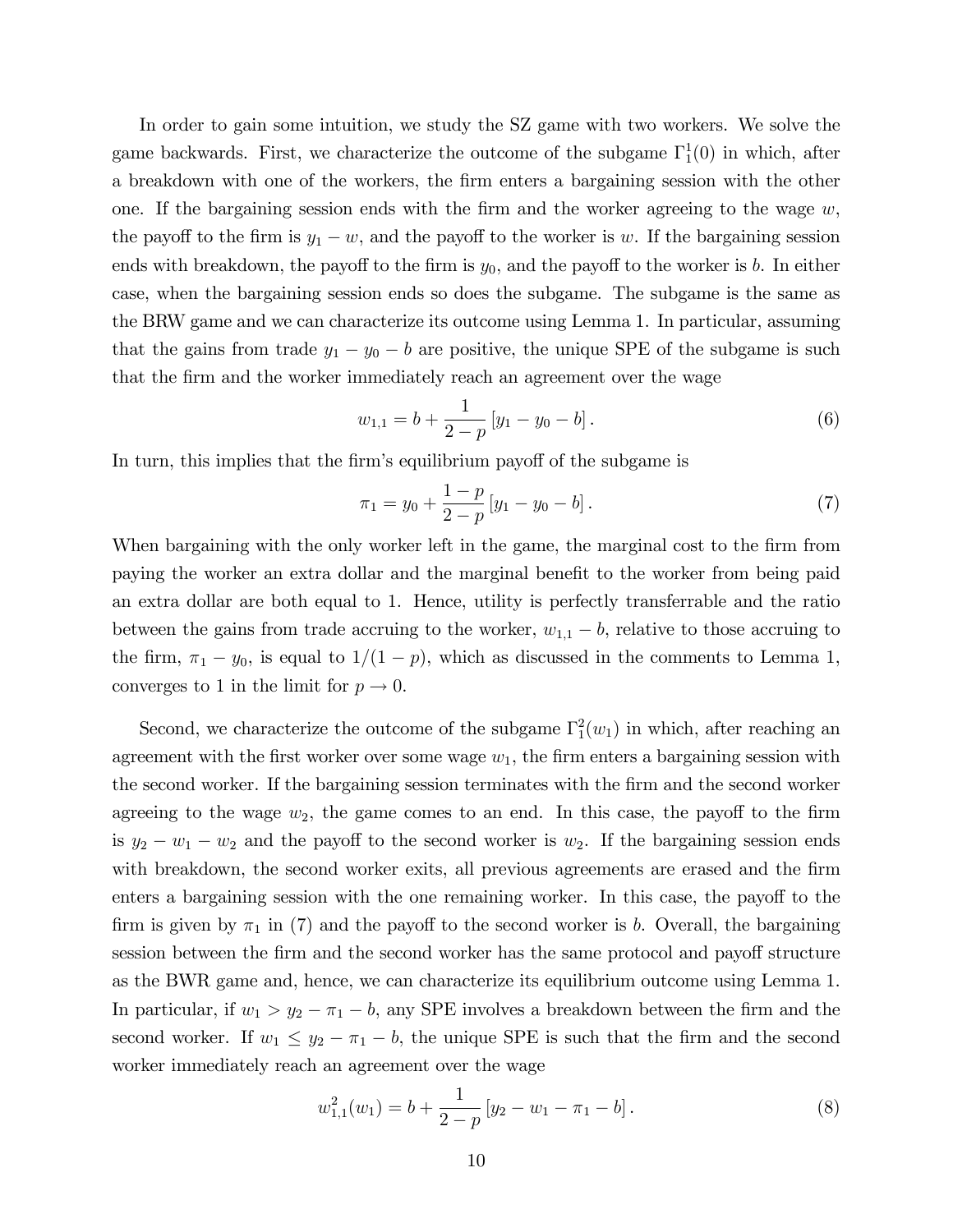In order to gain some intuition, we study the SZ game with two workers. We solve the game backwards. First, we characterize the outcome of the subgame $\Gamma_1^1(0)$ in which, after a breakdown with one of the workers, the firm enters a bargaining session with the other one. If the bargaining session ends with the firm and the worker agreeing to the wage $w$, the payoff to the firm is $y_1 - w$, and the payoff to the worker is $w$. If the bargaining session ends with breakdown, the payoff to the firm is $y_0$, and the payoff to the worker is $b$. In either case, when the bargaining session ends so does the subgame. The subgame is the same as the BRW game and we can characterize its outcome using Lemma 1. In particular, assuming that the gains from trade $y_1 - y_0 - b$ are positive, the unique SPE of the subgame is such that the firm and the worker immediately reach an agreement over the wage

$$w_{1,1} = b + \frac{1}{2-p}\left[y_1 - y_0 - b\right]. \tag{6}$$

In turn, this implies that the firm's equilibrium payoff of the subgame is

$$\pi_1 = y_0 + \frac{1-p}{2-p}\left[y_1 - y_0 - b\right]. \tag{7}$$

When bargaining with the only worker left in the game, the marginal cost to the firm from paying the worker an extra dollar and the marginal benefit to the worker from being paid an extra dollar are both equal to 1. Hence, utility is perfectly transferrable and the ratio between the gains from trade accruing to the worker, $w_{1,1} - b$, relative to those accruing to the firm, $\pi_1 - y_0$, is equal to $1/(1-p)$, which as discussed in the comments to Lemma 1, converges to 1 in the limit for $p \to 0$.

Second, we characterize the outcome of the subgame $\Gamma_1^2(w_1)$ in which, after reaching an agreement with the first worker over some wage $w_1$, the firm enters a bargaining session with the second worker. If the bargaining session terminates with the firm and the second worker agreeing to the wage $w_2$, the game comes to an end. In this case, the payoff to the firm is $y_2 - w_1 - w_2$ and the payoff to the second worker is $w_2$. If the bargaining session ends with breakdown, the second worker exits, all previous agreements are erased and the firm enters a bargaining session with the one remaining worker. In this case, the payoff to the firm is given by $\pi_1$ in (7) and the payoff to the second worker is $b$. Overall, the bargaining session between the firm and the second worker has the same protocol and payoff structure as the BWR game and, hence, we can characterize its equilibrium outcome using Lemma 1. In particular, if $w_1 > y_2 - \pi_1 - b$, any SPE involves a breakdown between the firm and the second worker. If $w_1 \leq y_2 - \pi_1 - b$, the unique SPE is such that the firm and the second worker immediately reach an agreement over the wage

$$w_{1,1}^2(w_1) = b + \frac{1}{2-p}\left[y_2 - w_1 - \pi_1 - b\right]. \tag{8}$$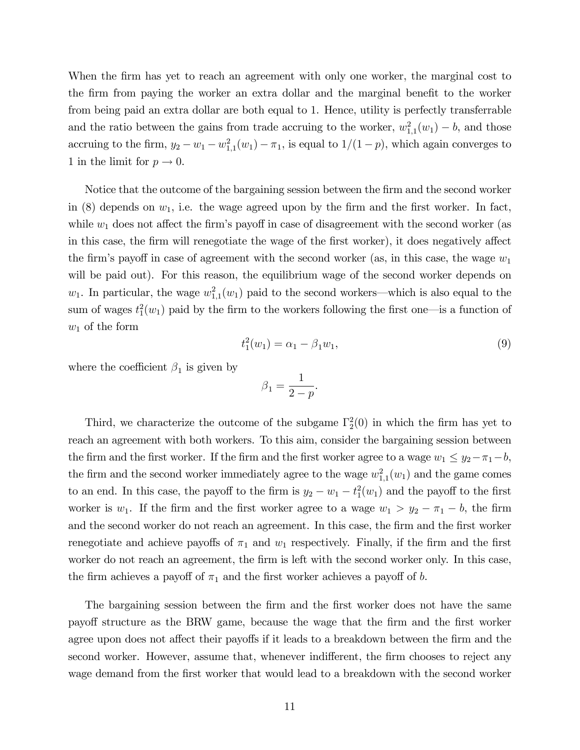When the firm has yet to reach an agreement with only one worker, the marginal cost to the firm from paying the worker an extra dollar and the marginal benefit to the worker from being paid an extra dollar are both equal to 1. Hence, utility is perfectly transferrable and the ratio between the gains from trade accruing to the worker, $w_{1,1}^2(w_1) - b$, and those accruing to the firm, $y_2 - w_1 - w_{1,1}^2(w_1) - \pi_1$, is equal to $1/(1-p)$, which again converges to 1 in the limit for $p \to 0$.

Notice that the outcome of the bargaining session between the firm and the second worker in (8) depends on $w_1$, i.e. the wage agreed upon by the firm and the first worker. In fact, while $w_1$ does not affect the firm's payoff in case of disagreement with the second worker (as in this case, the firm will renegotiate the wage of the first worker), it does negatively affect the firm's payoff in case of agreement with the second worker (as, in this case, the wage $w_1$ will be paid out). For this reason, the equilibrium wage of the second worker depends on $w_1$. In particular, the wage $w_{1,1}^2(w_1)$ paid to the second workers—which is also equal to the sum of wages $t_1^2(w_1)$ paid by the firm to the workers following the first one—is a function of $w_1$ of the form

$$t_1^2(w_1) = \alpha_1 - \beta_1 w_1, \tag{9}$$

where the coefficient $\beta_1$ is given by

$$\beta_1 = \frac{1}{2-p}.$$

Third, we characterize the outcome of the subgame $\Gamma_2^2(0)$ in which the firm has yet to reach an agreement with both workers. To this aim, consider the bargaining session between the firm and the first worker. If the firm and the first worker agree to a wage $w_1 \leq y_2 - \pi_1 - b$, the firm and the second worker immediately agree to the wage $w_{1,1}^2(w_1)$ and the game comes to an end. In this case, the payoff to the firm is $y_2 - w_1 - t_1^2(w_1)$ and the payoff to the first worker is $w_1$. If the firm and the first worker agree to a wage $w_1 > y_2 - \pi_1 - b$, the firm and the second worker do not reach an agreement. In this case, the firm and the first worker renegotiate and achieve payoffs of $\pi_1$ and $w_1$ respectively. Finally, if the firm and the first worker do not reach an agreement, the firm is left with the second worker only. In this case, the firm achieves a payoff of $\pi_1$ and the first worker achieves a payoff of $b$.

The bargaining session between the firm and the first worker does not have the same payoff structure as the BRW game, because the wage that the firm and the first worker agree upon does not affect their payoffs if it leads to a breakdown between the firm and the second worker. However, assume that, whenever indifferent, the firm chooses to reject any wage demand from the first worker that would lead to a breakdown with the second worker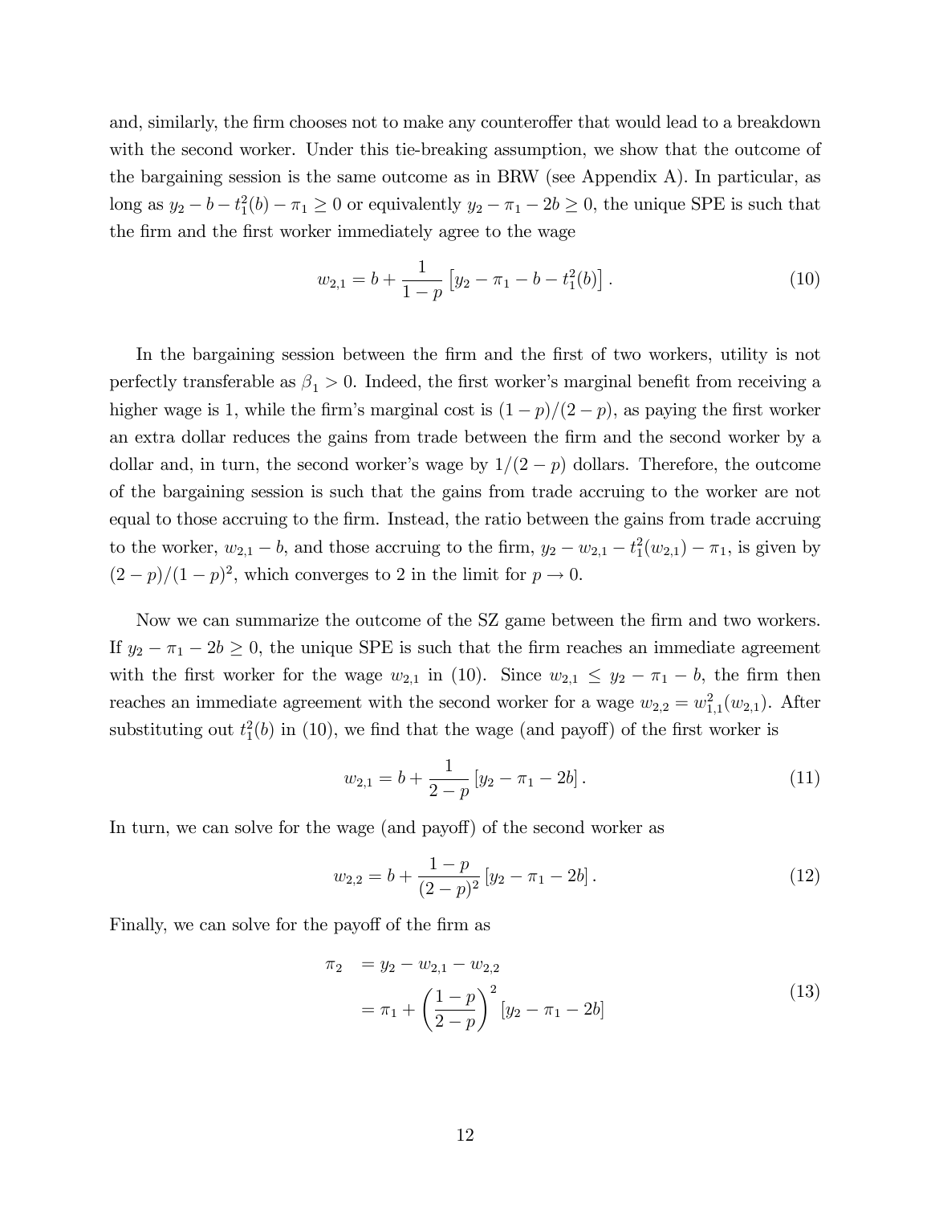and, similarly, the firm chooses not to make any counteroffer that would lead to a breakdown with the second worker. Under this tie-breaking assumption, we show that the outcome of the bargaining session is the same outcome as in BRW (see Appendix A). In particular, as long as $y_2 - b - t_1^2(b) - \pi_1 \geq 0$ or equivalently $y_2 - \pi_1 - 2b \geq 0$, the unique SPE is such that the firm and the first worker immediately agree to the wage

$$w_{2,1} = b + \frac{1}{1-p}\left[y_2 - \pi_1 - b - t_1^2(b)\right]. \tag{10}$$

In the bargaining session between the firm and the first of two workers, utility is not perfectly transferable as $\beta_1 > 0$. Indeed, the first worker's marginal benefit from receiving a higher wage is 1, while the firm's marginal cost is $(1-p)/(2-p)$, as paying the first worker an extra dollar reduces the gains from trade between the firm and the second worker by a dollar and, in turn, the second worker's wage by $1/(2-p)$ dollars. Therefore, the outcome of the bargaining session is such that the gains from trade accruing to the worker are not equal to those accruing to the firm. Instead, the ratio between the gains from trade accruing to the worker, $w_{2,1} - b$, and those accruing to the firm, $y_2 - w_{2,1} - t_1^2(w_{2,1}) - \pi_1$, is given by $(2-p)/(1-p)^2$, which converges to 2 in the limit for $p \to 0$.

Now we can summarize the outcome of the SZ game between the firm and two workers. If $y_2 - \pi_1 - 2b \geq 0$, the unique SPE is such that the firm reaches an immediate agreement with the first worker for the wage $w_{2,1}$ in (10). Since $w_{2,1} \leq y_2 - \pi_1 - b$, the firm then reaches an immediate agreement with the second worker for a wage $w_{2,2} = w_{1,1}^2(w_{2,1})$. After substituting out $t_1^2(b)$ in (10), we find that the wage (and payoff) of the first worker is

$$w_{2,1} = b + \frac{1}{2-p}\left[y_2 - \pi_1 - 2b\right]. \tag{11}$$

In turn, we can solve for the wage (and payoff) of the second worker as

$$w_{2,2} = b + \frac{1-p}{(2-p)^2}\left[y_2 - \pi_1 - 2b\right]. \tag{12}$$

Finally, we can solve for the payoff of the firm as

$$\begin{aligned} \pi_2 &= y_2 - w_{2,1} - w_{2,2} \\ &= \pi_1 + \left(\frac{1-p}{2-p}\right)^2\left[y_2 - \pi_1 - 2b\right] \end{aligned} \tag{13}$$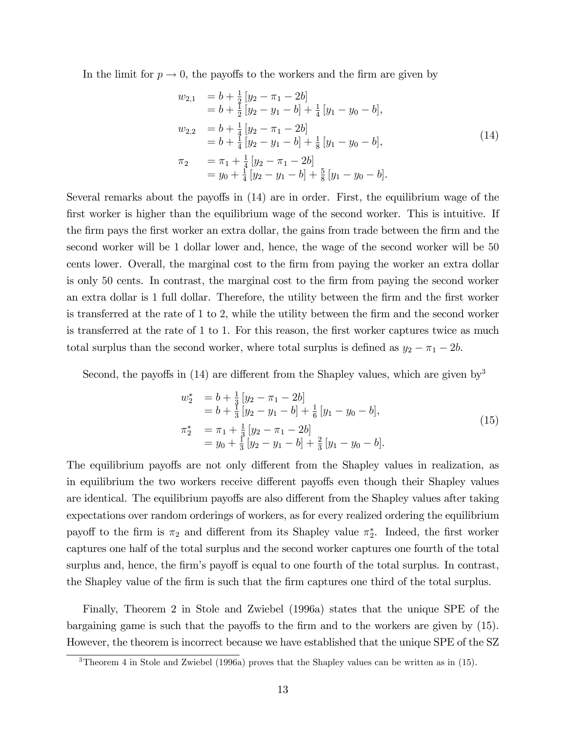In the limit for $p \to 0$, the payoffs to the workers and the firm are given by

$$
\begin{aligned}
w_{2,1} &= b + \tfrac{1}{2}\left[y_2 - \pi_1 - 2b\right] \\
&= b + \tfrac{1}{2}\left[y_2 - y_1 - b\right] + \tfrac{1}{4}\left[y_1 - y_0 - b\right], \\
w_{2,2} &= b + \tfrac{1}{4}\left[y_2 - \pi_1 - 2b\right] \\
&= b + \tfrac{1}{4}\left[y_2 - y_1 - b\right] + \tfrac{1}{8}\left[y_1 - y_0 - b\right], \\
\pi_2 &= \pi_1 + \tfrac{1}{4}\left[y_2 - \pi_1 - 2b\right] \\
&= y_0 + \tfrac{1}{4}\left[y_2 - y_1 - b\right] + \tfrac{5}{8}\left[y_1 - y_0 - b\right].
\end{aligned}
\tag{14}
$$

Several remarks about the payoffs in (14) are in order. First, the equilibrium wage of the first worker is higher than the equilibrium wage of the second worker. This is intuitive. If the firm pays the first worker an extra dollar, the gains from trade between the firm and the second worker will be 1 dollar lower and, hence, the wage of the second worker will be 50 cents lower. Overall, the marginal cost to the firm from paying the worker an extra dollar is only 50 cents. In contrast, the marginal cost to the firm from paying the second worker an extra dollar is 1 full dollar. Therefore, the utility between the firm and the first worker is transferred at the rate of 1 to 2, while the utility between the firm and the second worker is transferred at the rate of 1 to 1. For this reason, the first worker captures twice as much total surplus than the second worker, where total surplus is defined as $y_2 - \pi_1 - 2b$.

Second, the payoffs in (14) are different from the Shapley values, which are given by[3]

$$
\begin{aligned}
w_2^* &= b + \tfrac{1}{3}\left[y_2 - \pi_1 - 2b\right] \\
&= b + \tfrac{1}{3}\left[y_2 - y_1 - b\right] + \tfrac{1}{6}\left[y_1 - y_0 - b\right], \\
\pi_2^* &= \pi_1 + \tfrac{1}{3}\left[y_2 - \pi_1 - 2b\right] \\
&= y_0 + \tfrac{1}{3}\left[y_2 - y_1 - b\right] + \tfrac{2}{3}\left[y_1 - y_0 - b\right].
\end{aligned}
\tag{15}
$$

The equilibrium payoffs are not only different from the Shapley values in realization, as in equilibrium the two workers receive different payoffs even though their Shapley values are identical. The equilibrium payoffs are also different from the Shapley values after taking expectations over random orderings of workers, as for every realized ordering the equilibrium payoff to the firm is $\pi_2$ and different from its Shapley value $\pi_2^*$. Indeed, the first worker captures one half of the total surplus and the second worker captures one fourth of the total surplus and, hence, the firm's payoff is equal to one fourth of the total surplus. In contrast, the Shapley value of the firm is such that the firm captures one third of the total surplus.

Finally, Theorem 2 in Stole and Zwiebel (1996a) states that the unique SPE of the bargaining game is such that the payoffs to the firm and to the workers are given by (15). However, the theorem is incorrect because we have established that the unique SPE of the SZ

[3] Theorem 4 in Stole and Zwiebel (1996a) proves that the Shapley values can be written as in (15).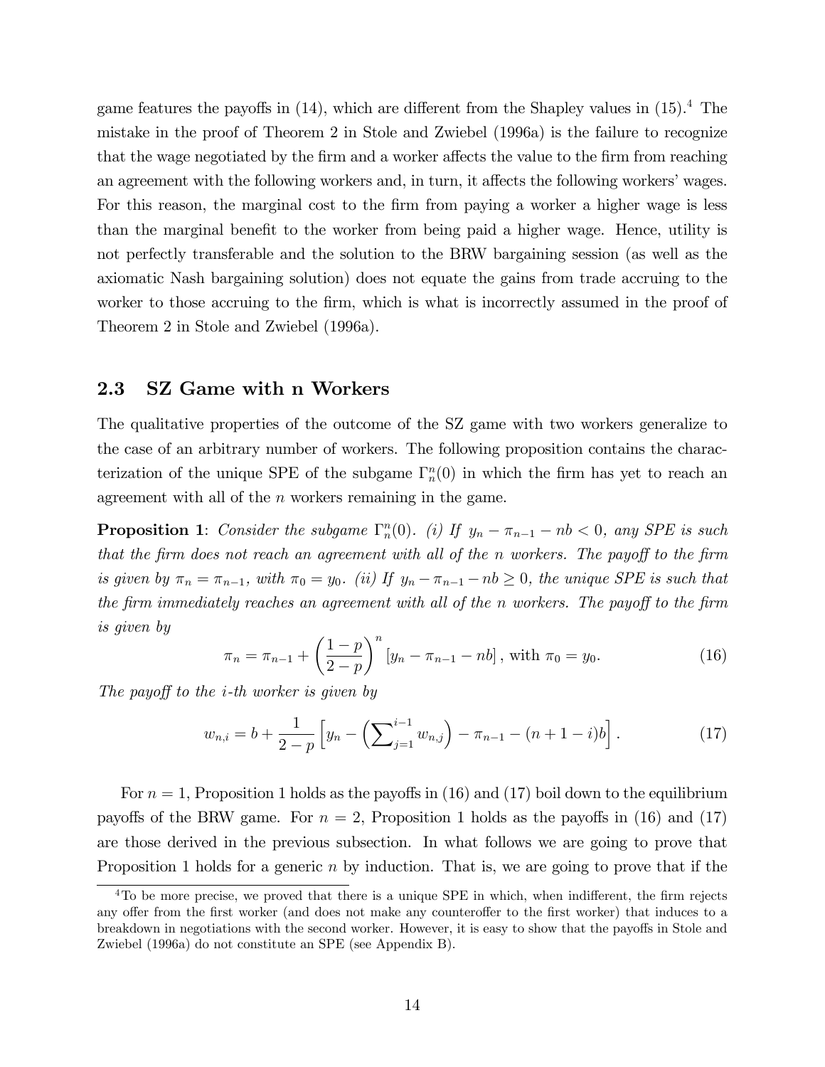game features the payoffs in (14), which are different from the Shapley values in (15).[4] The mistake in the proof of Theorem 2 in Stole and Zwiebel (1996a) is the failure to recognize that the wage negotiated by the firm and a worker affects the value to the firm from reaching an agreement with the following workers and, in turn, it affects the following workers' wages. For this reason, the marginal cost to the firm from paying a worker a higher wage is less than the marginal benefit to the worker from being paid a higher wage. Hence, utility is not perfectly transferable and the solution to the BRW bargaining session (as well as the axiomatic Nash bargaining solution) does not equate the gains from trade accruing to the worker to those accruing to the firm, which is what is incorrectly assumed in the proof of Theorem 2 in Stole and Zwiebel (1996a).

## 2.3 SZ Game with n Workers

The qualitative properties of the outcome of the SZ game with two workers generalize to the case of an arbitrary number of workers. The following proposition contains the characterization of the unique SPE of the subgame $\Gamma_n^n(0)$ in which the firm has yet to reach an agreement with all of the $n$ workers remaining in the game.

**Proposition 1**: *Consider the subgame $\Gamma_n^n(0)$. (i) If $y_n - \pi_{n-1} - nb < 0$, any SPE is such that the firm does not reach an agreement with all of the $n$ workers. The payoff to the firm is given by $\pi_n = \pi_{n-1}$, with $\pi_0 = y_0$. (ii) If $y_n - \pi_{n-1} - nb \geq 0$, the unique SPE is such that the firm immediately reaches an agreement with all of the $n$ workers. The payoff to the firm is given by*

$$\pi_n = \pi_{n-1} + \left(\frac{1-p}{2-p}\right)^n \left[y_n - \pi_{n-1} - nb\right], \text{ with } \pi_0 = y_0. \tag{16}$$

*The payoff to the $i$-th worker is given by*

$$w_{n,i} = b + \frac{1}{2-p}\left[y_n - \left(\sum\nolimits_{j=1}^{i-1} w_{n,j}\right) - \pi_{n-1} - (n+1-i)b\right]. \tag{17}$$

For $n = 1$, Proposition 1 holds as the payoffs in (16) and (17) boil down to the equilibrium payoffs of the BRW game. For $n = 2$, Proposition 1 holds as the payoffs in (16) and (17) are those derived in the previous subsection. In what follows we are going to prove that Proposition 1 holds for a generic $n$ by induction. That is, we are going to prove that if the

[4] To be more precise, we proved that there is a unique SPE in which, when indifferent, the firm rejects any offer from the first worker (and does not make any counteroffer to the first worker) that induces to a breakdown in negotiations with the second worker. However, it is easy to show that the payoffs in Stole and Zwiebel (1996a) do not constitute an SPE (see Appendix B).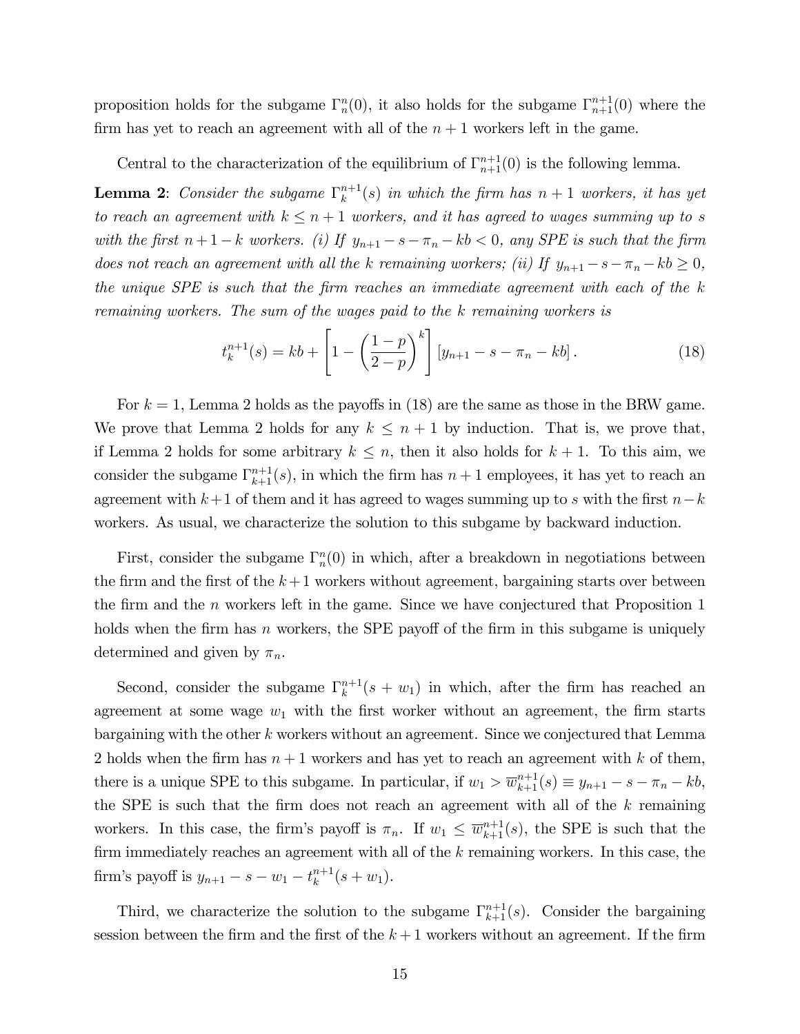proposition holds for the subgame $\Gamma_n^n(0)$, it also holds for the subgame $\Gamma_{n+1}^{n+1}(0)$ where the firm has yet to reach an agreement with all of the $n+1$ workers left in the game.

Central to the characterization of the equilibrium of $\Gamma_{n+1}^{n+1}(0)$ is the following lemma.

**Lemma 2**: *Consider the subgame $\Gamma_k^{n+1}(s)$ in which the firm has $n+1$ workers, it has yet to reach an agreement with $k \leq n+1$ workers, and it has agreed to wages summing up to $s$ with the first $n+1-k$ workers. (i) If $y_{n+1} - s - \pi_n - kb < 0$, any SPE is such that the firm does not reach an agreement with all the $k$ remaining workers; (ii) If $y_{n+1} - s - \pi_n - kb \geq 0$, the unique SPE is such that the firm reaches an immediate agreement with each of the $k$ remaining workers. The sum of the wages paid to the $k$ remaining workers is*

$$t_k^{n+1}(s) = kb + \left[1 - \left(\frac{1-p}{2-p}\right)^k\right][y_{n+1} - s - \pi_n - kb]. \tag{18}$$

For $k = 1$, Lemma 2 holds as the payoffs in (18) are the same as those in the BRW game. We prove that Lemma 2 holds for any $k \leq n+1$ by induction. That is, we prove that, if Lemma 2 holds for some arbitrary $k \leq n$, then it also holds for $k+1$. To this aim, we consider the subgame $\Gamma_{k+1}^{n+1}(s)$, in which the firm has $n+1$ employees, it has yet to reach an agreement with $k+1$ of them and it has agreed to wages summing up to $s$ with the first $n-k$ workers. As usual, we characterize the solution to this subgame by backward induction.

First, consider the subgame $\Gamma_n^n(0)$ in which, after a breakdown in negotiations between the firm and the first of the $k+1$ workers without agreement, bargaining starts over between the firm and the $n$ workers left in the game. Since we have conjectured that Proposition 1 holds when the firm has $n$ workers, the SPE payoff of the firm in this subgame is uniquely determined and given by $\pi_n$.

Second, consider the subgame $\Gamma_k^{n+1}(s + w_1)$ in which, after the firm has reached an agreement at some wage $w_1$ with the first worker without an agreement, the firm starts bargaining with the other $k$ workers without an agreement. Since we conjectured that Lemma 2 holds when the firm has $n+1$ workers and has yet to reach an agreement with $k$ of them, there is a unique SPE to this subgame. In particular, if $w_1 > \overline{w}_{k+1}^{n+1}(s) \equiv y_{n+1} - s - \pi_n - kb$, the SPE is such that the firm does not reach an agreement with all of the $k$ remaining workers. In this case, the firm's payoff is $\pi_n$. If $w_1 \leq \overline{w}_{k+1}^{n+1}(s)$, the SPE is such that the firm immediately reaches an agreement with all of the $k$ remaining workers. In this case, the firm's payoff is $y_{n+1} - s - w_1 - t_k^{n+1}(s + w_1)$.

Third, we characterize the solution to the subgame $\Gamma_{k+1}^{n+1}(s)$. Consider the bargaining session between the firm and the first of the $k+1$ workers without an agreement. If the firm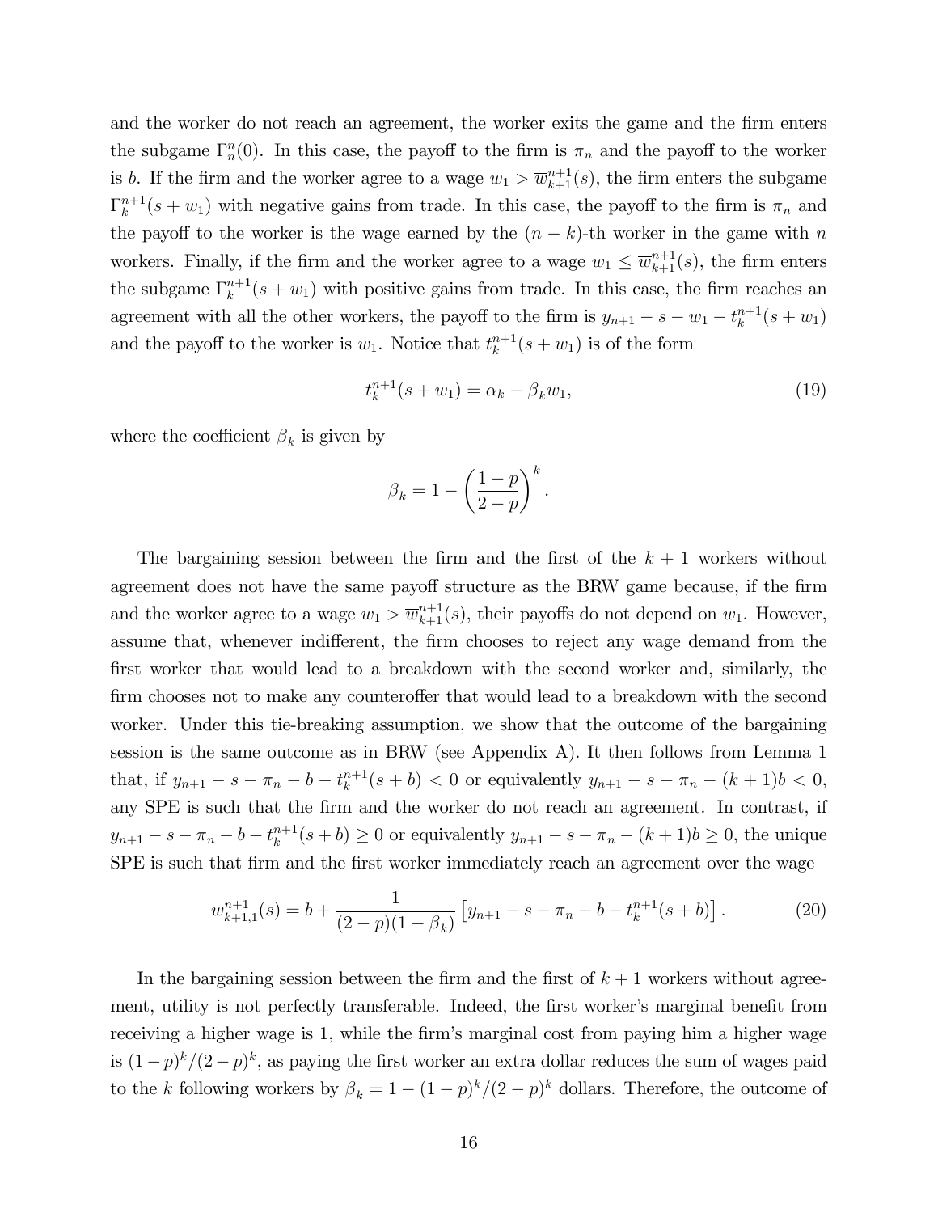and the worker do not reach an agreement, the worker exits the game and the firm enters the subgame $\Gamma_n^n(0)$. In this case, the payoff to the firm is $\pi_n$ and the payoff to the worker is $b$. If the firm and the worker agree to a wage $w_1 > \overline{w}_{k+1}^{n+1}(s)$, the firm enters the subgame $\Gamma_k^{n+1}(s+w_1)$ with negative gains from trade. In this case, the payoff to the firm is $\pi_n$ and the payoff to the worker is the wage earned by the $(n-k)$-th worker in the game with $n$ workers. Finally, if the firm and the worker agree to a wage $w_1 \leq \overline{w}_{k+1}^{n+1}(s)$, the firm enters the subgame $\Gamma_k^{n+1}(s+w_1)$ with positive gains from trade. In this case, the firm reaches an agreement with all the other workers, the payoff to the firm is $y_{n+1} - s - w_1 - t_k^{n+1}(s+w_1)$ and the payoff to the worker is $w_1$. Notice that $t_k^{n+1}(s+w_1)$ is of the form

$$t_k^{n+1}(s+w_1) = \alpha_k - \beta_k w_1, \tag{19}$$

where the coefficient $\beta_k$ is given by

$$\beta_k = 1 - \left(\frac{1-p}{2-p}\right)^k.$$

The bargaining session between the firm and the first of the $k+1$ workers without agreement does not have the same payoff structure as the BRW game because, if the firm and the worker agree to a wage $w_1 > \overline{w}_{k+1}^{n+1}(s)$, their payoffs do not depend on $w_1$. However, assume that, whenever indifferent, the firm chooses to reject any wage demand from the first worker that would lead to a breakdown with the second worker and, similarly, the firm chooses not to make any counteroffer that would lead to a breakdown with the second worker. Under this tie-breaking assumption, we show that the outcome of the bargaining session is the same outcome as in BRW (see Appendix A). It then follows from Lemma 1 that, if $y_{n+1} - s - \pi_n - b - t_k^{n+1}(s+b) < 0$ or equivalently $y_{n+1} - s - \pi_n - (k+1)b < 0$, any SPE is such that the firm and the worker do not reach an agreement. In contrast, if $y_{n+1} - s - \pi_n - b - t_k^{n+1}(s+b) \geq 0$ or equivalently $y_{n+1} - s - \pi_n - (k+1)b \geq 0$, the unique SPE is such that firm and the first worker immediately reach an agreement over the wage

$$w_{k+1,1}^{n+1}(s) = b + \frac{1}{(2-p)(1-\beta_k)}\left[y_{n+1} - s - \pi_n - b - t_k^{n+1}(s+b)\right]. \tag{20}$$

In the bargaining session between the firm and the first of $k+1$ workers without agreement, utility is not perfectly transferable. Indeed, the first worker's marginal benefit from receiving a higher wage is 1, while the firm's marginal cost from paying him a higher wage is $(1-p)^k/(2-p)^k$, as paying the first worker an extra dollar reduces the sum of wages paid to the $k$ following workers by $\beta_k = 1 - (1-p)^k/(2-p)^k$ dollars. Therefore, the outcome of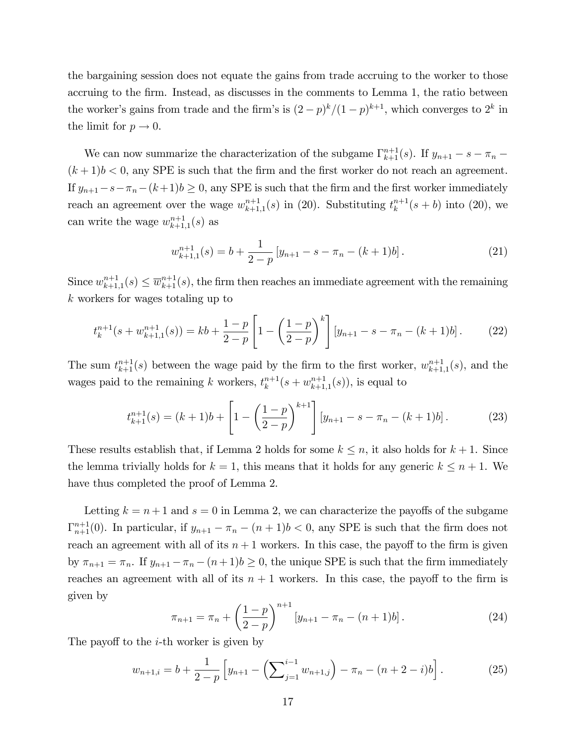the bargaining session does not equate the gains from trade accruing to the worker to those accruing to the firm. Instead, as discusses in the comments to Lemma 1, the ratio between the worker's gains from trade and the firm's is $(2-p)^k/(1-p)^{k+1}$, which converges to $2^k$ in the limit for $p \to 0$.

We can now summarize the characterization of the subgame $\Gamma_{k+1}^{n+1}(s)$. If $y_{n+1} - s - \pi_n - (k+1)b < 0$, any SPE is such that the firm and the first worker do not reach an agreement. If $y_{n+1} - s - \pi_n - (k+1)b \geq 0$, any SPE is such that the firm and the first worker immediately reach an agreement over the wage $w_{k+1,1}^{n+1}(s)$ in (20). Substituting $t_k^{n+1}(s+b)$ into (20), we can write the wage $w_{k+1,1}^{n+1}(s)$ as

$$w_{k+1,1}^{n+1}(s) = b + \frac{1}{2-p}\left[y_{n+1} - s - \pi_n - (k+1)b\right]. \tag{21}$$

Since $w_{k+1,1}^{n+1}(s) \leq \overline{w}_{k+1}^{n+1}(s)$, the firm then reaches an immediate agreement with the remaining $k$ workers for wages totaling up to

$$t_k^{n+1}(s + w_{k+1,1}^{n+1}(s)) = kb + \frac{1-p}{2-p}\left[1 - \left(\frac{1-p}{2-p}\right)^k\right]\left[y_{n+1} - s - \pi_n - (k+1)b\right]. \tag{22}$$

The sum $t_{k+1}^{n+1}(s)$ between the wage paid by the firm to the first worker, $w_{k+1,1}^{n+1}(s)$, and the wages paid to the remaining $k$ workers, $t_k^{n+1}(s + w_{k+1,1}^{n+1}(s))$, is equal to

$$t_{k+1}^{n+1}(s) = (k+1)b + \left[1 - \left(\frac{1-p}{2-p}\right)^{k+1}\right]\left[y_{n+1} - s - \pi_n - (k+1)b\right]. \tag{23}$$

These results establish that, if Lemma 2 holds for some $k \leq n$, it also holds for $k+1$. Since the lemma trivially holds for $k = 1$, this means that it holds for any generic $k \leq n+1$. We have thus completed the proof of Lemma 2.

Letting $k = n+1$ and $s = 0$ in Lemma 2, we can characterize the payoffs of the subgame $\Gamma_{n+1}^{n+1}(0)$. In particular, if $y_{n+1} - \pi_n - (n+1)b < 0$, any SPE is such that the firm does not reach an agreement with all of its $n+1$ workers. In this case, the payoff to the firm is given by $\pi_{n+1} = \pi_n$. If $y_{n+1} - \pi_n - (n+1)b \geq 0$, the unique SPE is such that the firm immediately reaches an agreement with all of its $n+1$ workers. In this case, the payoff to the firm is given by

$$\pi_{n+1} = \pi_n + \left(\frac{1-p}{2-p}\right)^{n+1}\left[y_{n+1} - \pi_n - (n+1)b\right]. \tag{24}$$

The payoff to the $i$-th worker is given by

$$w_{n+1,i} = b + \frac{1}{2-p}\left[y_{n+1} - \left(\sum\nolimits_{j=1}^{i-1} w_{n+1,j}\right) - \pi_n - (n+2-i)b\right]. \tag{25}$$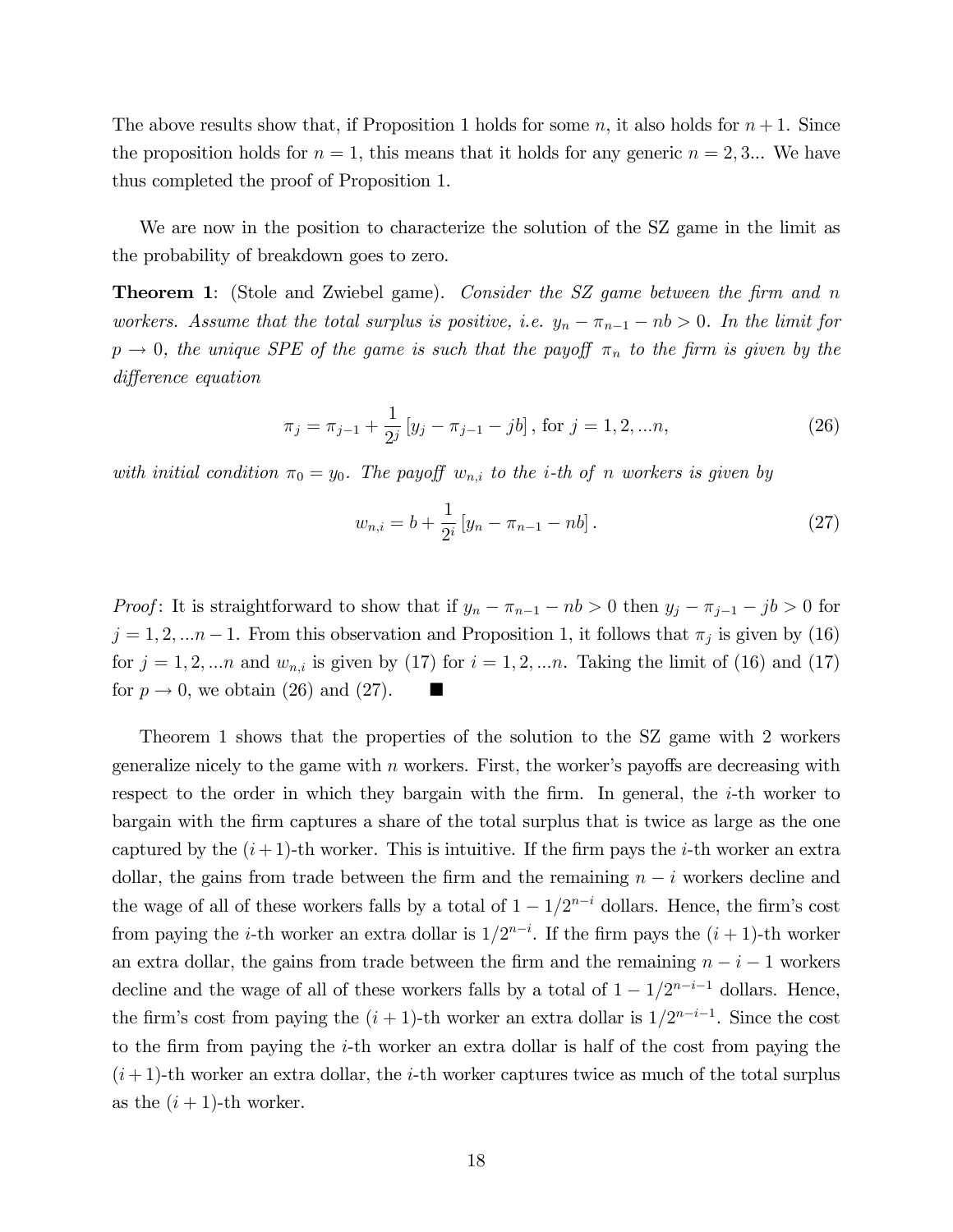The above results show that, if Proposition 1 holds for some $n$, it also holds for $n+1$. Since the proposition holds for $n = 1$, this means that it holds for any generic $n = 2, 3...$ We have thus completed the proof of Proposition 1.

We are now in the position to characterize the solution of the SZ game in the limit as the probability of breakdown goes to zero.

**Theorem 1**: (Stole and Zwiebel game). *Consider the SZ game between the firm and $n$ workers. Assume that the total surplus is positive, i.e. $y_n - \pi_{n-1} - nb > 0$. In the limit for $p \to 0$, the unique SPE of the game is such that the payoff $\pi_n$ to the firm is given by the difference equation*

$$\pi_j = \pi_{j-1} + \frac{1}{2^j}\left[y_j - \pi_{j-1} - jb\right], \text{ for } j = 1, 2, ...n, \tag{26}$$

*with initial condition $\pi_0 = y_0$. The payoff $w_{n,i}$ to the $i$-th of $n$ workers is given by*

$$w_{n,i} = b + \frac{1}{2^i}\left[y_n - \pi_{n-1} - nb\right]. \tag{27}$$

*Proof*: It is straightforward to show that if $y_n - \pi_{n-1} - nb > 0$ then $y_j - \pi_{j-1} - jb > 0$ for $j = 1, 2, ...n-1$. From this observation and Proposition 1, it follows that $\pi_j$ is given by (16) for $j = 1, 2, ...n$ and $w_{n,i}$ is given by (17) for $i = 1, 2, ...n$. Taking the limit of (16) and (17) for $p \to 0$, we obtain (26) and (27). ■

Theorem 1 shows that the properties of the solution to the SZ game with 2 workers generalize nicely to the game with $n$ workers. First, the worker's payoffs are decreasing with respect to the order in which they bargain with the firm. In general, the $i$-th worker to bargain with the firm captures a share of the total surplus that is twice as large as the one captured by the $(i+1)$-th worker. This is intuitive. If the firm pays the $i$-th worker an extra dollar, the gains from trade between the firm and the remaining $n-i$ workers decline and the wage of all of these workers falls by a total of $1 - 1/2^{n-i}$ dollars. Hence, the firm's cost from paying the $i$-th worker an extra dollar is $1/2^{n-i}$. If the firm pays the $(i+1)$-th worker an extra dollar, the gains from trade between the firm and the remaining $n-i-1$ workers decline and the wage of all of these workers falls by a total of $1 - 1/2^{n-i-1}$ dollars. Hence, the firm's cost from paying the $(i+1)$-th worker an extra dollar is $1/2^{n-i-1}$. Since the cost to the firm from paying the $i$-th worker an extra dollar is half of the cost from paying the $(i+1)$-th worker an extra dollar, the $i$-th worker captures twice as much of the total surplus as the $(i+1)$-th worker.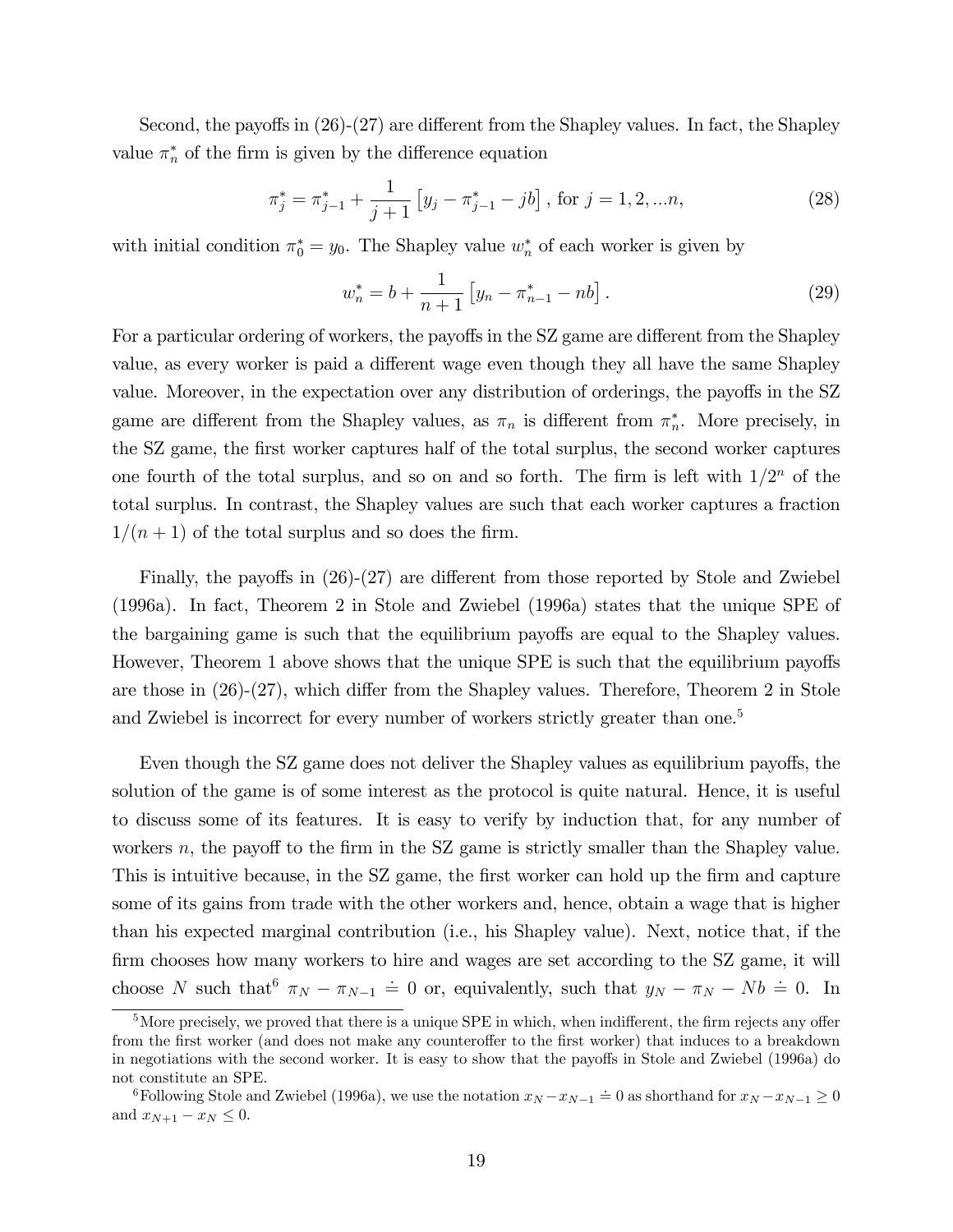Second, the payoffs in (26)-(27) are different from the Shapley values. In fact, the Shapley value $\pi_n^*$ of the firm is given by the difference equation

$$\pi_j^* = \pi_{j-1}^* + \frac{1}{j+1}\left[y_j - \pi_{j-1}^* - jb\right], \text{ for } j = 1, 2, ...n, \tag{28}$$

with initial condition $\pi_0^* = y_0$. The Shapley value $w_n^*$ of each worker is given by

$$w_n^* = b + \frac{1}{n+1}\left[y_n - \pi_{n-1}^* - nb\right]. \tag{29}$$

For a particular ordering of workers, the payoffs in the SZ game are different from the Shapley value, as every worker is paid a different wage even though they all have the same Shapley value. Moreover, in the expectation over any distribution of orderings, the payoffs in the SZ game are different from the Shapley values, as $\pi_n$ is different from $\pi_n^*$. More precisely, in the SZ game, the first worker captures half of the total surplus, the second worker captures one fourth of the total surplus, and so on and so forth. The firm is left with $1/2^n$ of the total surplus. In contrast, the Shapley values are such that each worker captures a fraction $1/(n+1)$ of the total surplus and so does the firm.

Finally, the payoffs in (26)-(27) are different from those reported by Stole and Zwiebel (1996a). In fact, Theorem 2 in Stole and Zwiebel (1996a) states that the unique SPE of the bargaining game is such that the equilibrium payoffs are equal to the Shapley values. However, Theorem 1 above shows that the unique SPE is such that the equilibrium payoffs are those in (26)-(27), which differ from the Shapley values. Therefore, Theorem 2 in Stole and Zwiebel is incorrect for every number of workers strictly greater than one.[5]

Even though the SZ game does not deliver the Shapley values as equilibrium payoffs, the solution of the game is of some interest as the protocol is quite natural. Hence, it is useful to discuss some of its features. It is easy to verify by induction that, for any number of workers $n$, the payoff to the firm in the SZ game is strictly smaller than the Shapley value. This is intuitive because, in the SZ game, the first worker can hold up the firm and capture some of its gains from trade with the other workers and, hence, obtain a wage that is higher than his expected marginal contribution (i.e., his Shapley value). Next, notice that, if the firm chooses how many workers to hire and wages are set according to the SZ game, it will choose $N$ such that[6] $\pi_N - \pi_{N-1} \doteq 0$ or, equivalently, such that $y_N - \pi_N - Nb \doteq 0$. In

[5] More precisely, we proved that there is a unique SPE in which, when indifferent, the firm rejects any offer from the first worker (and does not make any counteroffer to the first worker) that induces to a breakdown in negotiations with the second worker. It is easy to show that the payoffs in Stole and Zwiebel (1996a) do not constitute an SPE.

[6] Following Stole and Zwiebel (1996a), we use the notation $x_N - x_{N-1} \doteq 0$ as shorthand for $x_N - x_{N-1} \geq 0$ and $x_{N+1} - x_N \leq 0$.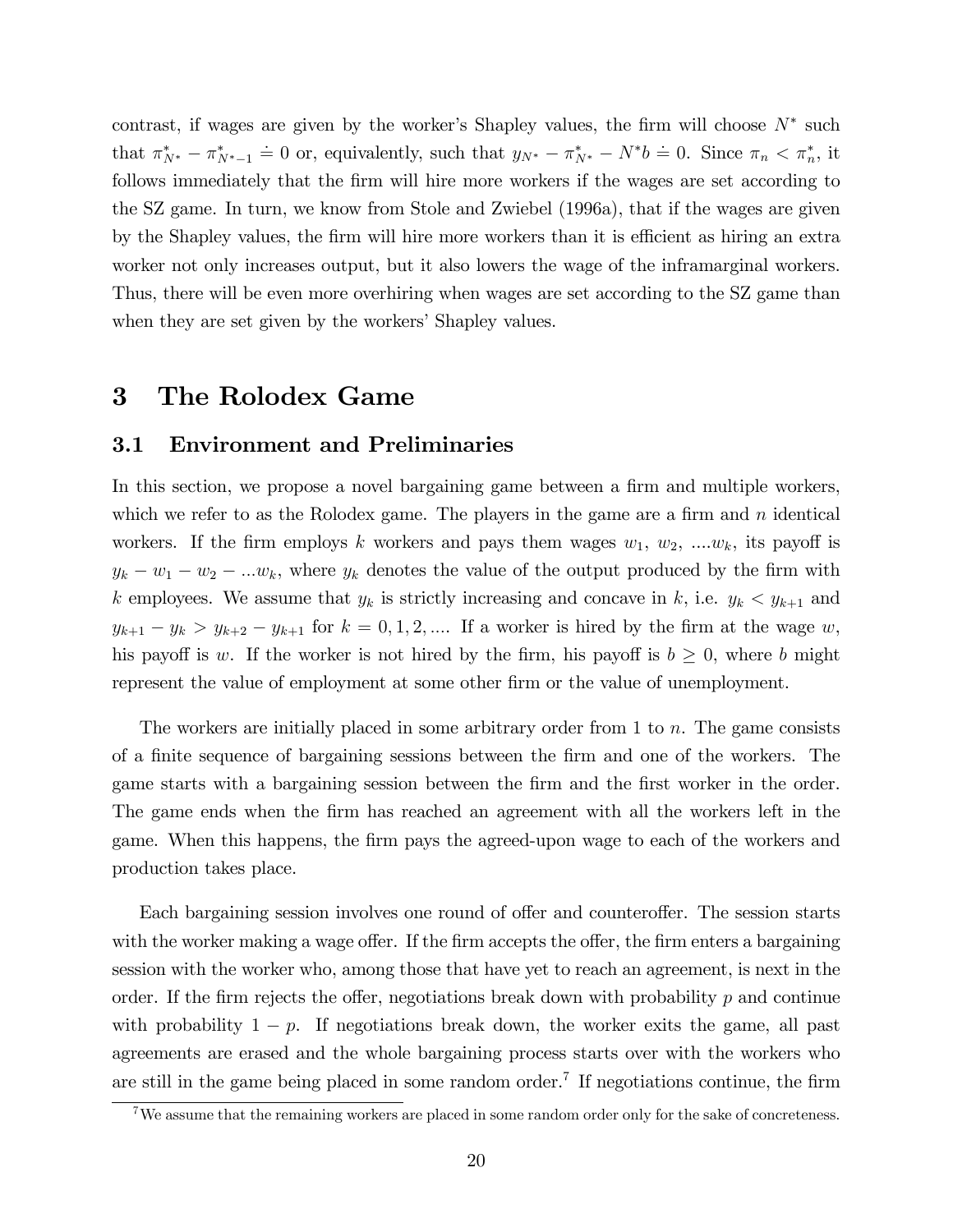contrast, if wages are given by the worker's Shapley values, the firm will choose $N^*$ such that $\pi^*_{N^*} - \pi^*_{N^*-1} \doteq 0$ or, equivalently, such that $y_{N^*} - \pi^*_{N^*} - N^* b \doteq 0$. Since $\pi_n < \pi^*_n$, it follows immediately that the firm will hire more workers if the wages are set according to the SZ game. In turn, we know from Stole and Zwiebel (1996a), that if the wages are given by the Shapley values, the firm will hire more workers than it is efficient as hiring an extra worker not only increases output, but it also lowers the wage of the inframarginal workers. Thus, there will be even more overhiring when wages are set according to the SZ game than when they are set given by the workers' Shapley values.

# 3 The Rolodex Game

## 3.1 Environment and Preliminaries

In this section, we propose a novel bargaining game between a firm and multiple workers, which we refer to as the Rolodex game. The players in the game are a firm and $n$ identical workers. If the firm employs $k$ workers and pays them wages $w_1$, $w_2$, ....$w_k$, its payoff is $y_k - w_1 - w_2 - ...w_k$, where $y_k$ denotes the value of the output produced by the firm with $k$ employees. We assume that $y_k$ is strictly increasing and concave in $k$, i.e. $y_k < y_{k+1}$ and $y_{k+1} - y_k > y_{k+2} - y_{k+1}$ for $k = 0, 1, 2, ....$ If a worker is hired by the firm at the wage $w$, his payoff is $w$. If the worker is not hired by the firm, his payoff is $b \geq 0$, where $b$ might represent the value of employment at some other firm or the value of unemployment.

The workers are initially placed in some arbitrary order from 1 to $n$. The game consists of a finite sequence of bargaining sessions between the firm and one of the workers. The game starts with a bargaining session between the firm and the first worker in the order. The game ends when the firm has reached an agreement with all the workers left in the game. When this happens, the firm pays the agreed-upon wage to each of the workers and production takes place.

Each bargaining session involves one round of offer and counteroffer. The session starts with the worker making a wage offer. If the firm accepts the offer, the firm enters a bargaining session with the worker who, among those that have yet to reach an agreement, is next in the order. If the firm rejects the offer, negotiations break down with probability $p$ and continue with probability $1 - p$. If negotiations break down, the worker exits the game, all past agreements are erased and the whole bargaining process starts over with the workers who are still in the game being placed in some random order.[7] If negotiations continue, the firm

[7] We assume that the remaining workers are placed in some random order only for the sake of concreteness.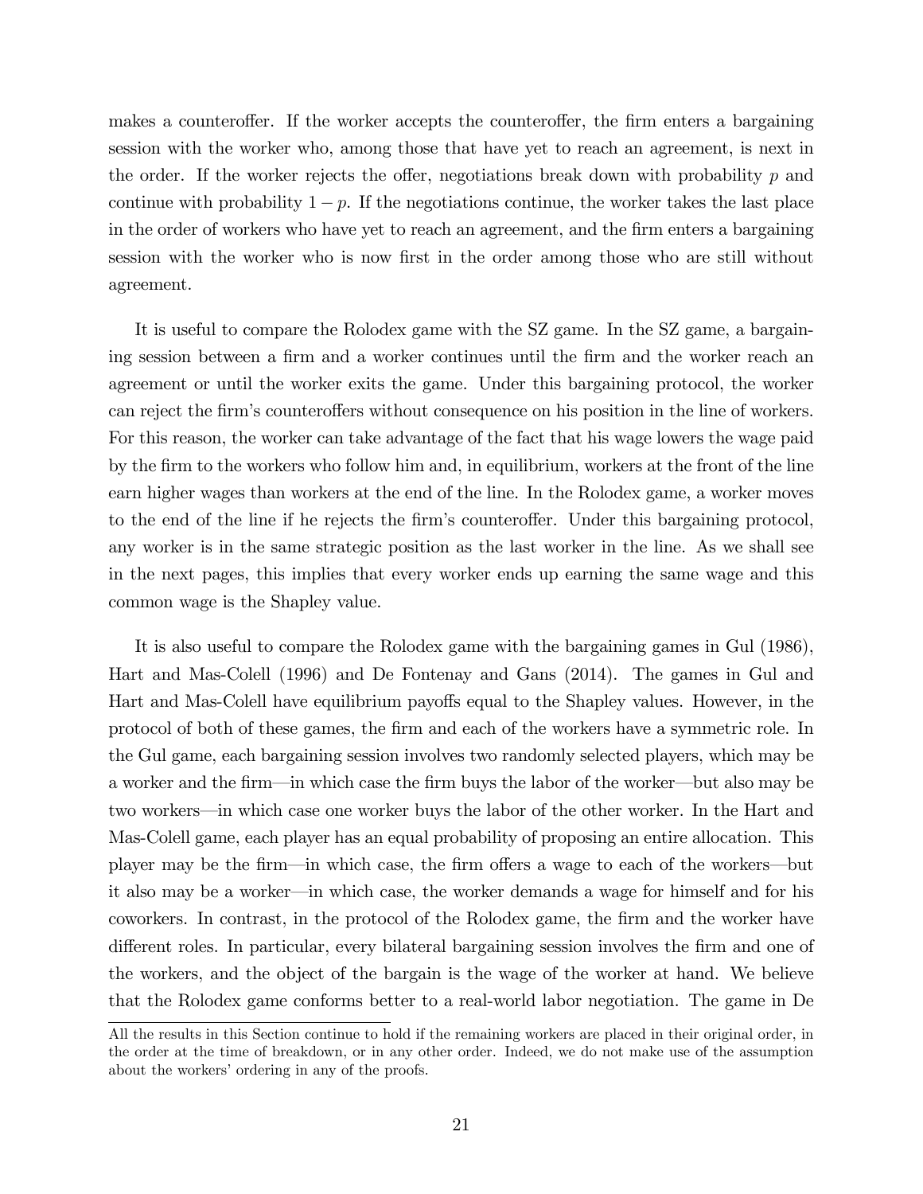makes a counteroffer. If the worker accepts the counteroffer, the firm enters a bargaining session with the worker who, among those that have yet to reach an agreement, is next in the order. If the worker rejects the offer, negotiations break down with probability $p$ and continue with probability $1 - p$. If the negotiations continue, the worker takes the last place in the order of workers who have yet to reach an agreement, and the firm enters a bargaining session with the worker who is now first in the order among those who are still without agreement.

It is useful to compare the Rolodex game with the SZ game. In the SZ game, a bargaining session between a firm and a worker continues until the firm and the worker reach an agreement or until the worker exits the game. Under this bargaining protocol, the worker can reject the firm's counteroffers without consequence on his position in the line of workers. For this reason, the worker can take advantage of the fact that his wage lowers the wage paid by the firm to the workers who follow him and, in equilibrium, workers at the front of the line earn higher wages than workers at the end of the line. In the Rolodex game, a worker moves to the end of the line if he rejects the firm's counteroffer. Under this bargaining protocol, any worker is in the same strategic position as the last worker in the line. As we shall see in the next pages, this implies that every worker ends up earning the same wage and this common wage is the Shapley value.

It is also useful to compare the Rolodex game with the bargaining games in Gul (1986), Hart and Mas-Colell (1996) and De Fontenay and Gans (2014). The games in Gul and Hart and Mas-Colell have equilibrium payoffs equal to the Shapley values. However, in the protocol of both of these games, the firm and each of the workers have a symmetric role. In the Gul game, each bargaining session involves two randomly selected players, which may be a worker and the firm—in which case the firm buys the labor of the worker—but also may be two workers—in which case one worker buys the labor of the other worker. In the Hart and Mas-Colell game, each player has an equal probability of proposing an entire allocation. This player may be the firm—in which case, the firm offers a wage to each of the workers—but it also may be a worker—in which case, the worker demands a wage for himself and for his coworkers. In contrast, in the protocol of the Rolodex game, the firm and the worker have different roles. In particular, every bilateral bargaining session involves the firm and one of the workers, and the object of the bargain is the wage of the worker at hand. We believe that the Rolodex game conforms better to a real-world labor negotiation. The game in De

All the results in this Section continue to hold if the remaining workers are placed in their original order, in the order at the time of breakdown, or in any other order. Indeed, we do not make use of the assumption about the workers' ordering in any of the proofs.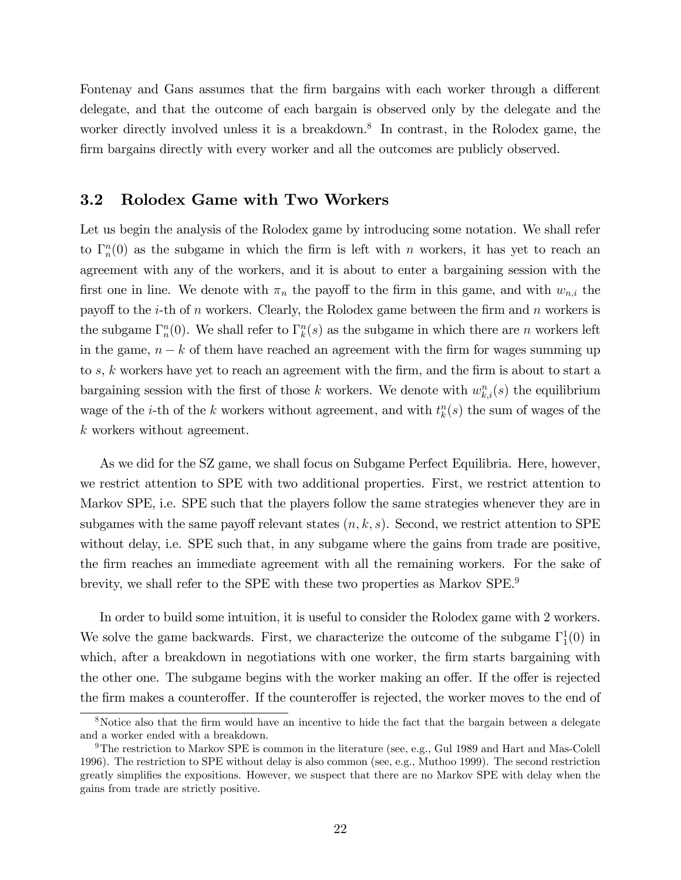Fontenay and Gans assumes that the firm bargains with each worker through a different delegate, and that the outcome of each bargain is observed only by the delegate and the worker directly involved unless it is a breakdown.[8] In contrast, in the Rolodex game, the firm bargains directly with every worker and all the outcomes are publicly observed.

## 3.2 Rolodex Game with Two Workers

Let us begin the analysis of the Rolodex game by introducing some notation. We shall refer to $\Gamma_n^n(0)$ as the subgame in which the firm is left with $n$ workers, it has yet to reach an agreement with any of the workers, and it is about to enter a bargaining session with the first one in line. We denote with $\pi_n$ the payoff to the firm in this game, and with $w_{n,i}$ the payoff to the $i$-th of $n$ workers. Clearly, the Rolodex game between the firm and $n$ workers is the subgame $\Gamma_n^n(0)$. We shall refer to $\Gamma_k^n(s)$ as the subgame in which there are $n$ workers left in the game, $n-k$ of them have reached an agreement with the firm for wages summing up to $s$, $k$ workers have yet to reach an agreement with the firm, and the firm is about to start a bargaining session with the first of those $k$ workers. We denote with $w_{k,i}^n(s)$ the equilibrium wage of the $i$-th of the $k$ workers without agreement, and with $t_k^n(s)$ the sum of wages of the $k$ workers without agreement.

As we did for the SZ game, we shall focus on Subgame Perfect Equilibria. Here, however, we restrict attention to SPE with two additional properties. First, we restrict attention to Markov SPE, i.e. SPE such that the players follow the same strategies whenever they are in subgames with the same payoff relevant states $(n, k, s)$. Second, we restrict attention to SPE without delay, i.e. SPE such that, in any subgame where the gains from trade are positive, the firm reaches an immediate agreement with all the remaining workers. For the sake of brevity, we shall refer to the SPE with these two properties as Markov SPE.[9]

In order to build some intuition, it is useful to consider the Rolodex game with 2 workers. We solve the game backwards. First, we characterize the outcome of the subgame $\Gamma_1^1(0)$ in which, after a breakdown in negotiations with one worker, the firm starts bargaining with the other one. The subgame begins with the worker making an offer. If the offer is rejected the firm makes a counteroffer. If the counteroffer is rejected, the worker moves to the end of

[8] Notice also that the firm would have an incentive to hide the fact that the bargain between a delegate and a worker ended with a breakdown.

[9] The restriction to Markov SPE is common in the literature (see, e.g., Gul 1989 and Hart and Mas-Colell 1996). The restriction to SPE without delay is also common (see, e.g., Muthoo 1999). The second restriction greatly simplifies the expositions. However, we suspect that there are no Markov SPE with delay when the gains from trade are strictly positive.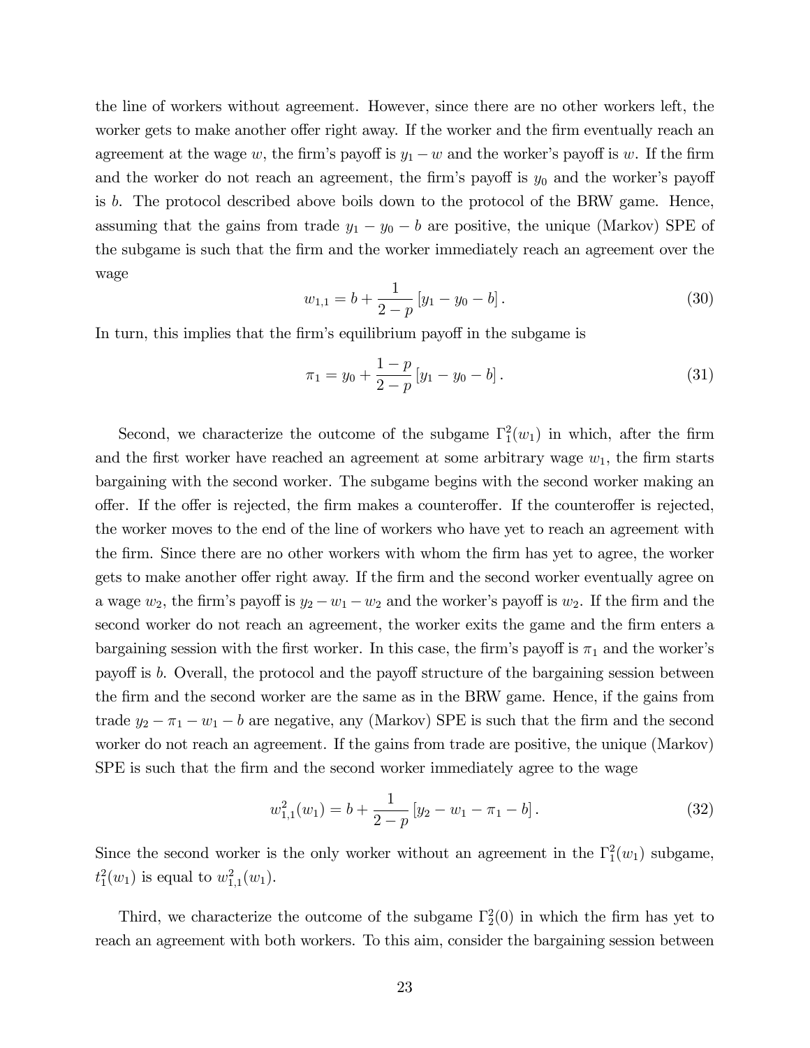the line of workers without agreement. However, since there are no other workers left, the worker gets to make another offer right away. If the worker and the firm eventually reach an agreement at the wage $w$, the firm's payoff is $y_1 - w$ and the worker's payoff is $w$. If the firm and the worker do not reach an agreement, the firm's payoff is $y_0$ and the worker's payoff is $b$. The protocol described above boils down to the protocol of the BRW game. Hence, assuming that the gains from trade $y_1 - y_0 - b$ are positive, the unique (Markov) SPE of the subgame is such that the firm and the worker immediately reach an agreement over the wage

$$w_{1,1} = b + \frac{1}{2-p}\left[y_1 - y_0 - b\right]. \tag{30}$$

In turn, this implies that the firm's equilibrium payoff in the subgame is

$$\pi_1 = y_0 + \frac{1-p}{2-p}\left[y_1 - y_0 - b\right]. \tag{31}$$

Second, we characterize the outcome of the subgame $\Gamma_1^2(w_1)$ in which, after the firm and the first worker have reached an agreement at some arbitrary wage $w_1$, the firm starts bargaining with the second worker. The subgame begins with the second worker making an offer. If the offer is rejected, the firm makes a counteroffer. If the counteroffer is rejected, the worker moves to the end of the line of workers who have yet to reach an agreement with the firm. Since there are no other workers with whom the firm has yet to agree, the worker gets to make another offer right away. If the firm and the second worker eventually agree on a wage $w_2$, the firm's payoff is $y_2 - w_1 - w_2$ and the worker's payoff is $w_2$. If the firm and the second worker do not reach an agreement, the worker exits the game and the firm enters a bargaining session with the first worker. In this case, the firm's payoff is $\pi_1$ and the worker's payoff is $b$. Overall, the protocol and the payoff structure of the bargaining session between the firm and the second worker are the same as in the BRW game. Hence, if the gains from trade $y_2 - \pi_1 - w_1 - b$ are negative, any (Markov) SPE is such that the firm and the second worker do not reach an agreement. If the gains from trade are positive, the unique (Markov) SPE is such that the firm and the second worker immediately agree to the wage

$$w_{1,1}^2(w_1) = b + \frac{1}{2-p}\left[y_2 - w_1 - \pi_1 - b\right]. \tag{32}$$

Since the second worker is the only worker without an agreement in the $\Gamma_1^2(w_1)$ subgame, $t_1^2(w_1)$ is equal to $w_{1,1}^2(w_1)$.

Third, we characterize the outcome of the subgame $\Gamma_2^2(0)$ in which the firm has yet to reach an agreement with both workers. To this aim, consider the bargaining session between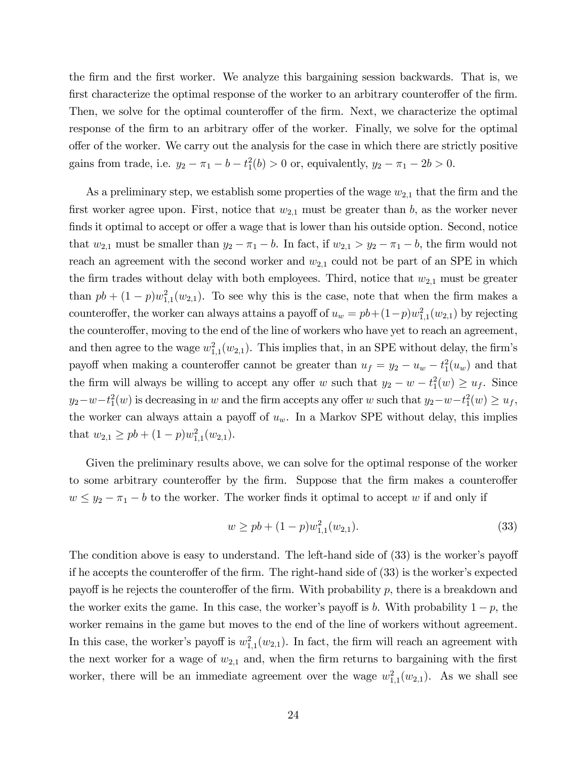the firm and the first worker. We analyze this bargaining session backwards. That is, we first characterize the optimal response of the worker to an arbitrary counteroffer of the firm. Then, we solve for the optimal counteroffer of the firm. Next, we characterize the optimal response of the firm to an arbitrary offer of the worker. Finally, we solve for the optimal offer of the worker. We carry out the analysis for the case in which there are strictly positive gains from trade, i.e. $y_2 - \pi_1 - b - t_1^2(b) > 0$ or, equivalently, $y_2 - \pi_1 - 2b > 0$.

As a preliminary step, we establish some properties of the wage $w_{2,1}$ that the firm and the first worker agree upon. First, notice that $w_{2,1}$ must be greater than $b$, as the worker never finds it optimal to accept or offer a wage that is lower than his outside option. Second, notice that $w_{2,1}$ must be smaller than $y_2 - \pi_1 - b$. In fact, if $w_{2,1} > y_2 - \pi_1 - b$, the firm would not reach an agreement with the second worker and $w_{2,1}$ could not be part of an SPE in which the firm trades without delay with both employees. Third, notice that $w_{2,1}$ must be greater than $pb + (1-p)w_{1,1}^2(w_{2,1})$. To see why this is the case, note that when the firm makes a counteroffer, the worker can always attains a payoff of $u_w = pb+(1-p)w_{1,1}^2(w_{2,1})$ by rejecting the counteroffer, moving to the end of the line of workers who have yet to reach an agreement, and then agree to the wage $w_{1,1}^2(w_{2,1})$. This implies that, in an SPE without delay, the firm's payoff when making a counteroffer cannot be greater than $u_f = y_2 - u_w - t_1^2(u_w)$ and that the firm will always be willing to accept any offer $w$ such that $y_2 - w - t_1^2(w) \geq u_f$. Since $y_2 - w - t_1^2(w)$ is decreasing in $w$ and the firm accepts any offer $w$ such that $y_2 - w - t_1^2(w) \geq u_f$, the worker can always attain a payoff of $u_w$. In a Markov SPE without delay, this implies that $w_{2,1} \geq pb + (1-p)w_{1,1}^2(w_{2,1})$.

Given the preliminary results above, we can solve for the optimal response of the worker to some arbitrary counteroffer by the firm. Suppose that the firm makes a counteroffer $w \leq y_2 - \pi_1 - b$ to the worker. The worker finds it optimal to accept $w$ if and only if

$$w \geq pb + (1-p)w_{1,1}^2(w_{2,1}). \tag{33}$$

The condition above is easy to understand. The left-hand side of (33) is the worker's payoff if he accepts the counteroffer of the firm. The right-hand side of (33) is the worker's expected payoff is he rejects the counteroffer of the firm. With probability $p$, there is a breakdown and the worker exits the game. In this case, the worker's payoff is $b$. With probability $1-p$, the worker remains in the game but moves to the end of the line of workers without agreement. In this case, the worker's payoff is $w_{1,1}^2(w_{2,1})$. In fact, the firm will reach an agreement with the next worker for a wage of $w_{2,1}$ and, when the firm returns to bargaining with the first worker, there will be an immediate agreement over the wage $w_{1,1}^2(w_{2,1})$. As we shall see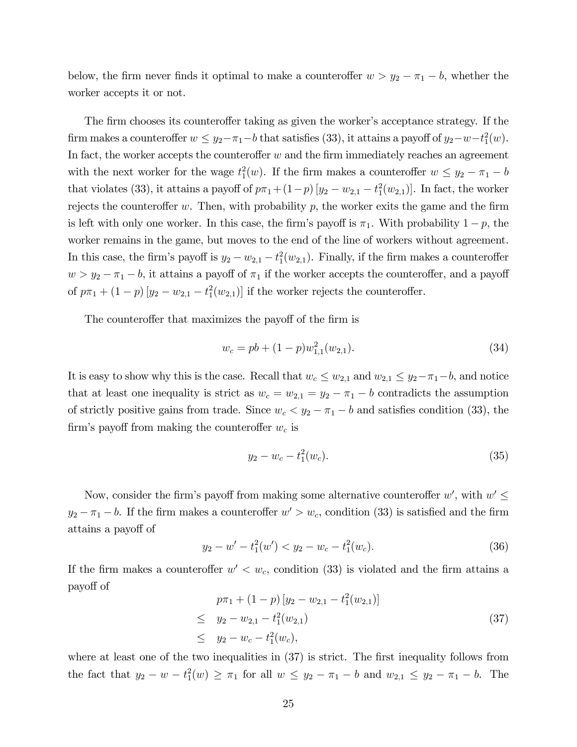below, the firm never finds it optimal to make a counteroffer $w > y_2 - \pi_1 - b$, whether the worker accepts it or not.

The firm chooses its counteroffer taking as given the worker's acceptance strategy. If the firm makes a counteroffer $w \leq y_2 - \pi_1 - b$ that satisfies (33), it attains a payoff of $y_2 - w - t_1^2(w)$. In fact, the worker accepts the counteroffer $w$ and the firm immediately reaches an agreement with the next worker for the wage $t_1^2(w)$. If the firm makes a counteroffer $w \leq y_2 - \pi_1 - b$ that violates (33), it attains a payoff of $p\pi_1 + (1-p)\left[y_2 - w_{2,1} - t_1^2(w_{2,1})\right]$. In fact, the worker rejects the counteroffer $w$. Then, with probability $p$, the worker exits the game and the firm is left with only one worker. In this case, the firm's payoff is $\pi_1$. With probability $1-p$, the worker remains in the game, but moves to the end of the line of workers without agreement. In this case, the firm's payoff is $y_2 - w_{2,1} - t_1^2(w_{2,1})$. Finally, if the firm makes a counteroffer $w > y_2 - \pi_1 - b$, it attains a payoff of $\pi_1$ if the worker accepts the counteroffer, and a payoff of $p\pi_1 + (1-p)\left[y_2 - w_{2,1} - t_1^2(w_{2,1})\right]$ if the worker rejects the counteroffer.

The counteroffer that maximizes the payoff of the firm is

$$w_c = pb + (1-p)w_{1,1}^2(w_{2,1}). \tag{34}$$

It is easy to show why this is the case. Recall that $w_c \leq w_{2,1}$ and $w_{2,1} \leq y_2 - \pi_1 - b$, and notice that at least one inequality is strict as $w_c = w_{2,1} = y_2 - \pi_1 - b$ contradicts the assumption of strictly positive gains from trade. Since $w_c < y_2 - \pi_1 - b$ and satisfies condition (33), the firm's payoff from making the counteroffer $w_c$ is

$$y_2 - w_c - t_1^2(w_c). \tag{35}$$

Now, consider the firm's payoff from making some alternative counteroffer $w'$, with $w' \leq y_2 - \pi_1 - b$. If the firm makes a counteroffer $w' > w_c$, condition (33) is satisfied and the firm attains a payoff of

$$y_2 - w' - t_1^2(w') < y_2 - w_c - t_1^2(w_c). \tag{36}$$

If the firm makes a counteroffer $w' < w_c$, condition (33) is violated and the firm attains a payoff of

$$\begin{aligned} & p\pi_1 + (1-p)\left[y_2 - w_{2,1} - t_1^2(w_{2,1})\right] \\ \leq \;& y_2 - w_{2,1} - t_1^2(w_{2,1}) \\ \leq \;& y_2 - w_c - t_1^2(w_c), \end{aligned} \tag{37}$$

where at least one of the two inequalities in (37) is strict. The first inequality follows from the fact that $y_2 - w - t_1^2(w) \geq \pi_1$ for all $w \leq y_2 - \pi_1 - b$ and $w_{2,1} \leq y_2 - \pi_1 - b$. The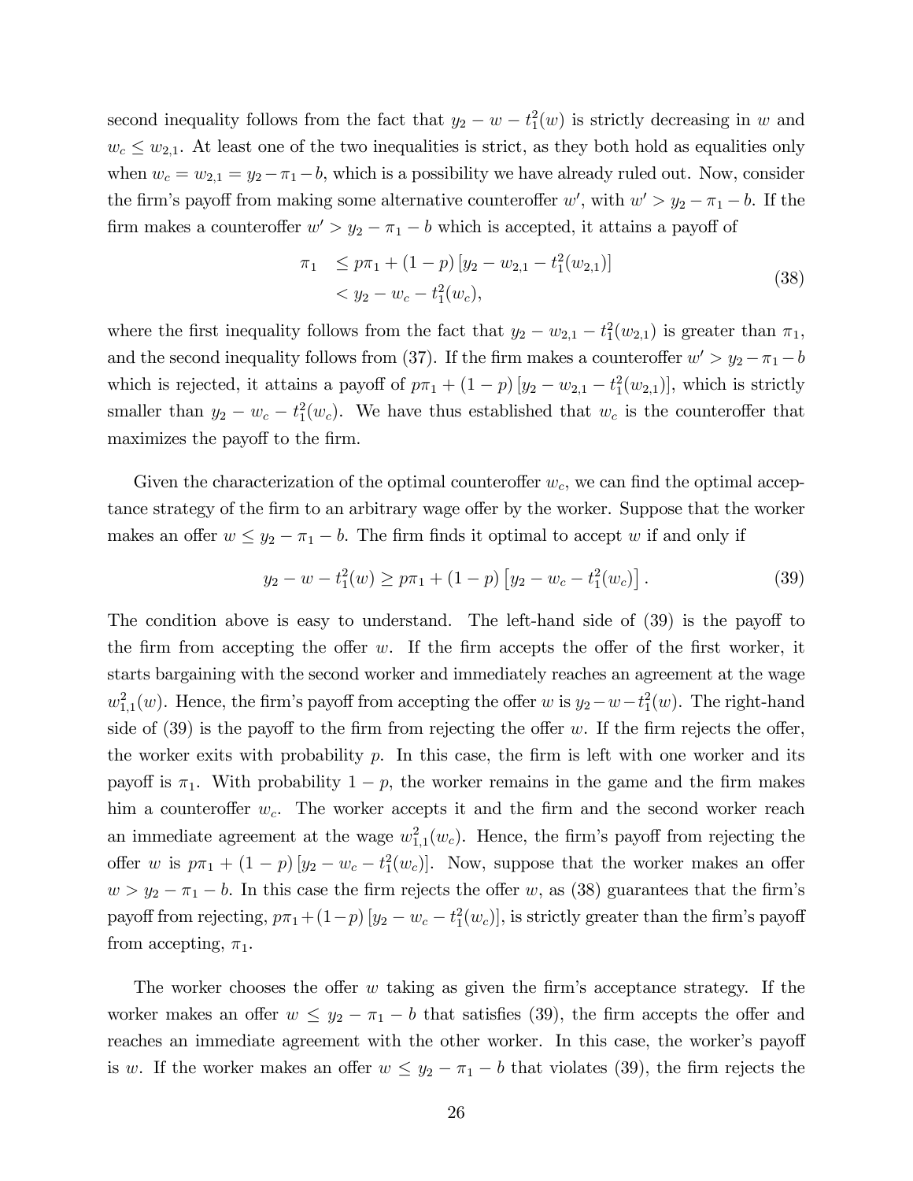second inequality follows from the fact that $y_2 - w - t_1^2(w)$ is strictly decreasing in $w$ and $w_c \leq w_{2,1}$. At least one of the two inequalities is strict, as they both hold as equalities only when $w_c = w_{2,1} = y_2 - \pi_1 - b$, which is a possibility we have already ruled out. Now, consider the firm's payoff from making some alternative counteroffer $w'$, with $w' > y_2 - \pi_1 - b$. If the firm makes a counteroffer $w' > y_2 - \pi_1 - b$ which is accepted, it attains a payoff of

$$
\begin{aligned}
\pi_1 &\leq p\pi_1 + (1-p)\left[y_2 - w_{2,1} - t_1^2(w_{2,1})\right] \\
&< y_2 - w_c - t_1^2(w_c),
\end{aligned}
\tag{38}
$$

where the first inequality follows from the fact that $y_2 - w_{2,1} - t_1^2(w_{2,1})$ is greater than $\pi_1$, and the second inequality follows from (37). If the firm makes a counteroffer $w' > y_2 - \pi_1 - b$ which is rejected, it attains a payoff of $p\pi_1 + (1-p)\left[y_2 - w_{2,1} - t_1^2(w_{2,1})\right]$, which is strictly smaller than $y_2 - w_c - t_1^2(w_c)$. We have thus established that $w_c$ is the counteroffer that maximizes the payoff to the firm.

Given the characterization of the optimal counteroffer $w_c$, we can find the optimal acceptance strategy of the firm to an arbitrary wage offer by the worker. Suppose that the worker makes an offer $w \leq y_2 - \pi_1 - b$. The firm finds it optimal to accept $w$ if and only if

$$
y_2 - w - t_1^2(w) \geq p\pi_1 + (1-p)\left[y_2 - w_c - t_1^2(w_c)\right]. \tag{39}
$$

The condition above is easy to understand. The left-hand side of (39) is the payoff to the firm from accepting the offer $w$. If the firm accepts the offer of the first worker, it starts bargaining with the second worker and immediately reaches an agreement at the wage $w_{1,1}^2(w)$. Hence, the firm's payoff from accepting the offer $w$ is $y_2 - w - t_1^2(w)$. The right-hand side of (39) is the payoff to the firm from rejecting the offer $w$. If the firm rejects the offer, the worker exits with probability $p$. In this case, the firm is left with one worker and its payoff is $\pi_1$. With probability $1-p$, the worker remains in the game and the firm makes him a counteroffer $w_c$. The worker accepts it and the firm and the second worker reach an immediate agreement at the wage $w_{1,1}^2(w_c)$. Hence, the firm's payoff from rejecting the offer $w$ is $p\pi_1 + (1-p)\left[y_2 - w_c - t_1^2(w_c)\right]$. Now, suppose that the worker makes an offer $w > y_2 - \pi_1 - b$. In this case the firm rejects the offer $w$, as (38) guarantees that the firm's payoff from rejecting, $p\pi_1 + (1-p)\left[y_2 - w_c - t_1^2(w_c)\right]$, is strictly greater than the firm's payoff from accepting, $\pi_1$.

The worker chooses the offer $w$ taking as given the firm's acceptance strategy. If the worker makes an offer $w \leq y_2 - \pi_1 - b$ that satisfies (39), the firm accepts the offer and reaches an immediate agreement with the other worker. In this case, the worker's payoff is $w$. If the worker makes an offer $w \leq y_2 - \pi_1 - b$ that violates (39), the firm rejects the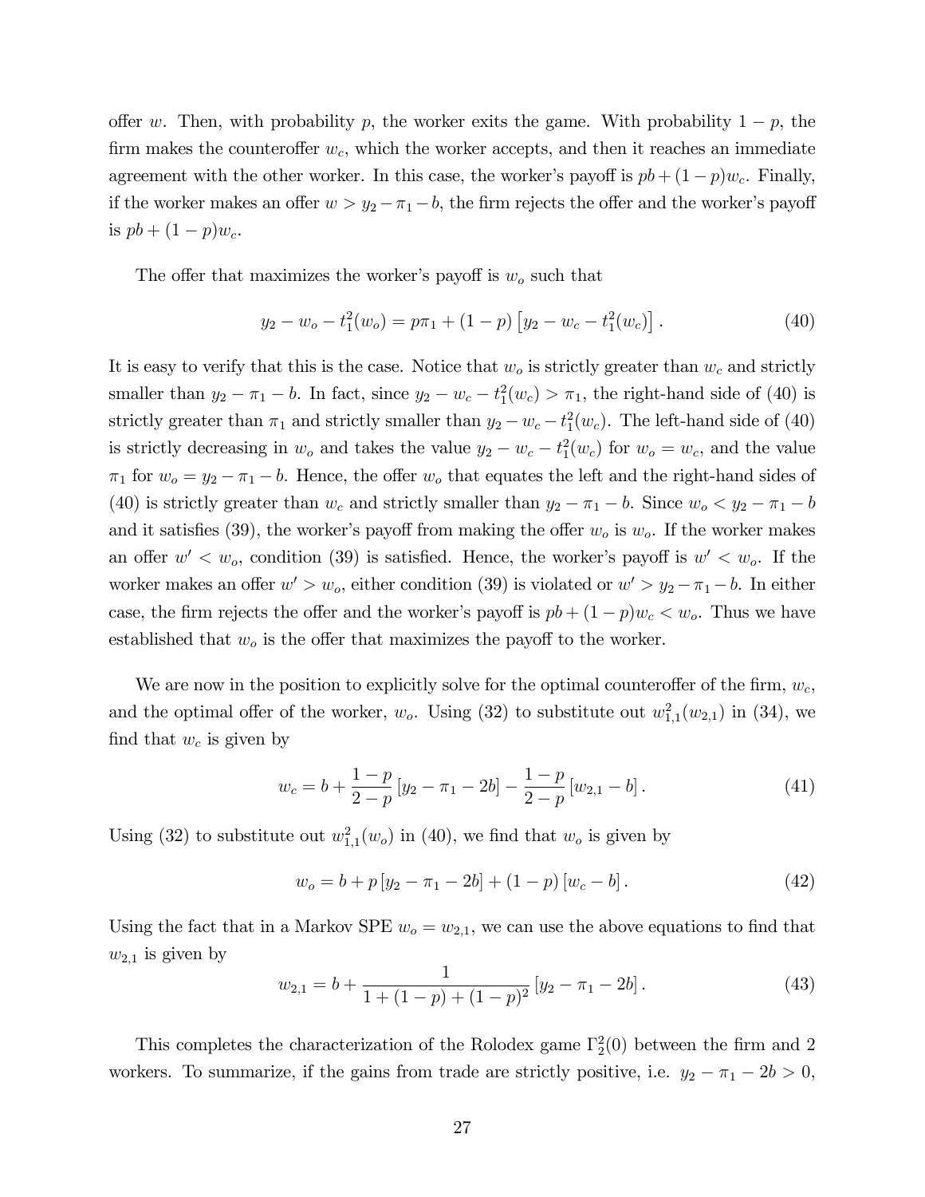offer $w$. Then, with probability $p$, the worker exits the game. With probability $1-p$, the firm makes the counteroffer $w_c$, which the worker accepts, and then it reaches an immediate agreement with the other worker. In this case, the worker's payoff is $pb + (1-p)w_c$. Finally, if the worker makes an offer $w > y_2 - \pi_1 - b$, the firm rejects the offer and the worker's payoff is $pb + (1-p)w_c$.

The offer that maximizes the worker's payoff is $w_o$ such that

$$y_2 - w_o - t_1^2(w_o) = p\pi_1 + (1-p)\left[y_2 - w_c - t_1^2(w_c)\right]. \tag{40}$$

It is easy to verify that this is the case. Notice that $w_o$ is strictly greater than $w_c$ and strictly smaller than $y_2 - \pi_1 - b$. In fact, since $y_2 - w_c - t_1^2(w_c) > \pi_1$, the right-hand side of (40) is strictly greater than $\pi_1$ and strictly smaller than $y_2 - w_c - t_1^2(w_c)$. The left-hand side of (40) is strictly decreasing in $w_o$ and takes the value $y_2 - w_c - t_1^2(w_c)$ for $w_o = w_c$, and the value $\pi_1$ for $w_o = y_2 - \pi_1 - b$. Hence, the offer $w_o$ that equates the left and the right-hand sides of (40) is strictly greater than $w_c$ and strictly smaller than $y_2 - \pi_1 - b$. Since $w_o < y_2 - \pi_1 - b$ and it satisfies (39), the worker's payoff from making the offer $w_o$ is $w_o$. If the worker makes an offer $w' < w_o$, condition (39) is satisfied. Hence, the worker's payoff is $w' < w_o$. If the worker makes an offer $w' > w_o$, either condition (39) is violated or $w' > y_2 - \pi_1 - b$. In either case, the firm rejects the offer and the worker's payoff is $pb + (1-p)w_c < w_o$. Thus we have established that $w_o$ is the offer that maximizes the payoff to the worker.

We are now in the position to explicitly solve for the optimal counteroffer of the firm, $w_c$, and the optimal offer of the worker, $w_o$. Using (32) to substitute out $w_{1,1}^2(w_{2,1})$ in (34), we find that $w_c$ is given by

$$w_c = b + \frac{1-p}{2-p}\left[y_2 - \pi_1 - 2b\right] - \frac{1-p}{2-p}\left[w_{2,1} - b\right]. \tag{41}$$

Using (32) to substitute out $w_{1,1}^2(w_o)$ in (40), we find that $w_o$ is given by

$$w_o = b + p\left[y_2 - \pi_1 - 2b\right] + (1-p)\left[w_c - b\right]. \tag{42}$$

Using the fact that in a Markov SPE $w_o = w_{2,1}$, we can use the above equations to find that $w_{2,1}$ is given by

$$w_{2,1} = b + \frac{1}{1 + (1-p) + (1-p)^2}\left[y_2 - \pi_1 - 2b\right]. \tag{43}$$

This completes the characterization of the Rolodex game $\Gamma_2^2(0)$ between the firm and 2 workers. To summarize, if the gains from trade are strictly positive, i.e. $y_2 - \pi_1 - 2b > 0$,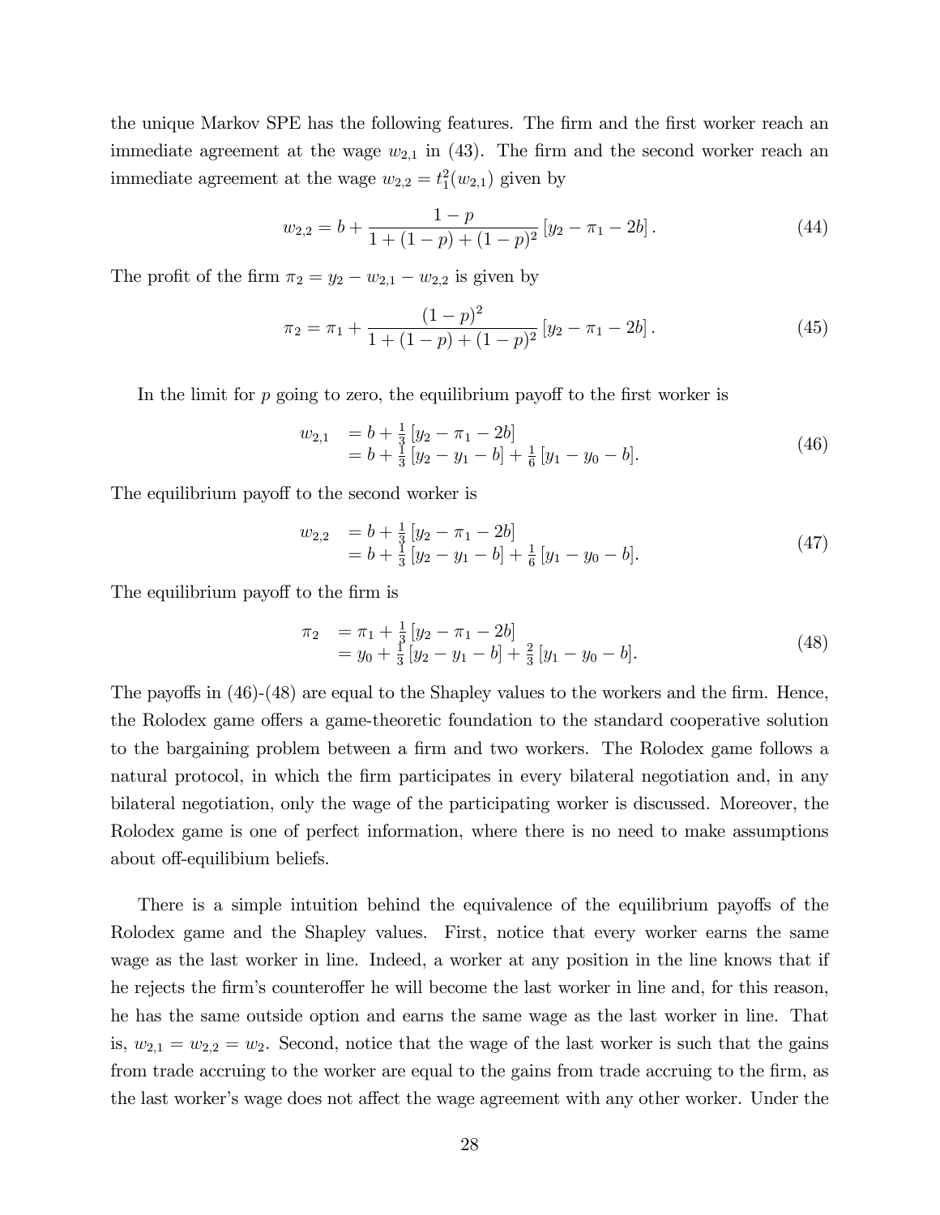the unique Markov SPE has the following features. The firm and the first worker reach an immediate agreement at the wage $w_{2,1}$ in (43). The firm and the second worker reach an immediate agreement at the wage $w_{2,2} = t_1^2(w_{2,1})$ given by

$$w_{2,2} = b + \frac{1-p}{1+(1-p)+(1-p)^2}\left[y_2 - \pi_1 - 2b\right]. \tag{44}$$

The profit of the firm $\pi_2 = y_2 - w_{2,1} - w_{2,2}$ is given by

$$\pi_2 = \pi_1 + \frac{(1-p)^2}{1+(1-p)+(1-p)^2}\left[y_2 - \pi_1 - 2b\right]. \tag{45}$$

In the limit for $p$ going to zero, the equilibrium payoff to the first worker is

$$\begin{aligned} w_{2,1} &= b + \tfrac{1}{3}\left[y_2 - \pi_1 - 2b\right] \\ &= b + \tfrac{1}{3}\left[y_2 - y_1 - b\right] + \tfrac{1}{6}\left[y_1 - y_0 - b\right]. \end{aligned} \tag{46}$$

The equilibrium payoff to the second worker is

$$\begin{aligned} w_{2,2} &= b + \tfrac{1}{3}\left[y_2 - \pi_1 - 2b\right] \\ &= b + \tfrac{1}{3}\left[y_2 - y_1 - b\right] + \tfrac{1}{6}\left[y_1 - y_0 - b\right]. \end{aligned} \tag{47}$$

The equilibrium payoff to the firm is

$$\begin{aligned} \pi_2 &= \pi_1 + \tfrac{1}{3}\left[y_2 - \pi_1 - 2b\right] \\ &= y_0 + \tfrac{1}{3}\left[y_2 - y_1 - b\right] + \tfrac{2}{3}\left[y_1 - y_0 - b\right]. \end{aligned} \tag{48}$$

The payoffs in (46)-(48) are equal to the Shapley values to the workers and the firm. Hence, the Rolodex game offers a game-theoretic foundation to the standard cooperative solution to the bargaining problem between a firm and two workers. The Rolodex game follows a natural protocol, in which the firm participates in every bilateral negotiation and, in any bilateral negotiation, only the wage of the participating worker is discussed. Moreover, the Rolodex game is one of perfect information, where there is no need to make assumptions about off-equilibium beliefs.

There is a simple intuition behind the equivalence of the equilibrium payoffs of the Rolodex game and the Shapley values. First, notice that every worker earns the same wage as the last worker in line. Indeed, a worker at any position in the line knows that if he rejects the firm's counteroffer he will become the last worker in line and, for this reason, he has the same outside option and earns the same wage as the last worker in line. That is, $w_{2,1} = w_{2,2} = w_2$. Second, notice that the wage of the last worker is such that the gains from trade accruing to the worker are equal to the gains from trade accruing to the firm, as the last worker's wage does not affect the wage agreement with any other worker. Under the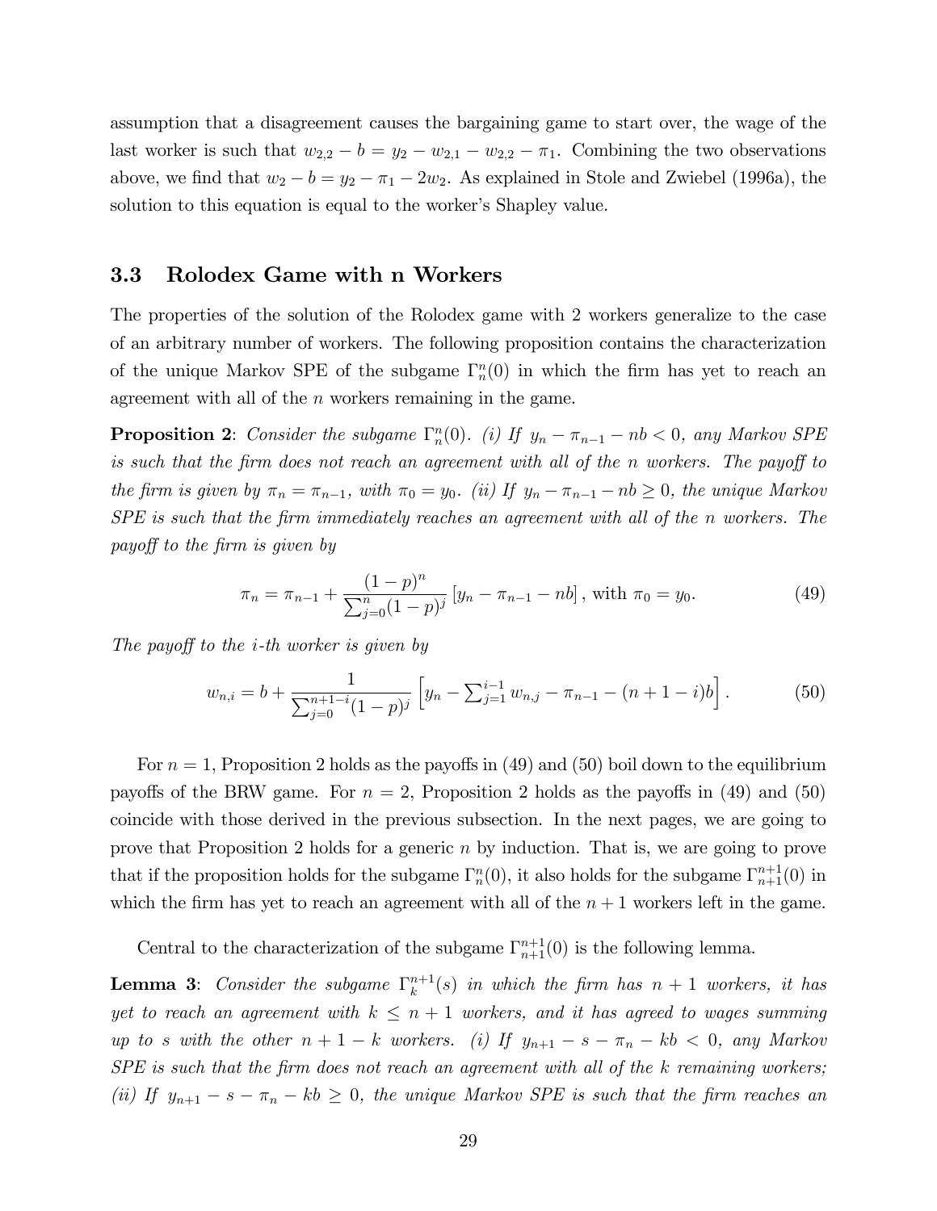assumption that a disagreement causes the bargaining game to start over, the wage of the last worker is such that $w_{2,2} - b = y_2 - w_{2,1} - w_{2,2} - \pi_1$. Combining the two observations above, we find that $w_2 - b = y_2 - \pi_1 - 2w_2$. As explained in Stole and Zwiebel (1996a), the solution to this equation is equal to the worker's Shapley value.

### 3.3 Rolodex Game with n Workers

The properties of the solution of the Rolodex game with 2 workers generalize to the case of an arbitrary number of workers. The following proposition contains the characterization of the unique Markov SPE of the subgame $\Gamma_n^n(0)$ in which the firm has yet to reach an agreement with all of the $n$ workers remaining in the game.

**Proposition 2**: *Consider the subgame $\Gamma_n^n(0)$. (i) If $y_n - \pi_{n-1} - nb < 0$, any Markov SPE is such that the firm does not reach an agreement with all of the $n$ workers. The payoff to the firm is given by $\pi_n = \pi_{n-1}$, with $\pi_0 = y_0$. (ii) If $y_n - \pi_{n-1} - nb \geq 0$, the unique Markov SPE is such that the firm immediately reaches an agreement with all of the $n$ workers. The payoff to the firm is given by*

$$\pi_n = \pi_{n-1} + \frac{(1-p)^n}{\sum_{j=0}^{n}(1-p)^j}\left[y_n - \pi_{n-1} - nb\right], \text{ with } \pi_0 = y_0. \tag{49}$$

*The payoff to the $i$-th worker is given by*

$$w_{n,i} = b + \frac{1}{\sum_{j=0}^{n+1-i}(1-p)^j}\left[y_n - \textstyle\sum_{j=1}^{i-1} w_{n,j} - \pi_{n-1} - (n+1-i)b\right]. \tag{50}$$

For $n = 1$, Proposition 2 holds as the payoffs in (49) and (50) boil down to the equilibrium payoffs of the BRW game. For $n = 2$, Proposition 2 holds as the payoffs in (49) and (50) coincide with those derived in the previous subsection. In the next pages, we are going to prove that Proposition 2 holds for a generic $n$ by induction. That is, we are going to prove that if the proposition holds for the subgame $\Gamma_n^n(0)$, it also holds for the subgame $\Gamma_{n+1}^{n+1}(0)$ in which the firm has yet to reach an agreement with all of the $n+1$ workers left in the game.

Central to the characterization of the subgame $\Gamma_{n+1}^{n+1}(0)$ is the following lemma.

**Lemma 3**: *Consider the subgame $\Gamma_k^{n+1}(s)$ in which the firm has $n+1$ workers, it has yet to reach an agreement with $k \leq n+1$ workers, and it has agreed to wages summing up to $s$ with the other $n+1-k$ workers. (i) If $y_{n+1} - s - \pi_n - kb < 0$, any Markov SPE is such that the firm does not reach an agreement with all of the $k$ remaining workers; (ii) If $y_{n+1} - s - \pi_n - kb \geq 0$, the unique Markov SPE is such that the firm reaches an*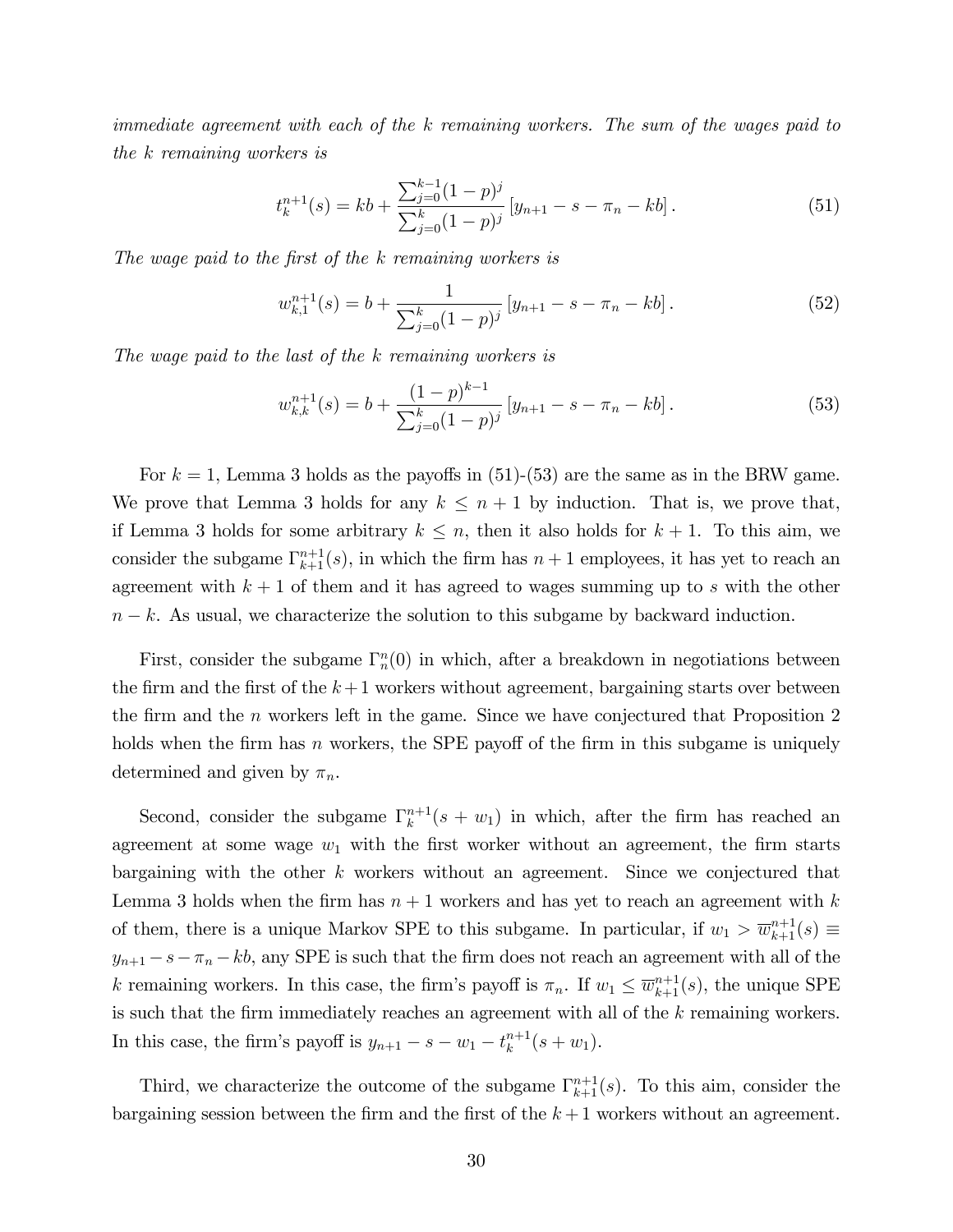*immediate agreement with each of the $k$ remaining workers. The sum of the wages paid to the $k$ remaining workers is*

$$t_k^{n+1}(s) = kb + \frac{\sum_{j=0}^{k-1}(1-p)^j}{\sum_{j=0}^{k}(1-p)^j}\left[y_{n+1} - s - \pi_n - kb\right]. \tag{51}$$

*The wage paid to the first of the $k$ remaining workers is*

$$w_{k,1}^{n+1}(s) = b + \frac{1}{\sum_{j=0}^{k}(1-p)^j}\left[y_{n+1} - s - \pi_n - kb\right]. \tag{52}$$

*The wage paid to the last of the $k$ remaining workers is*

$$w_{k,k}^{n+1}(s) = b + \frac{(1-p)^{k-1}}{\sum_{j=0}^{k}(1-p)^j}\left[y_{n+1} - s - \pi_n - kb\right]. \tag{53}$$

For $k = 1$, Lemma 3 holds as the payoffs in (51)-(53) are the same as in the BRW game. We prove that Lemma 3 holds for any $k \leq n+1$ by induction. That is, we prove that, if Lemma 3 holds for some arbitrary $k \leq n$, then it also holds for $k+1$. To this aim, we consider the subgame $\Gamma_{k+1}^{n+1}(s)$, in which the firm has $n+1$ employees, it has yet to reach an agreement with $k+1$ of them and it has agreed to wages summing up to $s$ with the other $n-k$. As usual, we characterize the solution to this subgame by backward induction.

First, consider the subgame $\Gamma_n^n(0)$ in which, after a breakdown in negotiations between the firm and the first of the $k+1$ workers without agreement, bargaining starts over between the firm and the $n$ workers left in the game. Since we have conjectured that Proposition 2 holds when the firm has $n$ workers, the SPE payoff of the firm in this subgame is uniquely determined and given by $\pi_n$.

Second, consider the subgame $\Gamma_k^{n+1}(s + w_1)$ in which, after the firm has reached an agreement at some wage $w_1$ with the first worker without an agreement, the firm starts bargaining with the other $k$ workers without an agreement. Since we conjectured that Lemma 3 holds when the firm has $n+1$ workers and has yet to reach an agreement with $k$ of them, there is a unique Markov SPE to this subgame. In particular, if $w_1 > \overline{w}_{k+1}^{n+1}(s) \equiv y_{n+1} - s - \pi_n - kb$, any SPE is such that the firm does not reach an agreement with all of the $k$ remaining workers. In this case, the firm's payoff is $\pi_n$. If $w_1 \leq \overline{w}_{k+1}^{n+1}(s)$, the unique SPE is such that the firm immediately reaches an agreement with all of the $k$ remaining workers. In this case, the firm's payoff is $y_{n+1} - s - w_1 - t_k^{n+1}(s + w_1)$.

Third, we characterize the outcome of the subgame $\Gamma_{k+1}^{n+1}(s)$. To this aim, consider the bargaining session between the firm and the first of the $k+1$ workers without an agreement.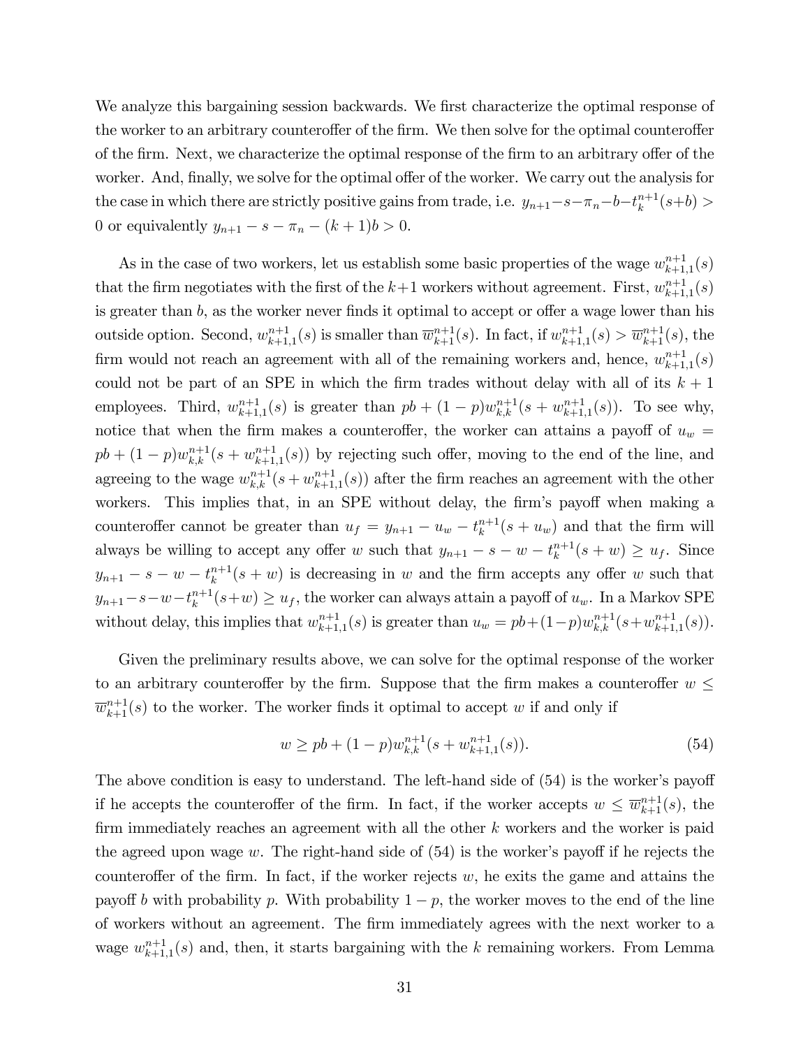We analyze this bargaining session backwards. We first characterize the optimal response of the worker to an arbitrary counteroffer of the firm. We then solve for the optimal counteroffer of the firm. Next, we characterize the optimal response of the firm to an arbitrary offer of the worker. And, finally, we solve for the optimal offer of the worker. We carry out the analysis for the case in which there are strictly positive gains from trade, i.e. $y_{n+1} - s - \pi_n - b - t_k^{n+1}(s+b) > 0$ or equivalently $y_{n+1} - s - \pi_n - (k+1)b > 0$.

As in the case of two workers, let us establish some basic properties of the wage $w_{k+1,1}^{n+1}(s)$ that the firm negotiates with the first of the $k+1$ workers without agreement. First, $w_{k+1,1}^{n+1}(s)$ is greater than $b$, as the worker never finds it optimal to accept or offer a wage lower than his outside option. Second, $w_{k+1,1}^{n+1}(s)$ is smaller than $\overline{w}_{k+1}^{n+1}(s)$. In fact, if $w_{k+1,1}^{n+1}(s) > \overline{w}_{k+1}^{n+1}(s)$, the firm would not reach an agreement with all of the remaining workers and, hence, $w_{k+1,1}^{n+1}(s)$ could not be part of an SPE in which the firm trades without delay with all of its $k+1$ employees. Third, $w_{k+1,1}^{n+1}(s)$ is greater than $pb + (1-p)w_{k,k}^{n+1}(s + w_{k+1,1}^{n+1}(s))$. To see why, notice that when the firm makes a counteroffer, the worker can attains a payoff of $u_w = pb + (1-p)w_{k,k}^{n+1}(s + w_{k+1,1}^{n+1}(s))$ by rejecting such offer, moving to the end of the line, and agreeing to the wage $w_{k,k}^{n+1}(s + w_{k+1,1}^{n+1}(s))$ after the firm reaches an agreement with the other workers. This implies that, in an SPE without delay, the firm's payoff when making a counteroffer cannot be greater than $u_f = y_{n+1} - u_w - t_k^{n+1}(s + u_w)$ and that the firm will always be willing to accept any offer $w$ such that $y_{n+1} - s - w - t_k^{n+1}(s+w) \geq u_f$. Since $y_{n+1} - s - w - t_k^{n+1}(s+w)$ is decreasing in $w$ and the firm accepts any offer $w$ such that $y_{n+1} - s - w - t_k^{n+1}(s+w) \geq u_f$, the worker can always attain a payoff of $u_w$. In a Markov SPE without delay, this implies that $w_{k+1,1}^{n+1}(s)$ is greater than $u_w = pb + (1-p)w_{k,k}^{n+1}(s + w_{k+1,1}^{n+1}(s))$.

Given the preliminary results above, we can solve for the optimal response of the worker to an arbitrary counteroffer by the firm. Suppose that the firm makes a counteroffer $w \leq \overline{w}_{k+1}^{n+1}(s)$ to the worker. The worker finds it optimal to accept $w$ if and only if

$$w \geq pb + (1-p)w_{k,k}^{n+1}(s + w_{k+1,1}^{n+1}(s)). \tag{54}$$

The above condition is easy to understand. The left-hand side of (54) is the worker's payoff if he accepts the counteroffer of the firm. In fact, if the worker accepts $w \leq \overline{w}_{k+1}^{n+1}(s)$, the firm immediately reaches an agreement with all the other $k$ workers and the worker is paid the agreed upon wage $w$. The right-hand side of (54) is the worker's payoff if he rejects the counteroffer of the firm. In fact, if the worker rejects $w$, he exits the game and attains the payoff $b$ with probability $p$. With probability $1-p$, the worker moves to the end of the line of workers without an agreement. The firm immediately agrees with the next worker to a wage $w_{k+1,1}^{n+1}(s)$ and, then, it starts bargaining with the $k$ remaining workers. From Lemma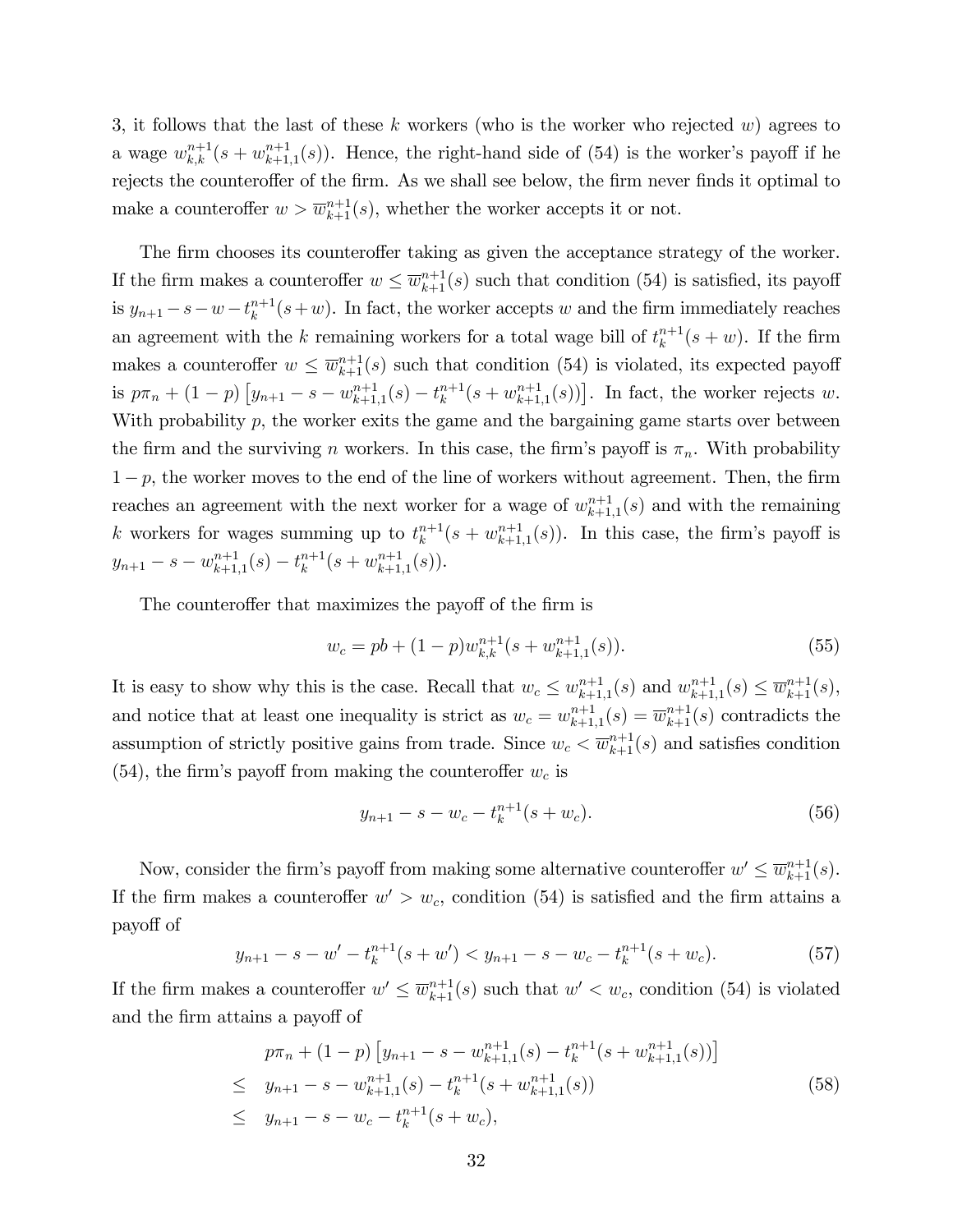3, it follows that the last of these $k$ workers (who is the worker who rejected $w$) agrees to a wage $w_{k,k}^{n+1}(s + w_{k+1,1}^{n+1}(s))$. Hence, the right-hand side of (54) is the worker's payoff if he rejects the counteroffer of the firm. As we shall see below, the firm never finds it optimal to make a counteroffer $w > \overline{w}_{k+1}^{n+1}(s)$, whether the worker accepts it or not.

The firm chooses its counteroffer taking as given the acceptance strategy of the worker. If the firm makes a counteroffer $w \leq \overline{w}_{k+1}^{n+1}(s)$ such that condition (54) is satisfied, its payoff is $y_{n+1} - s - w - t_k^{n+1}(s+w)$. In fact, the worker accepts $w$ and the firm immediately reaches an agreement with the $k$ remaining workers for a total wage bill of $t_k^{n+1}(s+w)$. If the firm makes a counteroffer $w \leq \overline{w}_{k+1}^{n+1}(s)$ such that condition (54) is violated, its expected payoff is $p\pi_n + (1-p)\left[y_{n+1} - s - w_{k+1,1}^{n+1}(s) - t_k^{n+1}(s + w_{k+1,1}^{n+1}(s))\right]$. In fact, the worker rejects $w$. With probability $p$, the worker exits the game and the bargaining game starts over between the firm and the surviving $n$ workers. In this case, the firm's payoff is $\pi_n$. With probability $1-p$, the worker moves to the end of the line of workers without agreement. Then, the firm reaches an agreement with the next worker for a wage of $w_{k+1,1}^{n+1}(s)$ and with the remaining $k$ workers for wages summing up to $t_k^{n+1}(s + w_{k+1,1}^{n+1}(s))$. In this case, the firm's payoff is $y_{n+1} - s - w_{k+1,1}^{n+1}(s) - t_k^{n+1}(s + w_{k+1,1}^{n+1}(s))$.

The counteroffer that maximizes the payoff of the firm is

$$w_c = pb + (1-p)w_{k,k}^{n+1}(s + w_{k+1,1}^{n+1}(s)). \tag{55}$$

It is easy to show why this is the case. Recall that $w_c \leq w_{k+1,1}^{n+1}(s)$ and $w_{k+1,1}^{n+1}(s) \leq \overline{w}_{k+1}^{n+1}(s)$, and notice that at least one inequality is strict as $w_c = w_{k+1,1}^{n+1}(s) = \overline{w}_{k+1}^{n+1}(s)$ contradicts the assumption of strictly positive gains from trade. Since $w_c < \overline{w}_{k+1}^{n+1}(s)$ and satisfies condition (54), the firm's payoff from making the counteroffer $w_c$ is

$$y_{n+1} - s - w_c - t_k^{n+1}(s + w_c). \tag{56}$$

Now, consider the firm's payoff from making some alternative counteroffer $w' \leq \overline{w}_{k+1}^{n+1}(s)$. If the firm makes a counteroffer $w' > w_c$, condition (54) is satisfied and the firm attains a payoff of

$$y_{n+1} - s - w' - t_k^{n+1}(s + w') < y_{n+1} - s - w_c - t_k^{n+1}(s + w_c). \tag{57}$$

If the firm makes a counteroffer $w' \leq \overline{w}_{k+1}^{n+1}(s)$ such that $w' < w_c$, condition (54) is violated and the firm attains a payoff of

$$\begin{aligned} & p\pi_n + (1-p)\left[y_{n+1} - s - w_{k+1,1}^{n+1}(s) - t_k^{n+1}(s + w_{k+1,1}^{n+1}(s))\right] \\ \leq \quad & y_{n+1} - s - w_{k+1,1}^{n+1}(s) - t_k^{n+1}(s + w_{k+1,1}^{n+1}(s)) \\ \leq \quad & y_{n+1} - s - w_c - t_k^{n+1}(s + w_c), \end{aligned} \tag{58}$$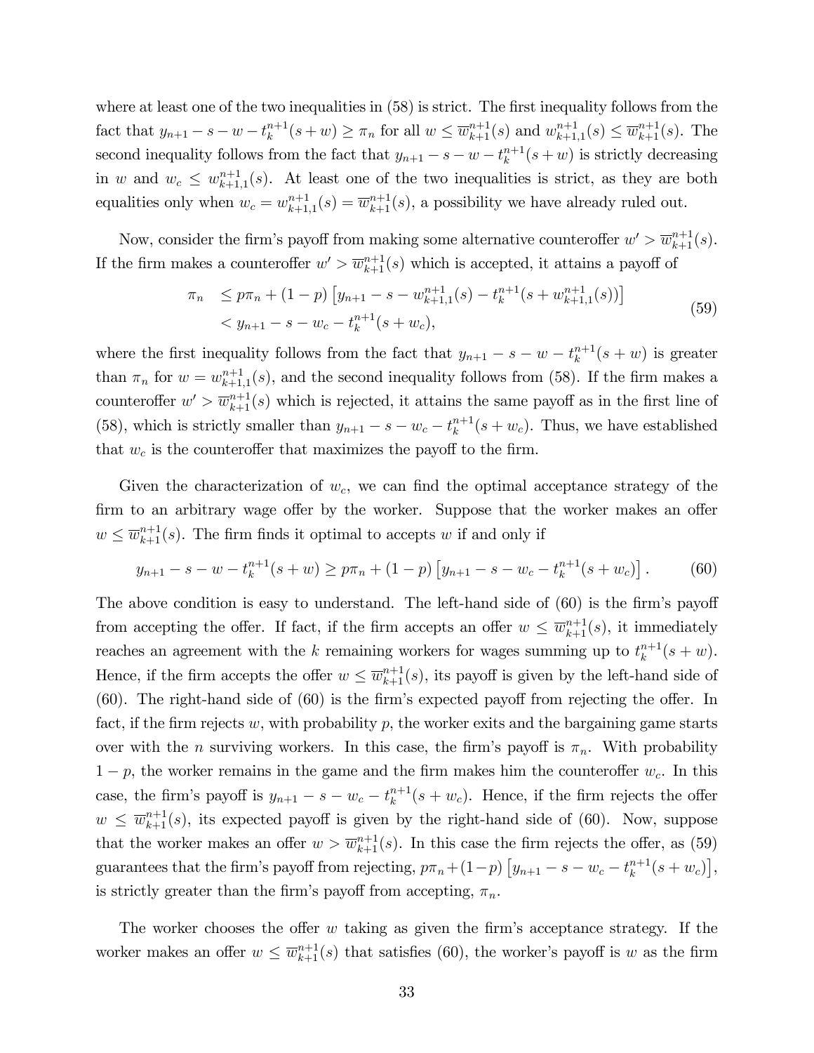where at least one of the two inequalities in (58) is strict. The first inequality follows from the fact that $y_{n+1} - s - w - t_k^{n+1}(s+w) \geq \pi_n$ for all $w \leq \overline{w}_{k+1}^{n+1}(s)$ and $w_{k+1,1}^{n+1}(s) \leq \overline{w}_{k+1}^{n+1}(s)$. The second inequality follows from the fact that $y_{n+1} - s - w - t_k^{n+1}(s+w)$ is strictly decreasing in $w$ and $w_c \leq w_{k+1,1}^{n+1}(s)$. At least one of the two inequalities is strict, as they are both equalities only when $w_c = w_{k+1,1}^{n+1}(s) = \overline{w}_{k+1}^{n+1}(s)$, a possibility we have already ruled out.

Now, consider the firm's payoff from making some alternative counteroffer $w' > \overline{w}_{k+1}^{n+1}(s)$. If the firm makes a counteroffer $w' > \overline{w}_{k+1}^{n+1}(s)$ which is accepted, it attains a payoff of

$$
\begin{aligned}
\pi_n \quad &\leq p\pi_n + (1-p)\left[y_{n+1} - s - w_{k+1,1}^{n+1}(s) - t_k^{n+1}(s + w_{k+1,1}^{n+1}(s))\right] \\
&< y_{n+1} - s - w_c - t_k^{n+1}(s+w_c),
\end{aligned}
\tag{59}
$$

where the first inequality follows from the fact that $y_{n+1} - s - w - t_k^{n+1}(s+w)$ is greater than $\pi_n$ for $w = w_{k+1,1}^{n+1}(s)$, and the second inequality follows from (58). If the firm makes a counteroffer $w' > \overline{w}_{k+1}^{n+1}(s)$ which is rejected, it attains the same payoff as in the first line of (58), which is strictly smaller than $y_{n+1} - s - w_c - t_k^{n+1}(s+w_c)$. Thus, we have established that $w_c$ is the counteroffer that maximizes the payoff to the firm.

Given the characterization of $w_c$, we can find the optimal acceptance strategy of the firm to an arbitrary wage offer by the worker. Suppose that the worker makes an offer $w \leq \overline{w}_{k+1}^{n+1}(s)$. The firm finds it optimal to accepts $w$ if and only if

$$
y_{n+1} - s - w - t_k^{n+1}(s+w) \geq p\pi_n + (1-p)\left[y_{n+1} - s - w_c - t_k^{n+1}(s+w_c)\right]. \tag{60}
$$

The above condition is easy to understand. The left-hand side of (60) is the firm's payoff from accepting the offer. If fact, if the firm accepts an offer $w \leq \overline{w}_{k+1}^{n+1}(s)$, it immediately reaches an agreement with the $k$ remaining workers for wages summing up to $t_k^{n+1}(s+w)$. Hence, if the firm accepts the offer $w \leq \overline{w}_{k+1}^{n+1}(s)$, its payoff is given by the left-hand side of (60). The right-hand side of (60) is the firm's expected payoff from rejecting the offer. In fact, if the firm rejects $w$, with probability $p$, the worker exits and the bargaining game starts over with the $n$ surviving workers. In this case, the firm's payoff is $\pi_n$. With probability $1-p$, the worker remains in the game and the firm makes him the counteroffer $w_c$. In this case, the firm's payoff is $y_{n+1} - s - w_c - t_k^{n+1}(s+w_c)$. Hence, if the firm rejects the offer $w \leq \overline{w}_{k+1}^{n+1}(s)$, its expected payoff is given by the right-hand side of (60). Now, suppose that the worker makes an offer $w > \overline{w}_{k+1}^{n+1}(s)$. In this case the firm rejects the offer, as (59) guarantees that the firm's payoff from rejecting, $p\pi_n + (1-p)\left[y_{n+1} - s - w_c - t_k^{n+1}(s+w_c)\right]$, is strictly greater than the firm's payoff from accepting, $\pi_n$.

The worker chooses the offer $w$ taking as given the firm's acceptance strategy. If the worker makes an offer $w \leq \overline{w}_{k+1}^{n+1}(s)$ that satisfies (60), the worker's payoff is $w$ as the firm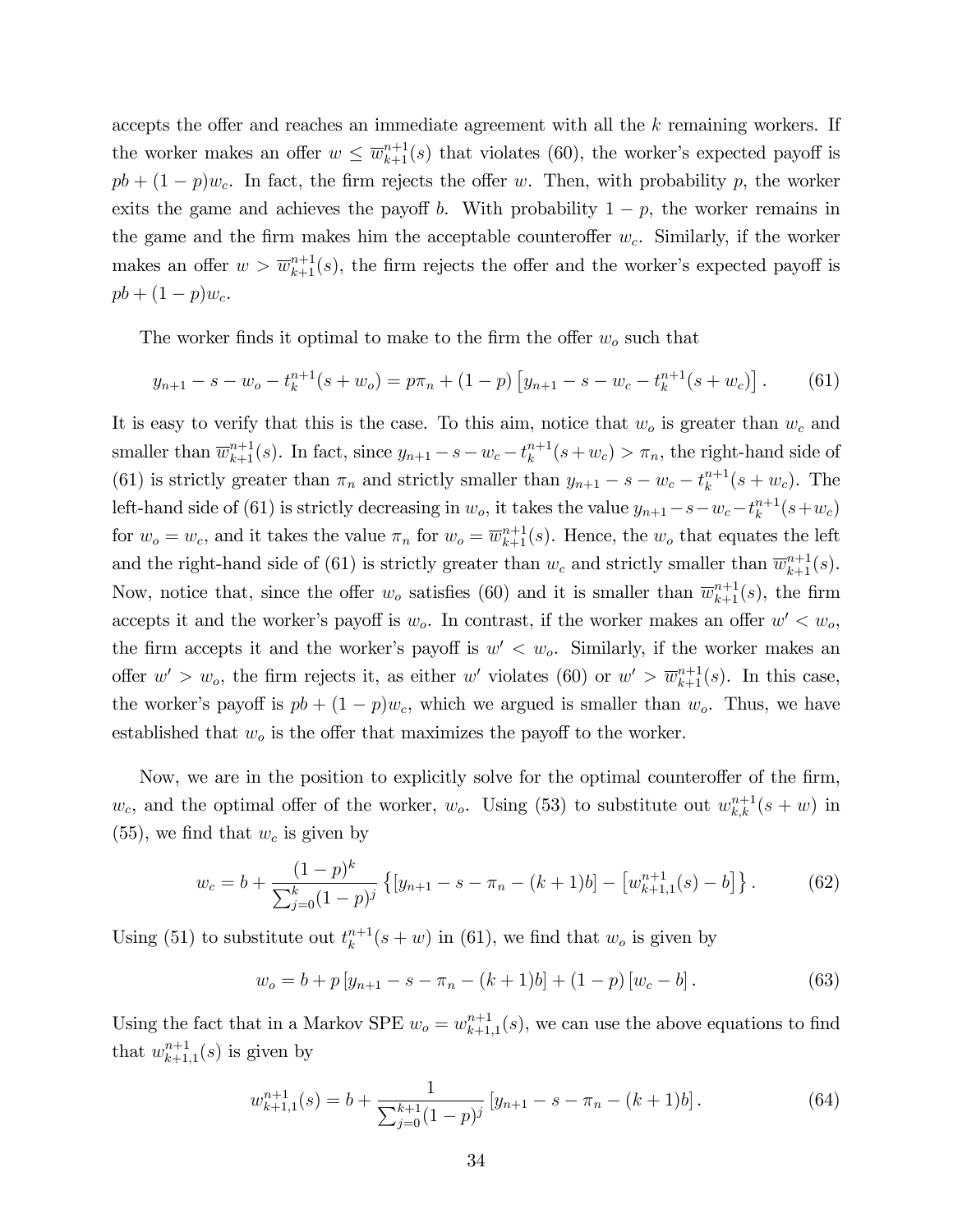accepts the offer and reaches an immediate agreement with all the $k$ remaining workers. If the worker makes an offer $w \leq \overline{w}_{k+1}^{n+1}(s)$ that violates (60), the worker's expected payoff is $pb + (1-p)w_c$. In fact, the firm rejects the offer $w$. Then, with probability $p$, the worker exits the game and achieves the payoff $b$. With probability $1-p$, the worker remains in the game and the firm makes him the acceptable counteroffer $w_c$. Similarly, if the worker makes an offer $w > \overline{w}_{k+1}^{n+1}(s)$, the firm rejects the offer and the worker's expected payoff is $pb + (1-p)w_c$.

The worker finds it optimal to make to the firm the offer $w_o$ such that

$$y_{n+1} - s - w_o - t_k^{n+1}(s + w_o) = p\pi_n + (1-p)\left[y_{n+1} - s - w_c - t_k^{n+1}(s + w_c)\right]. \tag{61}$$

It is easy to verify that this is the case. To this aim, notice that $w_o$ is greater than $w_c$ and smaller than $\overline{w}_{k+1}^{n+1}(s)$. In fact, since $y_{n+1} - s - w_c - t_k^{n+1}(s + w_c) > \pi_n$, the right-hand side of (61) is strictly greater than $\pi_n$ and strictly smaller than $y_{n+1} - s - w_c - t_k^{n+1}(s + w_c)$. The left-hand side of (61) is strictly decreasing in $w_o$, it takes the value $y_{n+1} - s - w_c - t_k^{n+1}(s + w_c)$ for $w_o = w_c$, and it takes the value $\pi_n$ for $w_o = \overline{w}_{k+1}^{n+1}(s)$. Hence, the $w_o$ that equates the left and the right-hand side of (61) is strictly greater than $w_c$ and strictly smaller than $\overline{w}_{k+1}^{n+1}(s)$. Now, notice that, since the offer $w_o$ satisfies (60) and it is smaller than $\overline{w}_{k+1}^{n+1}(s)$, the firm accepts it and the worker's payoff is $w_o$. In contrast, if the worker makes an offer $w' < w_o$, the firm accepts it and the worker's payoff is $w' < w_o$. Similarly, if the worker makes an offer $w' > w_o$, the firm rejects it, as either $w'$ violates (60) or $w' > \overline{w}_{k+1}^{n+1}(s)$. In this case, the worker's payoff is $pb + (1-p)w_c$, which we argued is smaller than $w_o$. Thus, we have established that $w_o$ is the offer that maximizes the payoff to the worker.

Now, we are in the position to explicitly solve for the optimal counteroffer of the firm, $w_c$, and the optimal offer of the worker, $w_o$. Using (53) to substitute out $w_{k,k}^{n+1}(s + w)$ in (55), we find that $w_c$ is given by

$$w_c = b + \frac{(1-p)^k}{\sum_{j=0}^{k}(1-p)^j}\left\{\left[y_{n+1} - s - \pi_n - (k+1)b\right] - \left[w_{k+1,1}^{n+1}(s) - b\right]\right\}. \tag{62}$$

Using (51) to substitute out $t_k^{n+1}(s + w)$ in (61), we find that $w_o$ is given by

$$w_o = b + p\left[y_{n+1} - s - \pi_n - (k+1)b\right] + (1-p)\left[w_c - b\right]. \tag{63}$$

Using the fact that in a Markov SPE $w_o = w_{k+1,1}^{n+1}(s)$, we can use the above equations to find that $w_{k+1,1}^{n+1}(s)$ is given by

$$w_{k+1,1}^{n+1}(s) = b + \frac{1}{\sum_{j=0}^{k+1}(1-p)^j}\left[y_{n+1} - s - \pi_n - (k+1)b\right]. \tag{64}$$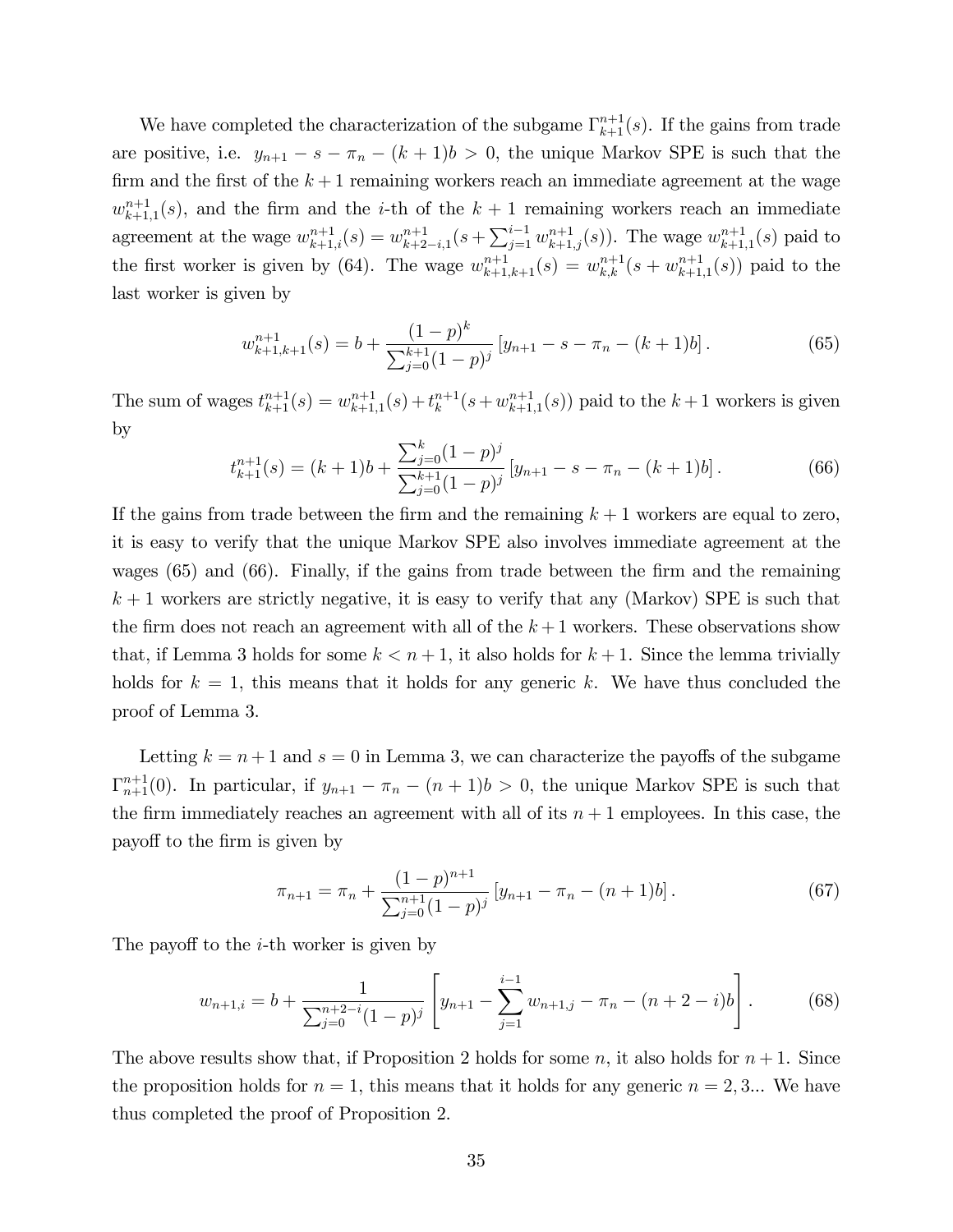We have completed the characterization of the subgame $\Gamma_{k+1}^{n+1}(s)$. If the gains from trade are positive, i.e. $y_{n+1} - s - \pi_n - (k+1)b > 0$, the unique Markov SPE is such that the firm and the first of the $k+1$ remaining workers reach an immediate agreement at the wage $w_{k+1,1}^{n+1}(s)$, and the firm and the $i$-th of the $k+1$ remaining workers reach an immediate agreement at the wage $w_{k+1,i}^{n+1}(s) = w_{k+2-i,1}^{n+1}(s + \sum_{j=1}^{i-1} w_{k+1,j}^{n+1}(s))$. The wage $w_{k+1,1}^{n+1}(s)$ paid to the first worker is given by (64). The wage $w_{k+1,k+1}^{n+1}(s) = w_{k,k}^{n+1}(s + w_{k+1,1}^{n+1}(s))$ paid to the last worker is given by

$$w_{k+1,k+1}^{n+1}(s) = b + \frac{(1-p)^k}{\sum_{j=0}^{k+1}(1-p)^j}\left[y_{n+1} - s - \pi_n - (k+1)b\right]. \tag{65}$$

The sum of wages $t_{k+1}^{n+1}(s) = w_{k+1,1}^{n+1}(s) + t_k^{n+1}(s + w_{k+1,1}^{n+1}(s))$ paid to the $k+1$ workers is given by

$$t_{k+1}^{n+1}(s) = (k+1)b + \frac{\sum_{j=0}^{k}(1-p)^j}{\sum_{j=0}^{k+1}(1-p)^j}\left[y_{n+1} - s - \pi_n - (k+1)b\right]. \tag{66}$$

If the gains from trade between the firm and the remaining $k+1$ workers are equal to zero, it is easy to verify that the unique Markov SPE also involves immediate agreement at the wages (65) and (66). Finally, if the gains from trade between the firm and the remaining $k+1$ workers are strictly negative, it is easy to verify that any (Markov) SPE is such that the firm does not reach an agreement with all of the $k+1$ workers. These observations show that, if Lemma 3 holds for some $k < n+1$, it also holds for $k+1$. Since the lemma trivially holds for $k = 1$, this means that it holds for any generic $k$. We have thus concluded the proof of Lemma 3.

Letting $k = n+1$ and $s = 0$ in Lemma 3, we can characterize the payoffs of the subgame $\Gamma_{n+1}^{n+1}(0)$. In particular, if $y_{n+1} - \pi_n - (n+1)b > 0$, the unique Markov SPE is such that the firm immediately reaches an agreement with all of its $n+1$ employees. In this case, the payoff to the firm is given by

$$\pi_{n+1} = \pi_n + \frac{(1-p)^{n+1}}{\sum_{j=0}^{n+1}(1-p)^j}\left[y_{n+1} - \pi_n - (n+1)b\right]. \tag{67}$$

The payoff to the $i$-th worker is given by

$$w_{n+1,i} = b + \frac{1}{\sum_{j=0}^{n+2-i}(1-p)^j}\left[y_{n+1} - \sum_{j=1}^{i-1} w_{n+1,j} - \pi_n - (n+2-i)b\right]. \tag{68}$$

The above results show that, if Proposition 2 holds for some $n$, it also holds for $n+1$. Since the proposition holds for $n = 1$, this means that it holds for any generic $n = 2, 3...$ We have thus completed the proof of Proposition 2.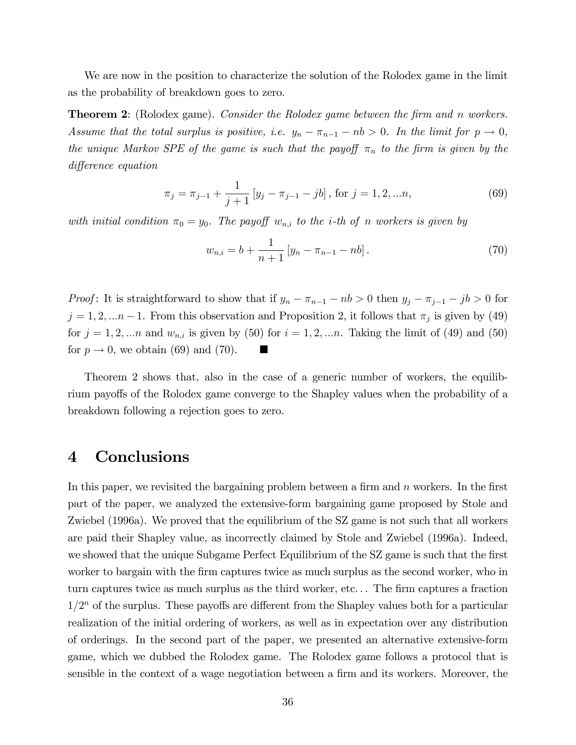We are now in the position to characterize the solution of the Rolodex game in the limit as the probability of breakdown goes to zero.

**Theorem 2**: (Rolodex game). *Consider the Rolodex game between the firm and $n$ workers. Assume that the total surplus is positive, i.e. $y_n - \pi_{n-1} - nb > 0$. In the limit for $p \to 0$, the unique Markov SPE of the game is such that the payoff $\pi_n$ to the firm is given by the difference equation*

$$\pi_j = \pi_{j-1} + \frac{1}{j+1}\left[y_j - \pi_{j-1} - jb\right], \text{ for } j = 1, 2, ...n, \tag{69}$$

*with initial condition $\pi_0 = y_0$. The payoff $w_{n,i}$ to the $i$-th of $n$ workers is given by*

$$w_{n,i} = b + \frac{1}{n+1}\left[y_n - \pi_{n-1} - nb\right]. \tag{70}$$

*Proof*: It is straightforward to show that if $y_n - \pi_{n-1} - nb > 0$ then $y_j - \pi_{j-1} - jb > 0$ for $j = 1, 2, ...n - 1$. From this observation and Proposition 2, it follows that $\pi_j$ is given by (49) for $j = 1, 2, ...n$ and $w_{n,i}$ is given by (50) for $i = 1, 2, ...n$. Taking the limit of (49) and (50) for $p \to 0$, we obtain (69) and (70). ■

Theorem 2 shows that, also in the case of a generic number of workers, the equilibrium payoffs of the Rolodex game converge to the Shapley values when the probability of a breakdown following a rejection goes to zero.

# 4 Conclusions

In this paper, we revisited the bargaining problem between a firm and $n$ workers. In the first part of the paper, we analyzed the extensive-form bargaining game proposed by Stole and Zwiebel (1996a). We proved that the equilibrium of the SZ game is not such that all workers are paid their Shapley value, as incorrectly claimed by Stole and Zwiebel (1996a). Indeed, we showed that the unique Subgame Perfect Equilibrium of the SZ game is such that the first worker to bargain with the firm captures twice as much surplus as the second worker, who in turn captures twice as much surplus as the third worker, etc... The firm captures a fraction $1/2^n$ of the surplus. These payoffs are different from the Shapley values both for a particular realization of the initial ordering of workers, as well as in expectation over any distribution of orderings. In the second part of the paper, we presented an alternative extensive-form game, which we dubbed the Rolodex game. The Rolodex game follows a protocol that is sensible in the context of a wage negotiation between a firm and its workers. Moreover, the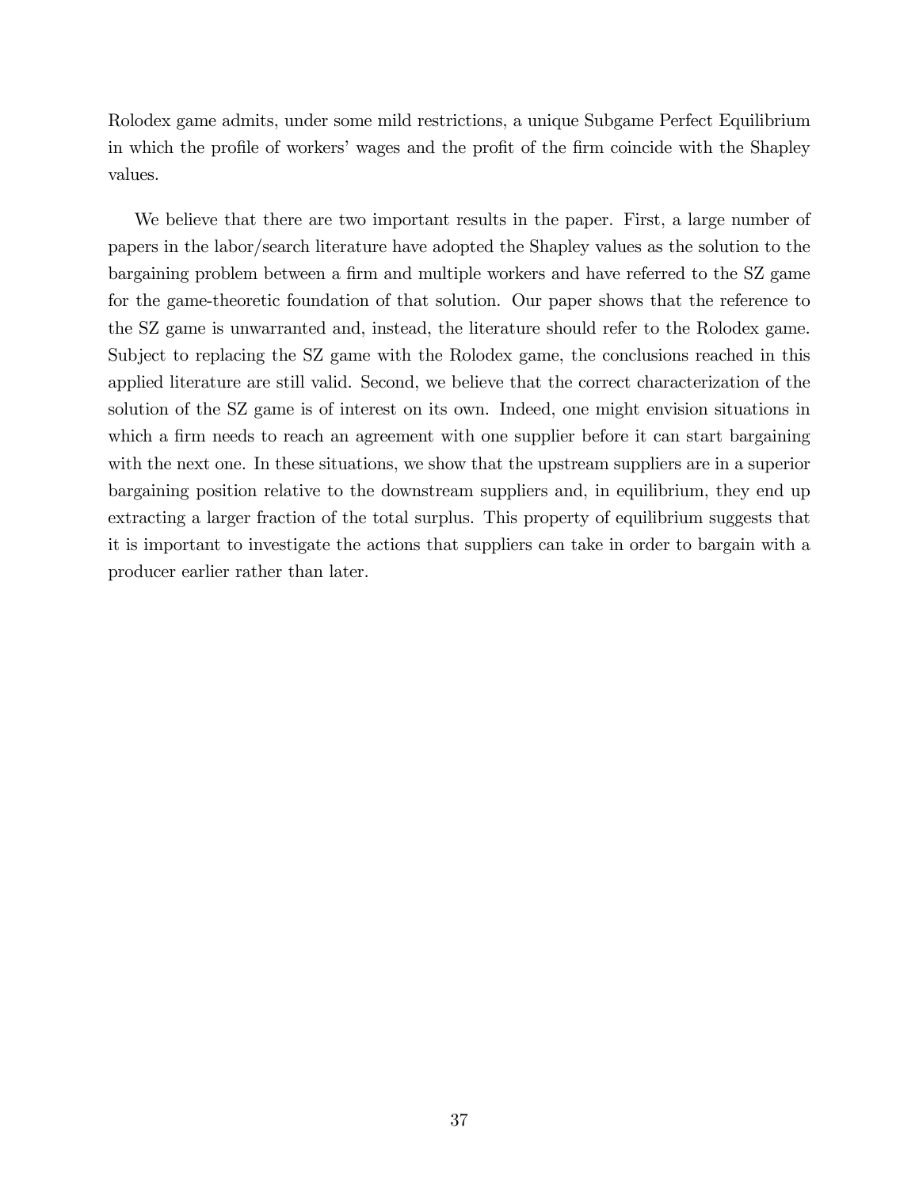Rolodex game admits, under some mild restrictions, a unique Subgame Perfect Equilibrium in which the profile of workers' wages and the profit of the firm coincide with the Shapley values.

We believe that there are two important results in the paper. First, a large number of papers in the labor/search literature have adopted the Shapley values as the solution to the bargaining problem between a firm and multiple workers and have referred to the SZ game for the game-theoretic foundation of that solution. Our paper shows that the reference to the SZ game is unwarranted and, instead, the literature should refer to the Rolodex game. Subject to replacing the SZ game with the Rolodex game, the conclusions reached in this applied literature are still valid. Second, we believe that the correct characterization of the solution of the SZ game is of interest on its own. Indeed, one might envision situations in which a firm needs to reach an agreement with one supplier before it can start bargaining with the next one. In these situations, we show that the upstream suppliers are in a superior bargaining position relative to the downstream suppliers and, in equilibrium, they end up extracting a larger fraction of the total surplus. This property of equilibrium suggests that it is important to investigate the actions that suppliers can take in order to bargain with a producer earlier rather than later.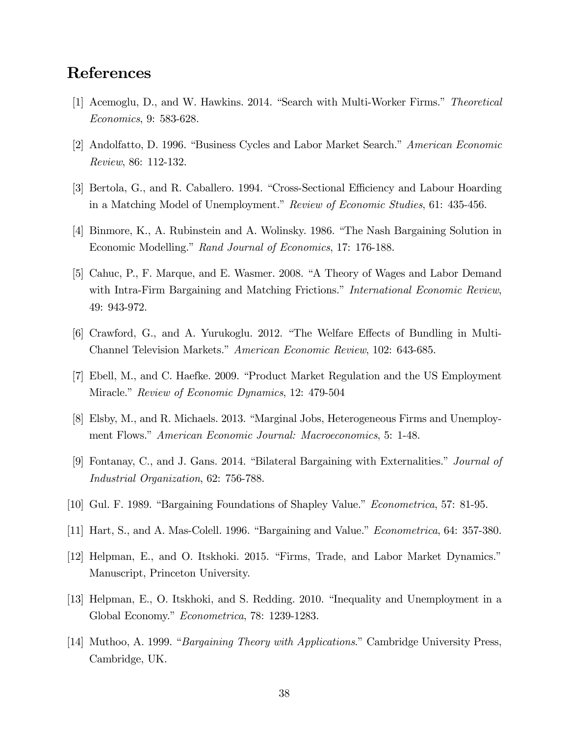# References

[1] Acemoglu, D., and W. Hawkins. 2014. "Search with Multi-Worker Firms." *Theoretical Economics*, 9: 583-628.

[2] Andolfatto, D. 1996. "Business Cycles and Labor Market Search." *American Economic Review*, 86: 112-132.

[3] Bertola, G., and R. Caballero. 1994. "Cross-Sectional Efficiency and Labour Hoarding in a Matching Model of Unemployment." *Review of Economic Studies*, 61: 435-456.

[4] Binmore, K., A. Rubinstein and A. Wolinsky. 1986. "The Nash Bargaining Solution in Economic Modelling." *Rand Journal of Economics*, 17: 176-188.

[5] Cahuc, P., F. Marque, and E. Wasmer. 2008. "A Theory of Wages and Labor Demand with Intra-Firm Bargaining and Matching Frictions." *International Economic Review*, 49: 943-972.

[6] Crawford, G., and A. Yurukoglu. 2012. "The Welfare Effects of Bundling in Multi-Channel Television Markets." *American Economic Review*, 102: 643-685.

[7] Ebell, M., and C. Haefke. 2009. "Product Market Regulation and the US Employment Miracle." *Review of Economic Dynamics*, 12: 479-504

[8] Elsby, M., and R. Michaels. 2013. "Marginal Jobs, Heterogeneous Firms and Unemployment Flows." *American Economic Journal: Macroeconomics*, 5: 1-48.

[9] Fontanay, C., and J. Gans. 2014. "Bilateral Bargaining with Externalities." *Journal of Industrial Organization*, 62: 756-788.

[10] Gul. F. 1989. "Bargaining Foundations of Shapley Value." *Econometrica*, 57: 81-95.

[11] Hart, S., and A. Mas-Colell. 1996. "Bargaining and Value." *Econometrica*, 64: 357-380.

[12] Helpman, E., and O. Itskhoki. 2015. "Firms, Trade, and Labor Market Dynamics." Manuscript, Princeton University.

[13] Helpman, E., O. Itskhoki, and S. Redding. 2010. "Inequality and Unemployment in a Global Economy." *Econometrica*, 78: 1239-1283.

[14] Muthoo, A. 1999. "*Bargaining Theory with Applications*." Cambridge University Press, Cambridge, UK.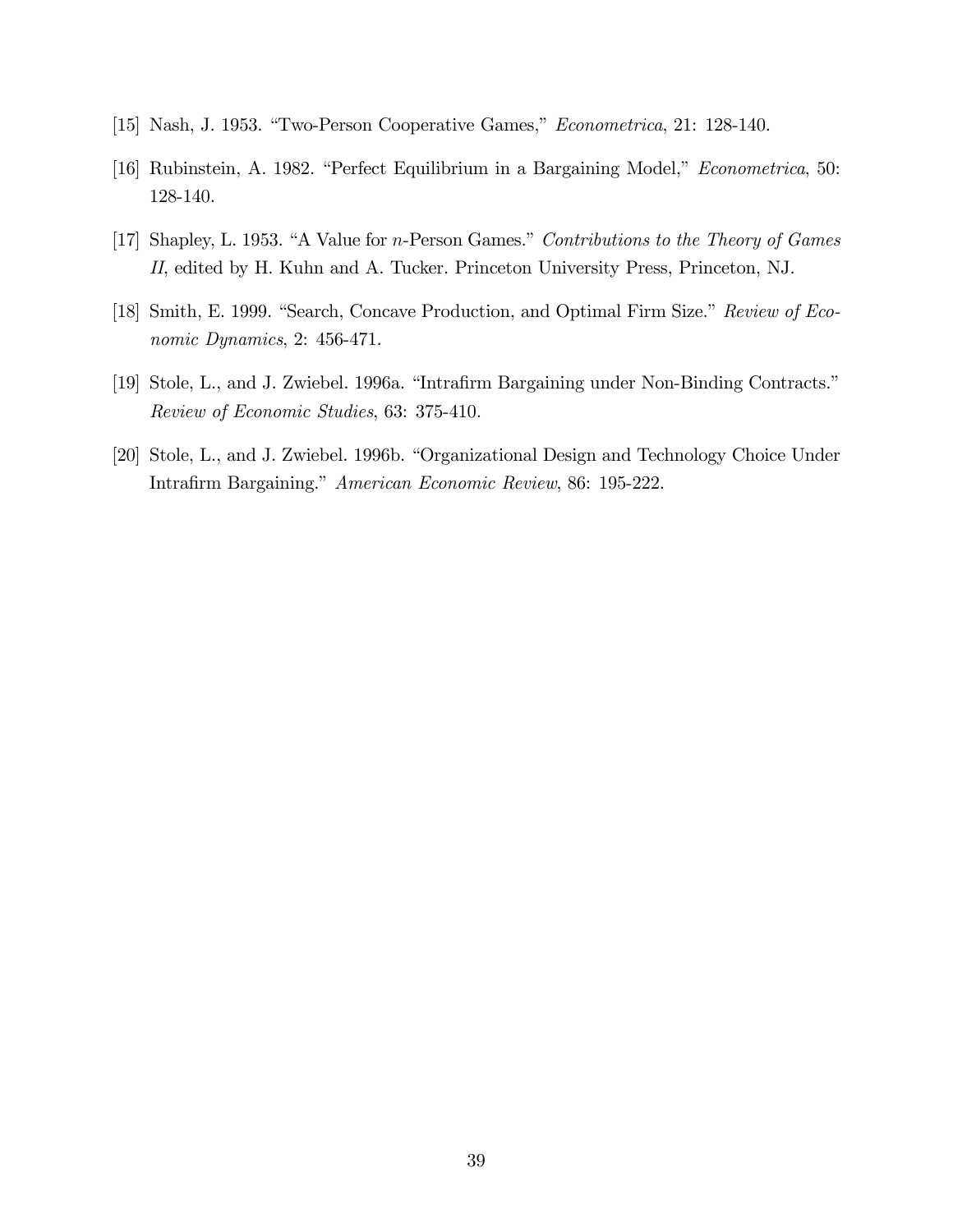[15] Nash, J. 1953. "Two-Person Cooperative Games," *Econometrica*, 21: 128-140.

[16] Rubinstein, A. 1982. "Perfect Equilibrium in a Bargaining Model," *Econometrica*, 50: 128-140.

[17] Shapley, L. 1953. "A Value for $n$-Person Games." *Contributions to the Theory of Games II*, edited by H. Kuhn and A. Tucker. Princeton University Press, Princeton, NJ.

[18] Smith, E. 1999. "Search, Concave Production, and Optimal Firm Size." *Review of Economic Dynamics*, 2: 456-471.

[19] Stole, L., and J. Zwiebel. 1996a. "Intrafirm Bargaining under Non-Binding Contracts." *Review of Economic Studies*, 63: 375-410.

[20] Stole, L., and J. Zwiebel. 1996b. "Organizational Design and Technology Choice Under Intrafirm Bargaining." *American Economic Review*, 86: 195-222.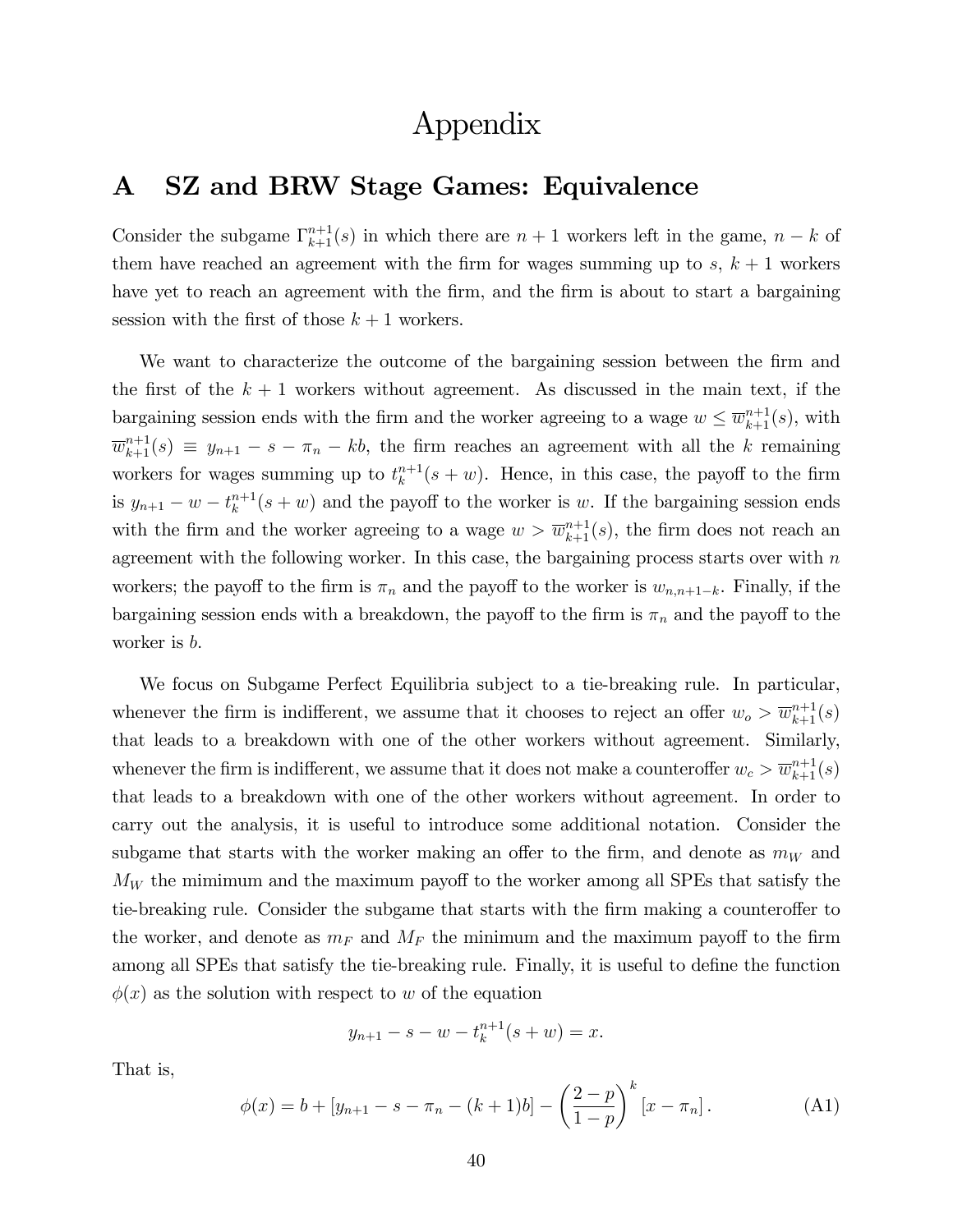# Appendix

## A SZ and BRW Stage Games: Equivalence

Consider the subgame $\Gamma_{k+1}^{n+1}(s)$ in which there are $n+1$ workers left in the game, $n-k$ of them have reached an agreement with the firm for wages summing up to $s$, $k+1$ workers have yet to reach an agreement with the firm, and the firm is about to start a bargaining session with the first of those $k+1$ workers.

We want to characterize the outcome of the bargaining session between the firm and the first of the $k+1$ workers without agreement. As discussed in the main text, if the bargaining session ends with the firm and the worker agreeing to a wage $w \leq \overline{w}_{k+1}^{n+1}(s)$, with $\overline{w}_{k+1}^{n+1}(s) \equiv y_{n+1} - s - \pi_n - kb$, the firm reaches an agreement with all the $k$ remaining workers for wages summing up to $t_k^{n+1}(s+w)$. Hence, in this case, the payoff to the firm is $y_{n+1} - w - t_k^{n+1}(s+w)$ and the payoff to the worker is $w$. If the bargaining session ends with the firm and the worker agreeing to a wage $w > \overline{w}_{k+1}^{n+1}(s)$, the firm does not reach an agreement with the following worker. In this case, the bargaining process starts over with $n$ workers; the payoff to the firm is $\pi_n$ and the payoff to the worker is $w_{n,n+1-k}$. Finally, if the bargaining session ends with a breakdown, the payoff to the firm is $\pi_n$ and the payoff to the worker is $b$.

We focus on Subgame Perfect Equilibria subject to a tie-breaking rule. In particular, whenever the firm is indifferent, we assume that it chooses to reject an offer $w_o > \overline{w}_{k+1}^{n+1}(s)$ that leads to a breakdown with one of the other workers without agreement. Similarly, whenever the firm is indifferent, we assume that it does not make a counteroffer $w_c > \overline{w}_{k+1}^{n+1}(s)$ that leads to a breakdown with one of the other workers without agreement. In order to carry out the analysis, it is useful to introduce some additional notation. Consider the subgame that starts with the worker making an offer to the firm, and denote as $m_W$ and $M_W$ the mimimum and the maximum payoff to the worker among all SPEs that satisfy the tie-breaking rule. Consider the subgame that starts with the firm making a counteroffer to the worker, and denote as $m_F$ and $M_F$ the minimum and the maximum payoff to the firm among all SPEs that satisfy the tie-breaking rule. Finally, it is useful to define the function $\phi(x)$ as the solution with respect to $w$ of the equation

$$y_{n+1} - s - w - t_k^{n+1}(s+w) = x.$$

That is,

$$\phi(x) = b + [y_{n+1} - s - \pi_n - (k+1)b] - \left(\frac{2-p}{1-p}\right)^k [x - \pi_n]. \tag{A1}$$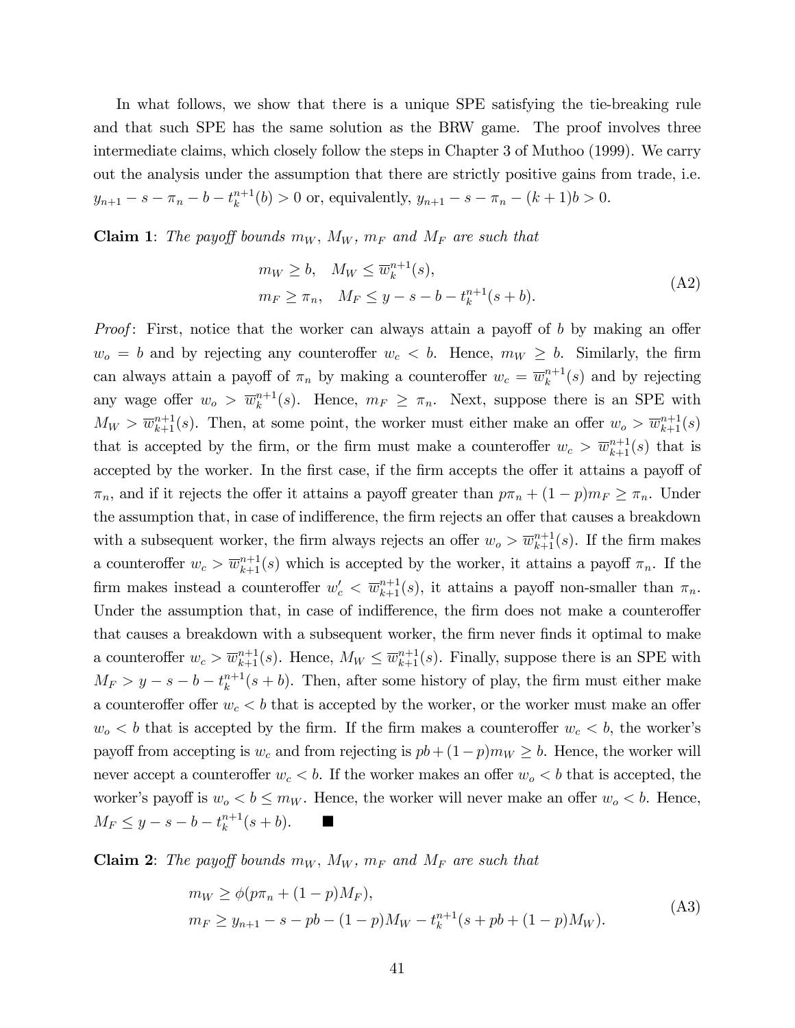In what follows, we show that there is a unique SPE satisfying the tie-breaking rule and that such SPE has the same solution as the BRW game. The proof involves three intermediate claims, which closely follow the steps in Chapter 3 of Muthoo (1999). We carry out the analysis under the assumption that there are strictly positive gains from trade, i.e. $y_{n+1} - s - \pi_n - b - t_k^{n+1}(b) > 0$ or, equivalently, $y_{n+1} - s - \pi_n - (k+1)b > 0$.

**Claim 1**: *The payoff bounds $m_W$, $M_W$, $m_F$ and $M_F$ are such that*

$$
\begin{aligned}
&m_W \geq b, \quad M_W \leq \overline{w}_k^{n+1}(s), \\
&m_F \geq \pi_n, \quad M_F \leq y - s - b - t_k^{n+1}(s+b).
\end{aligned}
\tag{A2}
$$

*Proof*: First, notice that the worker can always attain a payoff of $b$ by making an offer $w_o = b$ and by rejecting any counteroffer $w_c < b$. Hence, $m_W \geq b$. Similarly, the firm can always attain a payoff of $\pi_n$ by making a counteroffer $w_c = \overline{w}_k^{n+1}(s)$ and by rejecting any wage offer $w_o > \overline{w}_k^{n+1}(s)$. Hence, $m_F \geq \pi_n$. Next, suppose there is an SPE with $M_W > \overline{w}_{k+1}^{n+1}(s)$. Then, at some point, the worker must either make an offer $w_o > \overline{w}_{k+1}^{n+1}(s)$ that is accepted by the firm, or the firm must make a counteroffer $w_c > \overline{w}_{k+1}^{n+1}(s)$ that is accepted by the worker. In the first case, if the firm accepts the offer it attains a payoff of $\pi_n$, and if it rejects the offer it attains a payoff greater than $p\pi_n + (1-p)m_F \geq \pi_n$. Under the assumption that, in case of indifference, the firm rejects an offer that causes a breakdown with a subsequent worker, the firm always rejects an offer $w_o > \overline{w}_{k+1}^{n+1}(s)$. If the firm makes a counteroffer $w_c > \overline{w}_{k+1}^{n+1}(s)$ which is accepted by the worker, it attains a payoff $\pi_n$. If the firm makes instead a counteroffer $w_c' < \overline{w}_{k+1}^{n+1}(s)$, it attains a payoff non-smaller than $\pi_n$. Under the assumption that, in case of indifference, the firm does not make a counteroffer that causes a breakdown with a subsequent worker, the firm never finds it optimal to make a counteroffer $w_c > \overline{w}_{k+1}^{n+1}(s)$. Hence, $M_W \leq \overline{w}_{k+1}^{n+1}(s)$. Finally, suppose there is an SPE with $M_F > y - s - b - t_k^{n+1}(s+b)$. Then, after some history of play, the firm must either make a counteroffer offer $w_c < b$ that is accepted by the worker, or the worker must make an offer $w_o < b$ that is accepted by the firm. If the firm makes a counteroffer $w_c < b$, the worker's payoff from accepting is $w_c$ and from rejecting is $pb + (1-p)m_W \geq b$. Hence, the worker will never accept a counteroffer $w_c < b$. If the worker makes an offer $w_o < b$ that is accepted, the worker's payoff is $w_o < b \leq m_W$. Hence, the worker will never make an offer $w_o < b$. Hence, $M_F \leq y - s - b - t_k^{n+1}(s+b)$. ■

**Claim 2**: *The payoff bounds $m_W$, $M_W$, $m_F$ and $M_F$ are such that*

$$
\begin{aligned}
&m_W \geq \phi(p\pi_n + (1-p)M_F), \\
&m_F \geq y_{n+1} - s - pb - (1-p)M_W - t_k^{n+1}(s + pb + (1-p)M_W).
\end{aligned}
\tag{A3}
$$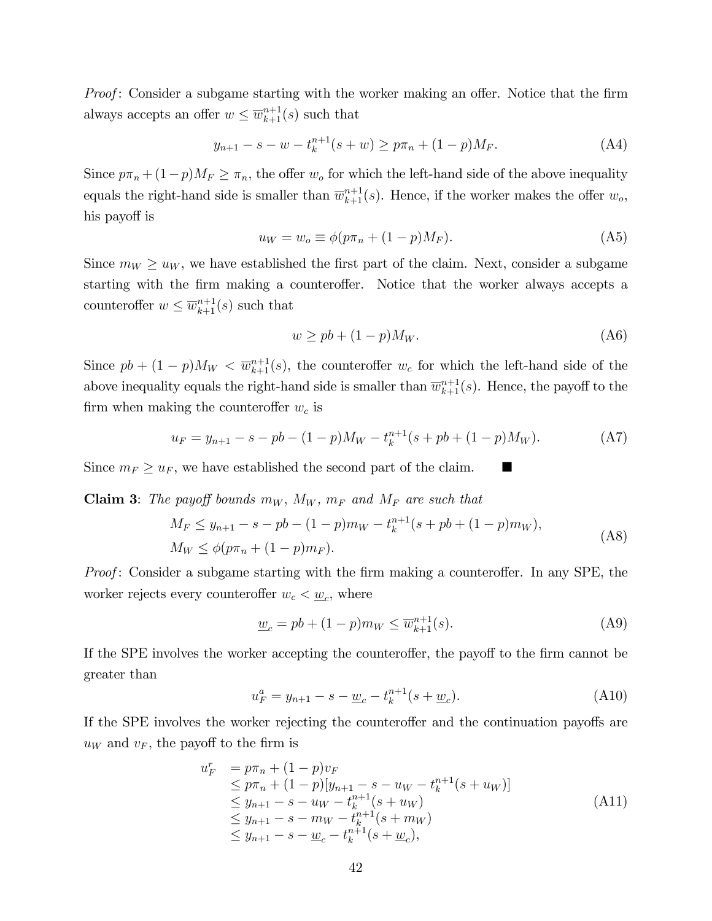*Proof*: Consider a subgame starting with the worker making an offer. Notice that the firm always accepts an offer $w \leq \overline{w}_{k+1}^{n+1}(s)$ such that

$$y_{n+1} - s - w - t_k^{n+1}(s + w) \geq p\pi_n + (1-p)M_F. \tag{A4}$$

Since $p\pi_n + (1-p)M_F \geq \pi_n$, the offer $w_o$ for which the left-hand side of the above inequality equals the right-hand side is smaller than $\overline{w}_{k+1}^{n+1}(s)$. Hence, if the worker makes the offer $w_o$, his payoff is

$$u_W = w_o \equiv \phi(p\pi_n + (1-p)M_F). \tag{A5}$$

Since $m_W \geq u_W$, we have established the first part of the claim. Next, consider a subgame starting with the firm making a counteroffer. Notice that the worker always accepts a counteroffer $w \leq \overline{w}_{k+1}^{n+1}(s)$ such that

$$w \geq pb + (1-p)M_W. \tag{A6}$$

Since $pb + (1-p)M_W < \overline{w}_{k+1}^{n+1}(s)$, the counteroffer $w_c$ for which the left-hand side of the above inequality equals the right-hand side is smaller than $\overline{w}_{k+1}^{n+1}(s)$. Hence, the payoff to the firm when making the counteroffer $w_c$ is

$$u_F = y_{n+1} - s - pb - (1-p)M_W - t_k^{n+1}(s + pb + (1-p)M_W). \tag{A7}$$

Since $m_F \geq u_F$, we have established the second part of the claim. ■

**Claim 3**: *The payoff bounds $m_W$, $M_W$, $m_F$ and $M_F$ are such that*

$$\begin{aligned} M_F &\leq y_{n+1} - s - pb - (1-p)m_W - t_k^{n+1}(s + pb + (1-p)m_W), \\ M_W &\leq \phi(p\pi_n + (1-p)m_F). \end{aligned} \tag{A8}$$

*Proof*: Consider a subgame starting with the firm making a counteroffer. In any SPE, the worker rejects every counteroffer $w_c < \underline{w}_c$, where

$$\underline{w}_c = pb + (1-p)m_W \leq \overline{w}_{k+1}^{n+1}(s). \tag{A9}$$

If the SPE involves the worker accepting the counteroffer, the payoff to the firm cannot be greater than

$$u_F^a = y_{n+1} - s - \underline{w}_c - t_k^{n+1}(s + \underline{w}_c). \tag{A10}$$

If the SPE involves the worker rejecting the counteroffer and the continuation payoffs are $u_W$ and $v_F$, the payoff to the firm is

$$\begin{aligned} u_F^r &= p\pi_n + (1-p)v_F \\ &\leq p\pi_n + (1-p)[y_{n+1} - s - u_W - t_k^{n+1}(s + u_W)] \\ &\leq y_{n+1} - s - u_W - t_k^{n+1}(s + u_W) \\ &\leq y_{n+1} - s - m_W - t_k^{n+1}(s + m_W) \\ &\leq y_{n+1} - s - \underline{w}_c - t_k^{n+1}(s + \underline{w}_c), \end{aligned} \tag{A11}$$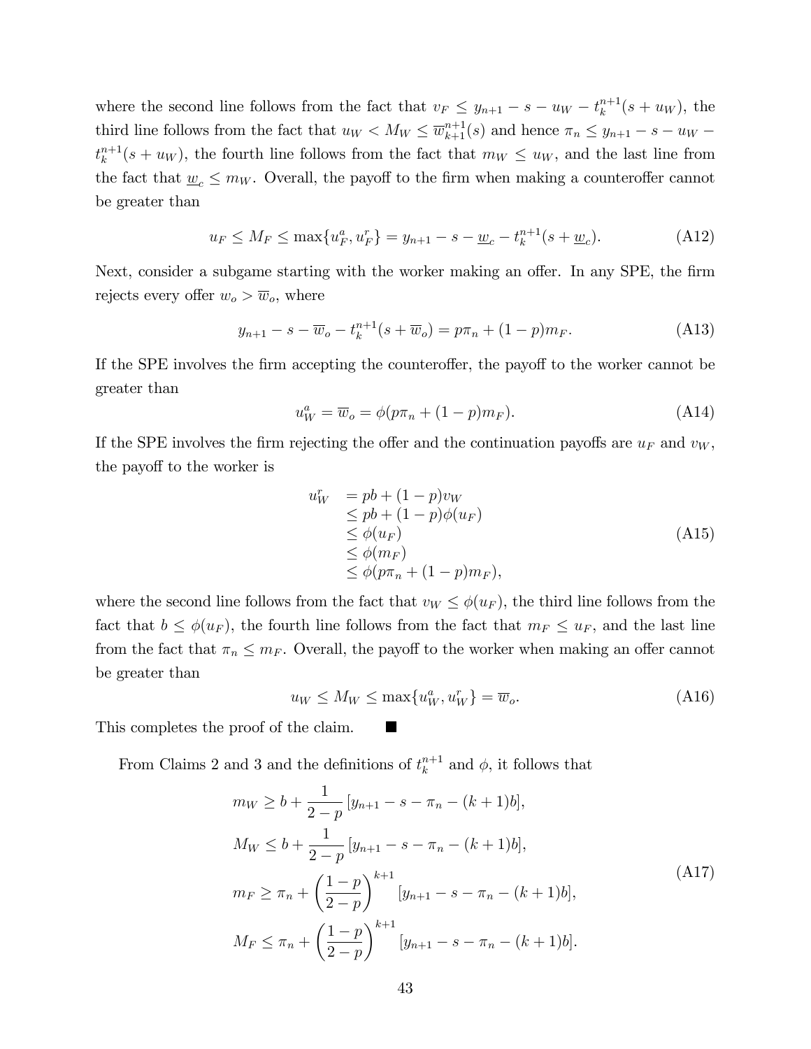where the second line follows from the fact that $v_F \leq y_{n+1} - s - u_W - t_k^{n+1}(s + u_W)$, the third line follows from the fact that $u_W < M_W \leq \overline{w}_{k+1}^{n+1}(s)$ and hence $\pi_n \leq y_{n+1} - s - u_W - t_k^{n+1}(s + u_W)$, the fourth line follows from the fact that $m_W \leq u_W$, and the last line from the fact that $\underline{w}_c \leq m_W$. Overall, the payoff to the firm when making a counteroffer cannot be greater than

$$u_F \leq M_F \leq \max\{u_F^a, u_F^r\} = y_{n+1} - s - \underline{w}_c - t_k^{n+1}(s + \underline{w}_c). \tag{A12}$$

Next, consider a subgame starting with the worker making an offer. In any SPE, the firm rejects every offer $w_o > \overline{w}_o$, where

$$y_{n+1} - s - \overline{w}_o - t_k^{n+1}(s + \overline{w}_o) = p\pi_n + (1-p)m_F. \tag{A13}$$

If the SPE involves the firm accepting the counteroffer, the payoff to the worker cannot be greater than

$$u_W^a = \overline{w}_o = \phi(p\pi_n + (1-p)m_F). \tag{A14}$$

If the SPE involves the firm rejecting the offer and the continuation payoffs are $u_F$ and $v_W$, the payoff to the worker is

$$\begin{aligned} u_W^r \; &= pb + (1-p)v_W \\ &\leq pb + (1-p)\phi(u_F) \\ &\leq \phi(u_F) \\ &\leq \phi(m_F) \\ &\leq \phi(p\pi_n + (1-p)m_F), \end{aligned} \tag{A15}$$

where the second line follows from the fact that $v_W \leq \phi(u_F)$, the third line follows from the fact that $b \leq \phi(u_F)$, the fourth line follows from the fact that $m_F \leq u_F$, and the last line from the fact that $\pi_n \leq m_F$. Overall, the payoff to the worker when making an offer cannot be greater than

$$u_W \leq M_W \leq \max\{u_W^a, u_W^r\} = \overline{w}_o. \tag{A16}$$

This completes the proof of the claim. ■

From Claims 2 and 3 and the definitions of $t_k^{n+1}$ and $\phi$, it follows that

$$\begin{aligned} m_W &\geq b + \frac{1}{2-p}\left[y_{n+1} - s - \pi_n - (k+1)b\right], \\ M_W &\leq b + \frac{1}{2-p}\left[y_{n+1} - s - \pi_n - (k+1)b\right], \\ m_F &\geq \pi_n + \left(\frac{1-p}{2-p}\right)^{k+1}\left[y_{n+1} - s - \pi_n - (k+1)b\right], \\ M_F &\leq \pi_n + \left(\frac{1-p}{2-p}\right)^{k+1}\left[y_{n+1} - s - \pi_n - (k+1)b\right]. \end{aligned} \tag{A17}$$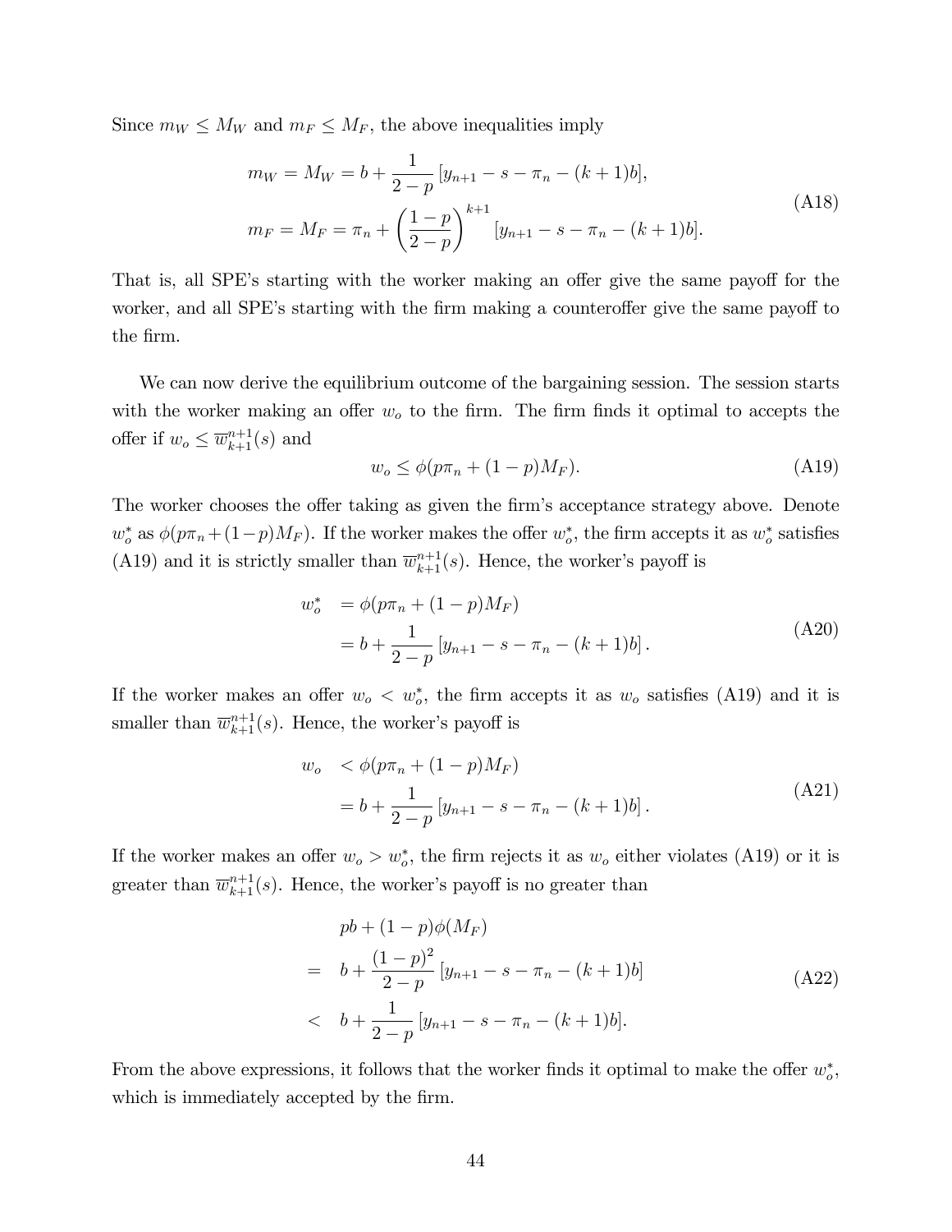Since $m_W \leq M_W$ and $m_F \leq M_F$, the above inequalities imply

$$
\begin{aligned}
m_W = M_W &= b + \frac{1}{2-p}\left[y_{n+1} - s - \pi_n - (k+1)b\right], \\
m_F = M_F &= \pi_n + \left(\frac{1-p}{2-p}\right)^{k+1}\left[y_{n+1} - s - \pi_n - (k+1)b\right].
\end{aligned}
\tag{A18}
$$

That is, all SPE's starting with the worker making an offer give the same payoff for the worker, and all SPE's starting with the firm making a counteroffer give the same payoff to the firm.

We can now derive the equilibrium outcome of the bargaining session. The session starts with the worker making an offer $w_o$ to the firm. The firm finds it optimal to accepts the offer if $w_o \leq \overline{w}_{k+1}^{n+1}(s)$ and

$$
w_o \leq \phi(p\pi_n + (1-p)M_F). \tag{A19}
$$

The worker chooses the offer taking as given the firm's acceptance strategy above. Denote $w_o^*$ as $\phi(p\pi_n + (1-p)M_F)$. If the worker makes the offer $w_o^*$, the firm accepts it as $w_o^*$ satisfies (A19) and it is strictly smaller than $\overline{w}_{k+1}^{n+1}(s)$. Hence, the worker's payoff is

$$
\begin{aligned}
w_o^* &= \phi(p\pi_n + (1-p)M_F) \\
&= b + \frac{1}{2-p}\left[y_{n+1} - s - \pi_n - (k+1)b\right].
\end{aligned}
\tag{A20}
$$

If the worker makes an offer $w_o < w_o^*$, the firm accepts it as $w_o$ satisfies (A19) and it is smaller than $\overline{w}_{k+1}^{n+1}(s)$. Hence, the worker's payoff is

$$
\begin{aligned}
w_o &< \phi(p\pi_n + (1-p)M_F) \\
&= b + \frac{1}{2-p}\left[y_{n+1} - s - \pi_n - (k+1)b\right].
\end{aligned}
\tag{A21}
$$

If the worker makes an offer $w_o > w_o^*$, the firm rejects it as $w_o$ either violates (A19) or it is greater than $\overline{w}_{k+1}^{n+1}(s)$. Hence, the worker's payoff is no greater than

$$
\begin{aligned}
& pb + (1-p)\phi(M_F) \\
= \quad & b + \frac{(1-p)^2}{2-p}\left[y_{n+1} - s - \pi_n - (k+1)b\right] \\
< \quad & b + \frac{1}{2-p}\left[y_{n+1} - s - \pi_n - (k+1)b\right].
\end{aligned}
\tag{A22}
$$

From the above expressions, it follows that the worker finds it optimal to make the offer $w_o^*$, which is immediately accepted by the firm.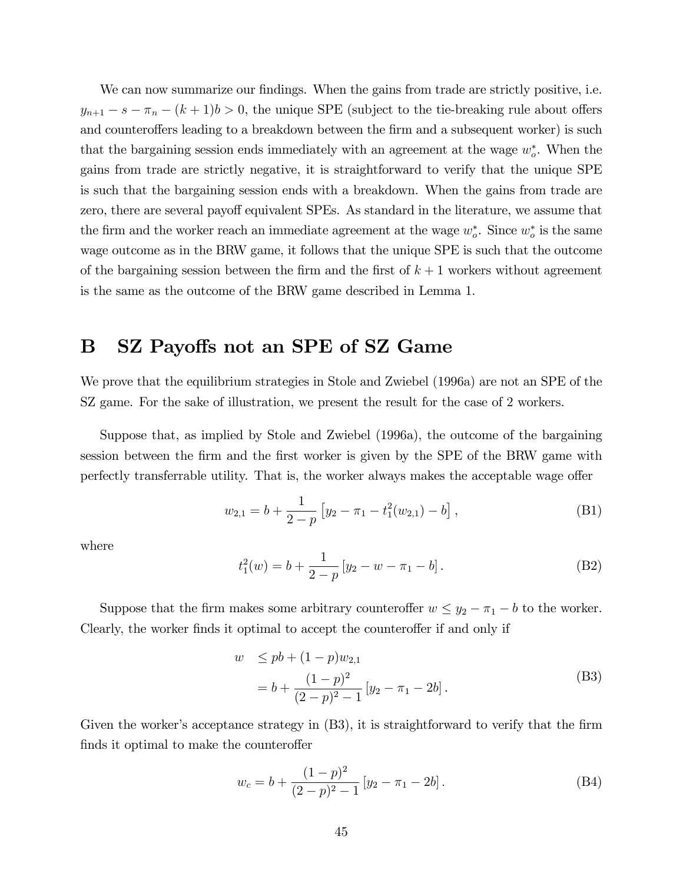We can now summarize our findings. When the gains from trade are strictly positive, i.e. $y_{n+1} - s - \pi_n - (k+1)b > 0$, the unique SPE (subject to the tie-breaking rule about offers and counteroffers leading to a breakdown between the firm and a subsequent worker) is such that the bargaining session ends immediately with an agreement at the wage $w_o^*$. When the gains from trade are strictly negative, it is straightforward to verify that the unique SPE is such that the bargaining session ends with a breakdown. When the gains from trade are zero, there are several payoff equivalent SPEs. As standard in the literature, we assume that the firm and the worker reach an immediate agreement at the wage $w_o^*$. Since $w_o^*$ is the same wage outcome as in the BRW game, it follows that the unique SPE is such that the outcome of the bargaining session between the firm and the first of $k+1$ workers without agreement is the same as the outcome of the BRW game described in Lemma 1.

# B SZ Payoffs not an SPE of SZ Game

We prove that the equilibrium strategies in Stole and Zwiebel (1996a) are not an SPE of the SZ game. For the sake of illustration, we present the result for the case of 2 workers.

Suppose that, as implied by Stole and Zwiebel (1996a), the outcome of the bargaining session between the firm and the first worker is given by the SPE of the BRW game with perfectly transferrable utility. That is, the worker always makes the acceptable wage offer

$$w_{2,1} = b + \frac{1}{2-p}\left[y_2 - \pi_1 - t_1^2(w_{2,1}) - b\right], \tag{B1}$$

where

$$t_1^2(w) = b + \frac{1}{2-p}\left[y_2 - w - \pi_1 - b\right]. \tag{B2}$$

Suppose that the firm makes some arbitrary counteroffer $w \leq y_2 - \pi_1 - b$ to the worker. Clearly, the worker finds it optimal to accept the counteroffer if and only if

$$\begin{aligned} w &\leq pb + (1-p)w_{2,1} \\ &= b + \frac{(1-p)^2}{(2-p)^2 - 1}\left[y_2 - \pi_1 - 2b\right]. \end{aligned} \tag{B3}$$

Given the worker's acceptance strategy in (B3), it is straightforward to verify that the firm finds it optimal to make the counteroffer

$$w_c = b + \frac{(1-p)^2}{(2-p)^2 - 1}\left[y_2 - \pi_1 - 2b\right]. \tag{B4}$$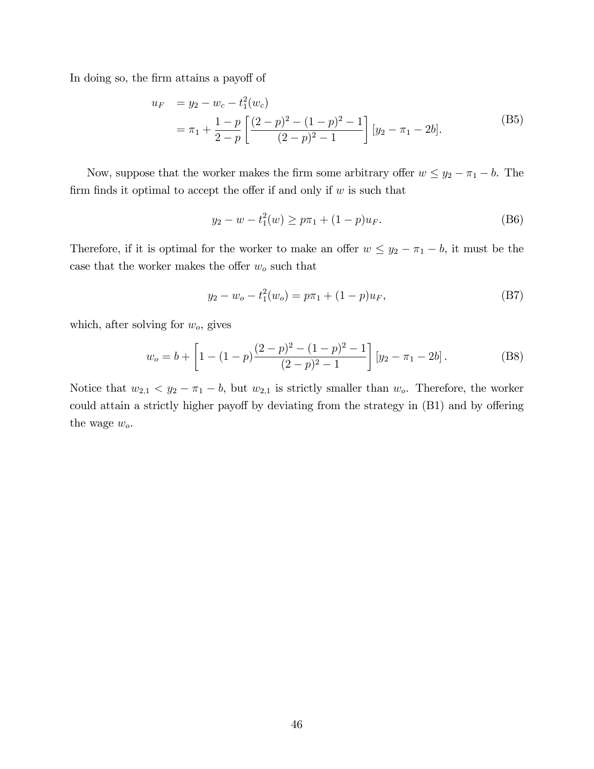In doing so, the firm attains a payoff of

$$
\begin{aligned}
u_F &= y_2 - w_c - t_1^2(w_c) \\
&= \pi_1 + \frac{1-p}{2-p}\left[\frac{(2-p)^2-(1-p)^2-1}{(2-p)^2-1}\right][y_2 - \pi_1 - 2b].
\end{aligned}
\tag{B5}
$$

Now, suppose that the worker makes the firm some arbitrary offer $w \leq y_2 - \pi_1 - b$. The firm finds it optimal to accept the offer if and only if $w$ is such that

$$
y_2 - w - t_1^2(w) \geq p\pi_1 + (1-p)u_F. \tag{B6}
$$

Therefore, if it is optimal for the worker to make an offer $w \leq y_2 - \pi_1 - b$, it must be the case that the worker makes the offer $w_o$ such that

$$
y_2 - w_o - t_1^2(w_o) = p\pi_1 + (1-p)u_F, \tag{B7}
$$

which, after solving for $w_o$, gives

$$
w_o = b + \left[1 - (1-p)\frac{(2-p)^2-(1-p)^2-1}{(2-p)^2-1}\right][y_2 - \pi_1 - 2b]. \tag{B8}
$$

Notice that $w_{2,1} < y_2 - \pi_1 - b$, but $w_{2,1}$ is strictly smaller than $w_o$. Therefore, the worker could attain a strictly higher payoff by deviating from the strategy in (B1) and by offering the wage $w_o$.